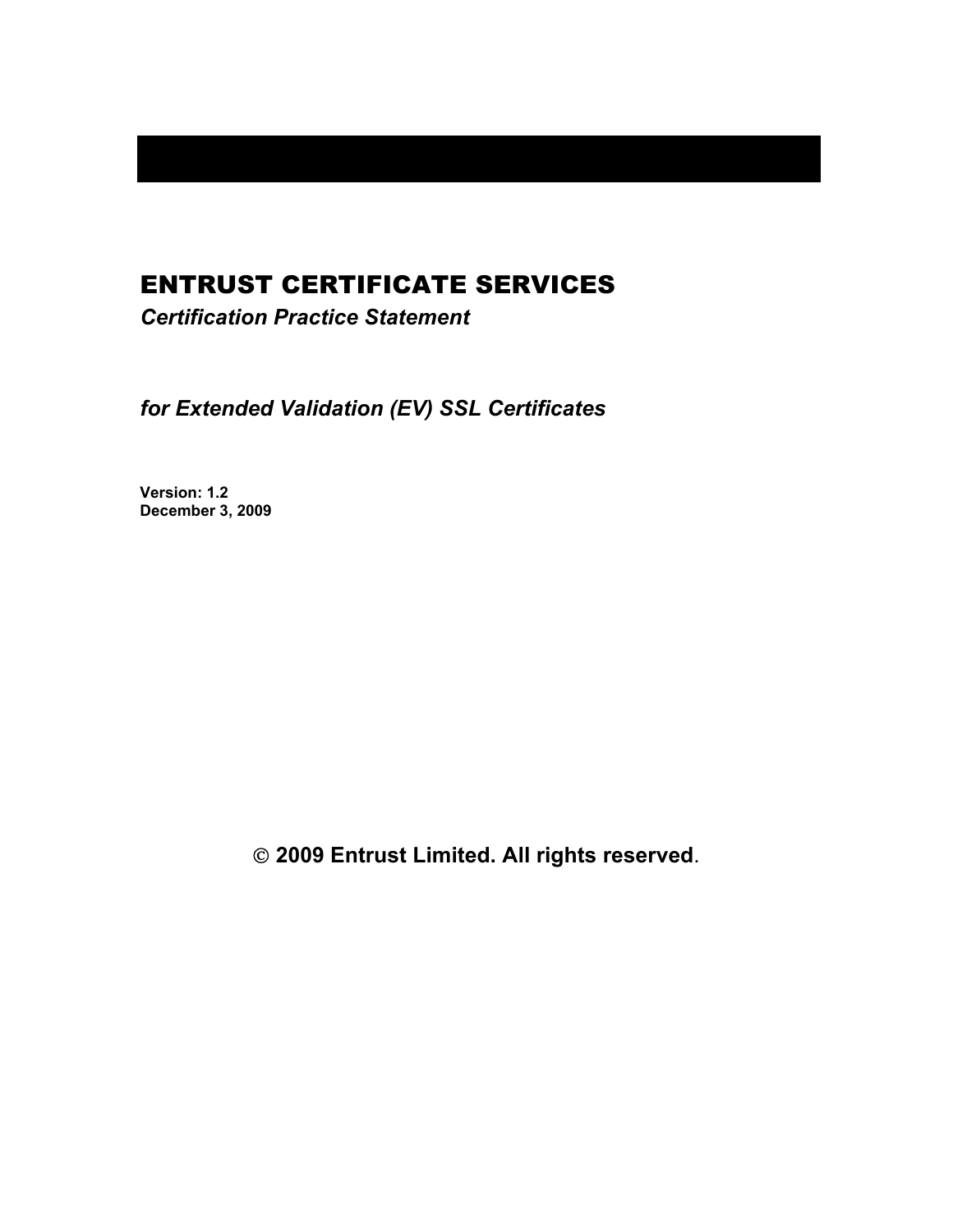# ENTRUST CERTIFICATE SERVICES

***Certification Practice Statement***

***for Extended Validation (EV) SSL Certificates***

**Version: 1.2**
**December 3, 2009**

**© 2009 Entrust Limited. All rights reserved**.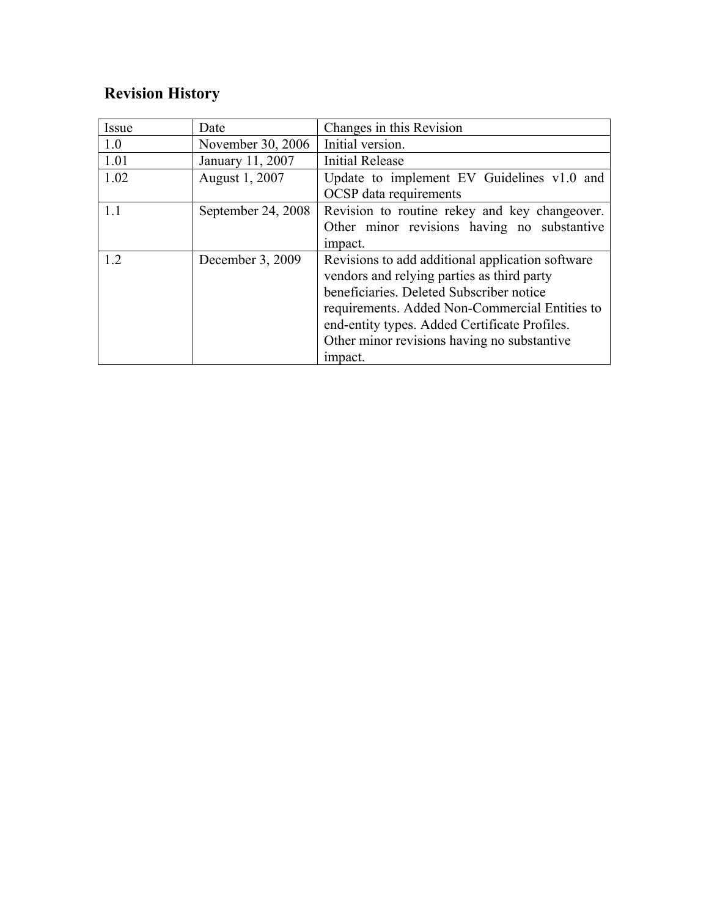## Revision History

| Issue | Date | Changes in this Revision |
|---|---|---|
| 1.0 | November 30, 2006 | Initial version. |
| 1.01 | January 11, 2007 | Initial Release |
| 1.02 | August 1, 2007 | Update to implement EV Guidelines v1.0 and OCSP data requirements |
| 1.1 | September 24, 2008 | Revision to routine rekey and key changeover. Other minor revisions having no substantive impact. |
| 1.2 | December 3, 2009 | Revisions to add additional application software vendors and relying parties as third party beneficiaries. Deleted Subscriber notice requirements. Added Non-Commercial Entities to end-entity types. Added Certificate Profiles. Other minor revisions having no substantive impact. |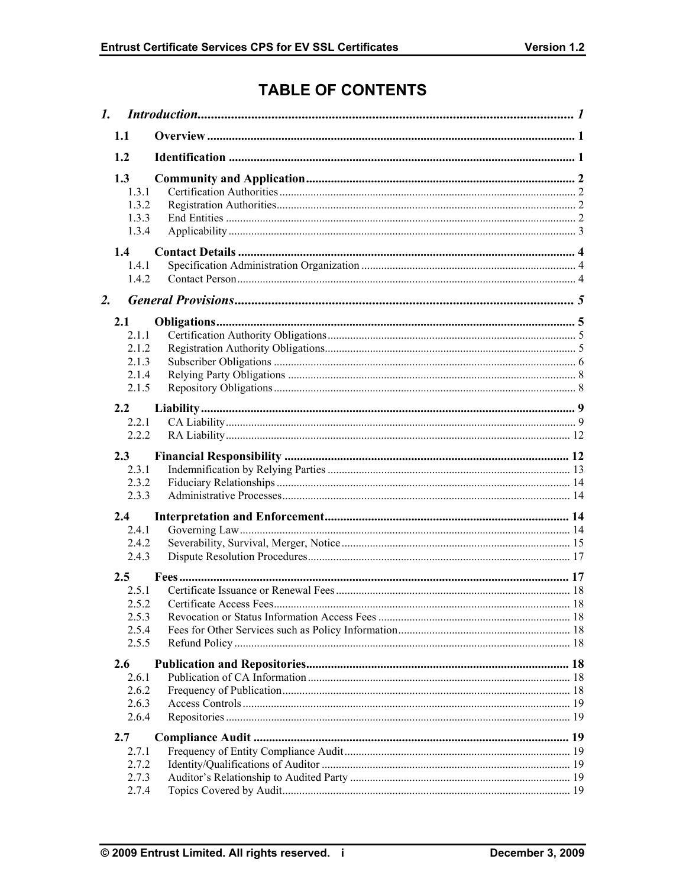# TABLE OF CONTENTS

*1. Introduction* ........ *1*

- **1.1 Overview** ........ **1**
- **1.2 Identification** ........ **1**
- **1.3 Community and Application** ........ **2**
  - 1.3.1 Certification Authorities ........ 2
  - 1.3.2 Registration Authorities ........ 2
  - 1.3.3 End Entities ........ 2
  - 1.3.4 Applicability ........ 3
- **1.4 Contact Details** ........ **4**
  - 1.4.1 Specification Administration Organization ........ 4
  - 1.4.2 Contact Person ........ 4

*2. General Provisions* ........ *5*

- **2.1 Obligations** ........ **5**
  - 2.1.1 Certification Authority Obligations ........ 5
  - 2.1.2 Registration Authority Obligations ........ 5
  - 2.1.3 Subscriber Obligations ........ 6
  - 2.1.4 Relying Party Obligations ........ 8
  - 2.1.5 Repository Obligations ........ 8
- **2.2 Liability** ........ **9**
  - 2.2.1 CA Liability ........ 9
  - 2.2.2 RA Liability ........ 12
- **2.3 Financial Responsibility** ........ **12**
  - 2.3.1 Indemnification by Relying Parties ........ 13
  - 2.3.2 Fiduciary Relationships ........ 14
  - 2.3.3 Administrative Processes ........ 14
- **2.4 Interpretation and Enforcement** ........ **14**
  - 2.4.1 Governing Law ........ 14
  - 2.4.2 Severability, Survival, Merger, Notice ........ 15
  - 2.4.3 Dispute Resolution Procedures ........ 17
- **2.5 Fees** ........ **17**
  - 2.5.1 Certificate Issuance or Renewal Fees ........ 18
  - 2.5.2 Certificate Access Fees ........ 18
  - 2.5.3 Revocation or Status Information Access Fees ........ 18
  - 2.5.4 Fees for Other Services such as Policy Information ........ 18
  - 2.5.5 Refund Policy ........ 18
- **2.6 Publication and Repositories** ........ **18**
  - 2.6.1 Publication of CA Information ........ 18
  - 2.6.2 Frequency of Publication ........ 18
  - 2.6.3 Access Controls ........ 19
  - 2.6.4 Repositories ........ 19
- **2.7 Compliance Audit** ........ **19**
  - 2.7.1 Frequency of Entity Compliance Audit ........ 19
  - 2.7.2 Identity/Qualifications of Auditor ........ 19
  - 2.7.3 Auditor's Relationship to Audited Party ........ 19
  - 2.7.4 Topics Covered by Audit ........ 19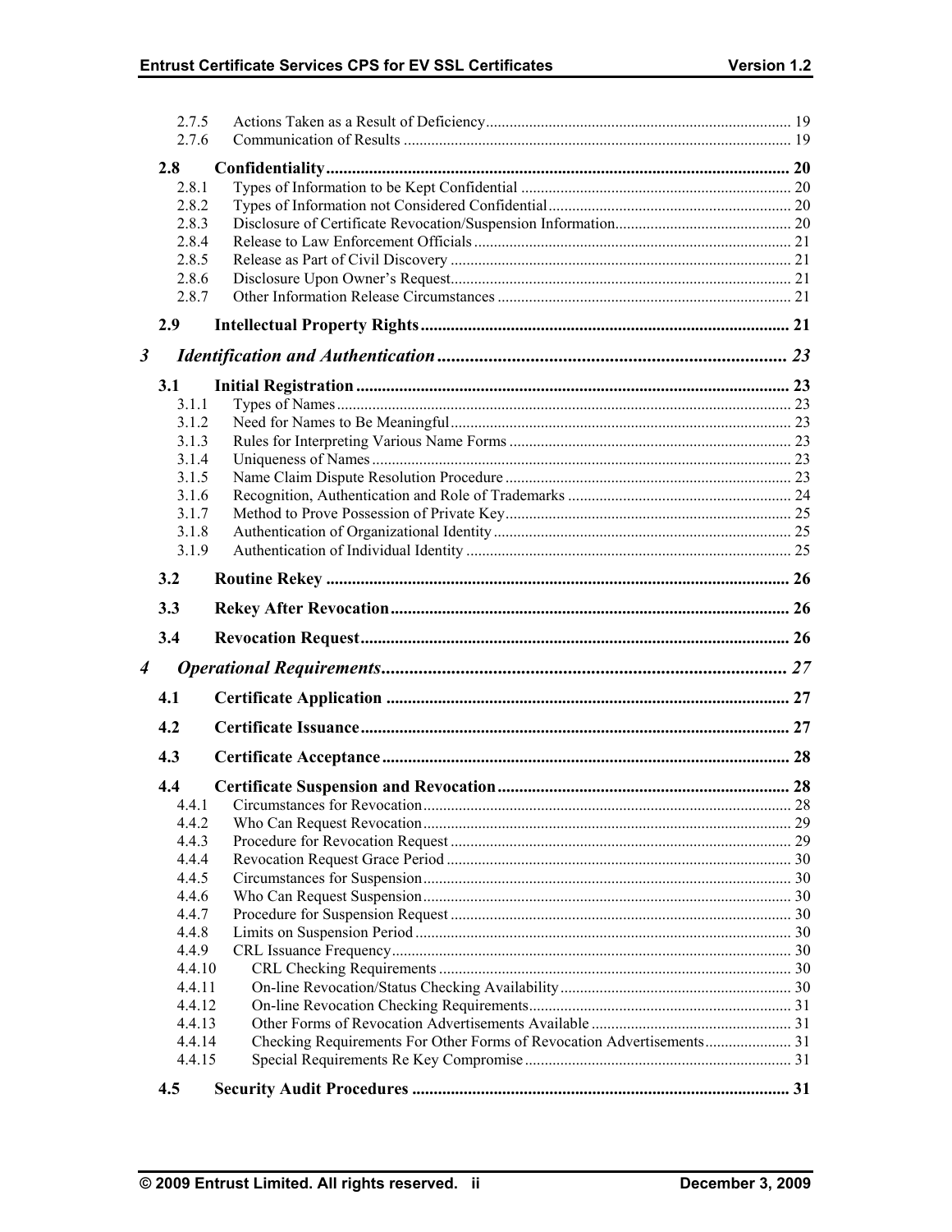2.7.5 Actions Taken as a Result of Deficiency ............ 19
2.7.6 Communication of Results ............ 19

**2.8 Confidentiality ............ 20**

2.8.1 Types of Information to be Kept Confidential ............ 20
2.8.2 Types of Information not Considered Confidential ............ 20
2.8.3 Disclosure of Certificate Revocation/Suspension Information ............ 20
2.8.4 Release to Law Enforcement Officials ............ 21
2.8.5 Release as Part of Civil Discovery ............ 21
2.8.6 Disclosure Upon Owner's Request ............ 21
2.8.7 Other Information Release Circumstances ............ 21

**2.9 Intellectual Property Rights ............ 21**

***3 Identification and Authentication ............ 23***

**3.1 Initial Registration ............ 23**

3.1.1 Types of Names ............ 23
3.1.2 Need for Names to Be Meaningful ............ 23
3.1.3 Rules for Interpreting Various Name Forms ............ 23
3.1.4 Uniqueness of Names ............ 23
3.1.5 Name Claim Dispute Resolution Procedure ............ 23
3.1.6 Recognition, Authentication and Role of Trademarks ............ 24
3.1.7 Method to Prove Possession of Private Key ............ 25
3.1.8 Authentication of Organizational Identity ............ 25
3.1.9 Authentication of Individual Identity ............ 25

**3.2 Routine Rekey ............ 26**

**3.3 Rekey After Revocation ............ 26**

**3.4 Revocation Request ............ 26**

***4 Operational Requirements ............ 27***

**4.1 Certificate Application ............ 27**

**4.2 Certificate Issuance ............ 27**

**4.3 Certificate Acceptance ............ 28**

**4.4 Certificate Suspension and Revocation ............ 28**

4.4.1 Circumstances for Revocation ............ 28
4.4.2 Who Can Request Revocation ............ 29
4.4.3 Procedure for Revocation Request ............ 29
4.4.4 Revocation Request Grace Period ............ 30
4.4.5 Circumstances for Suspension ............ 30
4.4.6 Who Can Request Suspension ............ 30
4.4.7 Procedure for Suspension Request ............ 30
4.4.8 Limits on Suspension Period ............ 30
4.4.9 CRL Issuance Frequency ............ 30
4.4.10 CRL Checking Requirements ............ 30
4.4.11 On-line Revocation/Status Checking Availability ............ 30
4.4.12 On-line Revocation Checking Requirements ............ 31
4.4.13 Other Forms of Revocation Advertisements Available ............ 31
4.4.14 Checking Requirements For Other Forms of Revocation Advertisements ............ 31
4.4.15 Special Requirements Re Key Compromise ............ 31

**4.5 Security Audit Procedures ............ 31**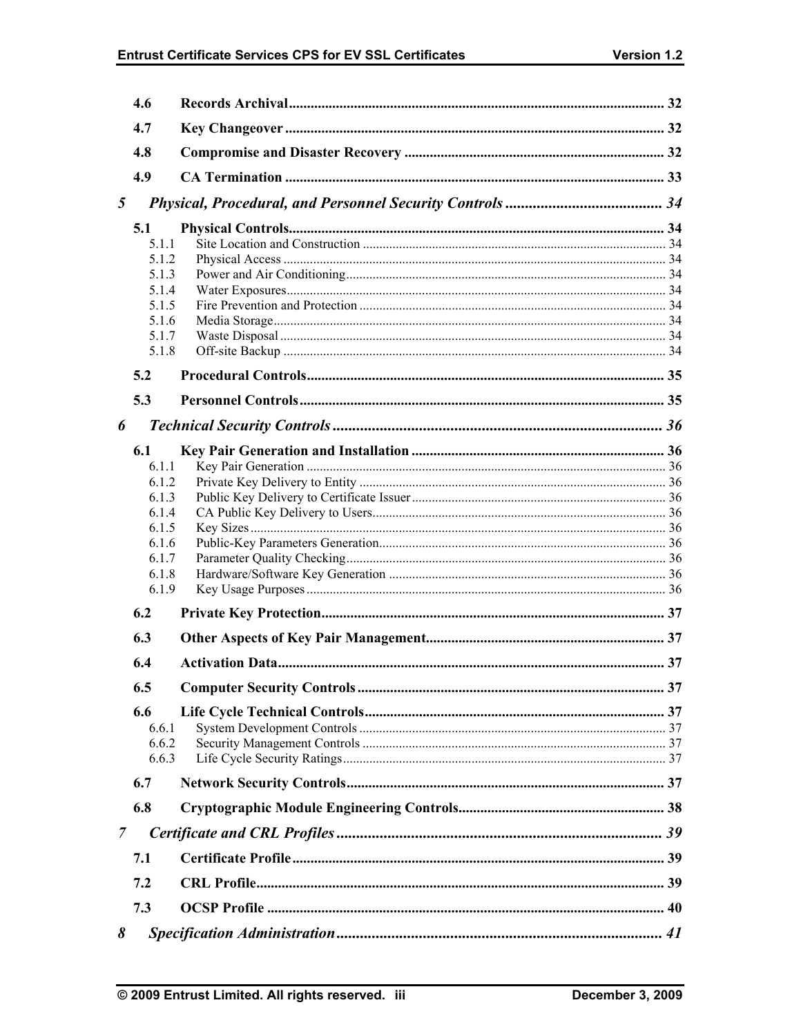4.6 **Records Archival** ... 32

4.7 **Key Changeover** ... 32

4.8 **Compromise and Disaster Recovery** ... 32

4.9 **CA Termination** ... 33

**5 *Physical, Procedural, and Personnel Security Controls*** ... 34

5.1 **Physical Controls** ... 34

- 5.1.1 Site Location and Construction ... 34
- 5.1.2 Physical Access ... 34
- 5.1.3 Power and Air Conditioning ... 34
- 5.1.4 Water Exposures ... 34
- 5.1.5 Fire Prevention and Protection ... 34
- 5.1.6 Media Storage ... 34
- 5.1.7 Waste Disposal ... 34
- 5.1.8 Off-site Backup ... 34

5.2 **Procedural Controls** ... 35

5.3 **Personnel Controls** ... 35

**6 *Technical Security Controls*** ... 36

6.1 **Key Pair Generation and Installation** ... 36

- 6.1.1 Key Pair Generation ... 36
- 6.1.2 Private Key Delivery to Entity ... 36
- 6.1.3 Public Key Delivery to Certificate Issuer ... 36
- 6.1.4 CA Public Key Delivery to Users ... 36
- 6.1.5 Key Sizes ... 36
- 6.1.6 Public-Key Parameters Generation ... 36
- 6.1.7 Parameter Quality Checking ... 36
- 6.1.8 Hardware/Software Key Generation ... 36
- 6.1.9 Key Usage Purposes ... 36

6.2 **Private Key Protection** ... 37

6.3 **Other Aspects of Key Pair Management** ... 37

6.4 **Activation Data** ... 37

6.5 **Computer Security Controls** ... 37

6.6 **Life Cycle Technical Controls** ... 37

- 6.6.1 System Development Controls ... 37
- 6.6.2 Security Management Controls ... 37
- 6.6.3 Life Cycle Security Ratings ... 37

6.7 **Network Security Controls** ... 37

6.8 **Cryptographic Module Engineering Controls** ... 38

**7 *Certificate and CRL Profiles*** ... 39

7.1 **Certificate Profile** ... 39

7.2 **CRL Profile** ... 39

7.3 **OCSP Profile** ... 40

**8 *Specification Administration*** ... 41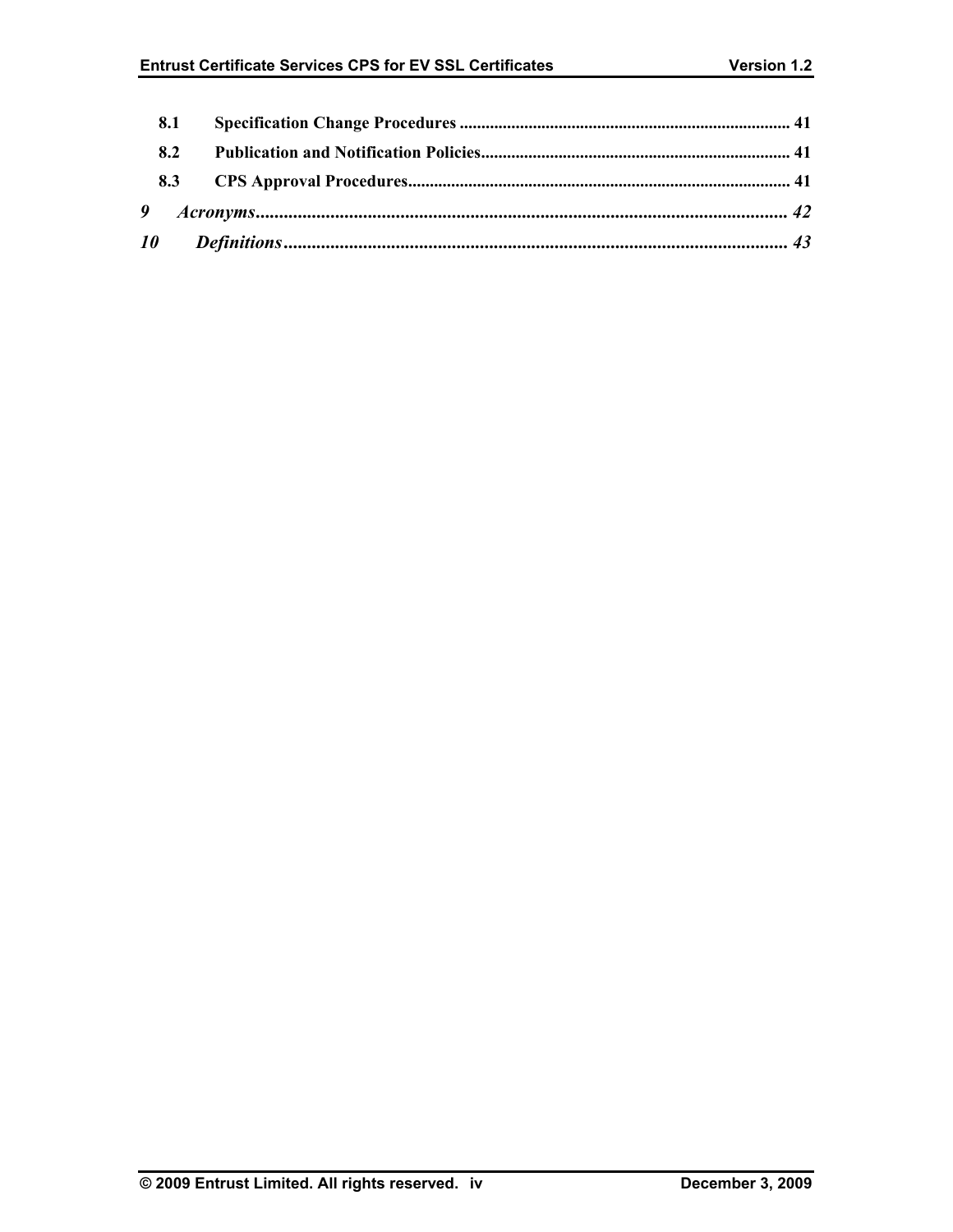**8.1 Specification Change Procedures ............................................................................ 41**

**8.2 Publication and Notification Policies....................................................................... 41**

**8.3 CPS Approval Procedures........................................................................................ 41**

***9 Acronyms.................................................................................................................. 42***

***10 Definitions.............................................................................................................. 43***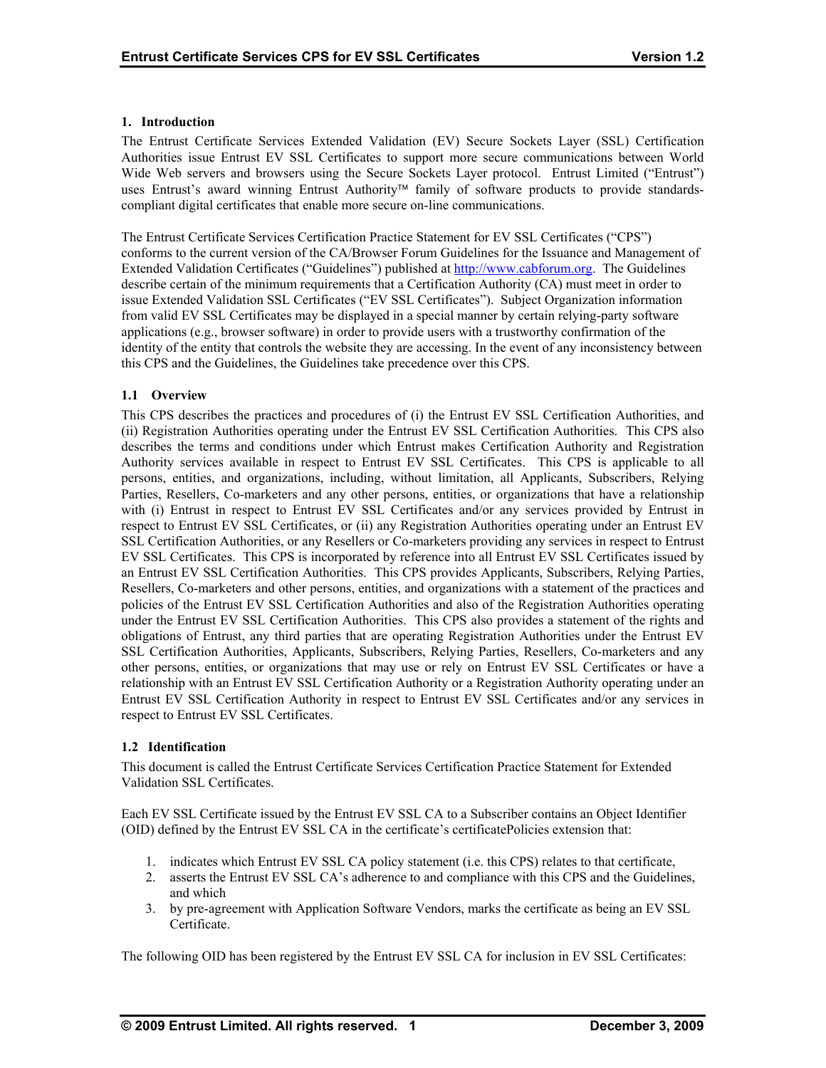## 1. Introduction

The Entrust Certificate Services Extended Validation (EV) Secure Sockets Layer (SSL) Certification Authorities issue Entrust EV SSL Certificates to support more secure communications between World Wide Web servers and browsers using the Secure Sockets Layer protocol. Entrust Limited ("Entrust") uses Entrust's award winning Entrust Authority™ family of software products to provide standards-compliant digital certificates that enable more secure on-line communications.

The Entrust Certificate Services Certification Practice Statement for EV SSL Certificates ("CPS") conforms to the current version of the CA/Browser Forum Guidelines for the Issuance and Management of Extended Validation Certificates ("Guidelines") published at http://www.cabforum.org. The Guidelines describe certain of the minimum requirements that a Certification Authority (CA) must meet in order to issue Extended Validation SSL Certificates ("EV SSL Certificates"). Subject Organization information from valid EV SSL Certificates may be displayed in a special manner by certain relying-party software applications (e.g., browser software) in order to provide users with a trustworthy confirmation of the identity of the entity that controls the website they are accessing. In the event of any inconsistency between this CPS and the Guidelines, the Guidelines take precedence over this CPS.

### 1.1 Overview

This CPS describes the practices and procedures of (i) the Entrust EV SSL Certification Authorities, and (ii) Registration Authorities operating under the Entrust EV SSL Certification Authorities. This CPS also describes the terms and conditions under which Entrust makes Certification Authority and Registration Authority services available in respect to Entrust EV SSL Certificates. This CPS is applicable to all persons, entities, and organizations, including, without limitation, all Applicants, Subscribers, Relying Parties, Resellers, Co-marketers and any other persons, entities, or organizations that have a relationship with (i) Entrust in respect to Entrust EV SSL Certificates and/or any services provided by Entrust in respect to Entrust EV SSL Certificates, or (ii) any Registration Authorities operating under an Entrust EV SSL Certification Authorities, or any Resellers or Co-marketers providing any services in respect to Entrust EV SSL Certificates. This CPS is incorporated by reference into all Entrust EV SSL Certificates issued by an Entrust EV SSL Certification Authorities. This CPS provides Applicants, Subscribers, Relying Parties, Resellers, Co-marketers and other persons, entities, and organizations with a statement of the practices and policies of the Entrust EV SSL Certification Authorities and also of the Registration Authorities operating under the Entrust EV SSL Certification Authorities. This CPS also provides a statement of the rights and obligations of Entrust, any third parties that are operating Registration Authorities under the Entrust EV SSL Certification Authorities, Applicants, Subscribers, Relying Parties, Resellers, Co-marketers and any other persons, entities, or organizations that may use or rely on Entrust EV SSL Certificates or have a relationship with an Entrust EV SSL Certification Authority or a Registration Authority operating under an Entrust EV SSL Certification Authority in respect to Entrust EV SSL Certificates and/or any services in respect to Entrust EV SSL Certificates.

### 1.2 Identification

This document is called the Entrust Certificate Services Certification Practice Statement for Extended Validation SSL Certificates.

Each EV SSL Certificate issued by the Entrust EV SSL CA to a Subscriber contains an Object Identifier (OID) defined by the Entrust EV SSL CA in the certificate's certificatePolicies extension that:

1. indicates which Entrust EV SSL CA policy statement (i.e. this CPS) relates to that certificate,
2. asserts the Entrust EV SSL CA's adherence to and compliance with this CPS and the Guidelines, and which
3. by pre-agreement with Application Software Vendors, marks the certificate as being an EV SSL Certificate.

The following OID has been registered by the Entrust EV SSL CA for inclusion in EV SSL Certificates: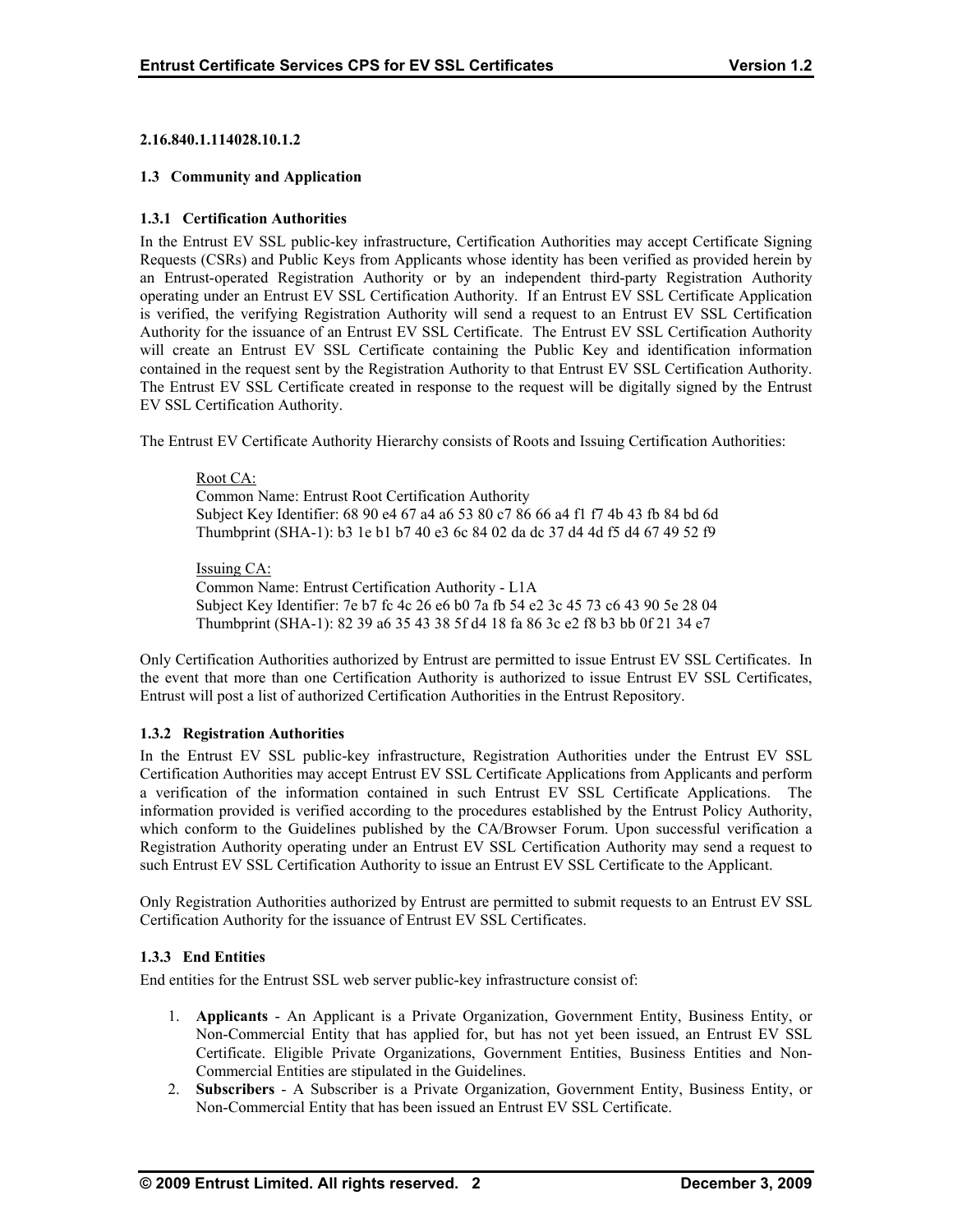**2.16.840.1.114028.10.1.2**

### 1.3 Community and Application

#### 1.3.1 Certification Authorities

In the Entrust EV SSL public-key infrastructure, Certification Authorities may accept Certificate Signing Requests (CSRs) and Public Keys from Applicants whose identity has been verified as provided herein by an Entrust-operated Registration Authority or by an independent third-party Registration Authority operating under an Entrust EV SSL Certification Authority. If an Entrust EV SSL Certificate Application is verified, the verifying Registration Authority will send a request to an Entrust EV SSL Certification Authority for the issuance of an Entrust EV SSL Certificate. The Entrust EV SSL Certification Authority will create an Entrust EV SSL Certificate containing the Public Key and identification information contained in the request sent by the Registration Authority to that Entrust EV SSL Certification Authority. The Entrust EV SSL Certificate created in response to the request will be digitally signed by the Entrust EV SSL Certification Authority.

The Entrust EV Certificate Authority Hierarchy consists of Roots and Issuing Certification Authorities:

> Root CA:
> Common Name: Entrust Root Certification Authority
> Subject Key Identifier: 68 90 e4 67 a4 a6 53 80 c7 86 66 a4 f1 f7 4b 43 fb 84 bd 6d
> Thumbprint (SHA-1): b3 1e b1 b7 40 e3 6c 84 02 da dc 37 d4 4d f5 d4 67 49 52 f9
>
> Issuing CA:
> Common Name: Entrust Certification Authority - L1A
> Subject Key Identifier: 7e b7 fc 4c 26 e6 b0 7a fb 54 e2 3c 45 73 c6 43 90 5e 28 04
> Thumbprint (SHA-1): 82 39 a6 35 43 38 5f d4 18 fa 86 3c e2 f8 b3 bb 0f 21 34 e7

Only Certification Authorities authorized by Entrust are permitted to issue Entrust EV SSL Certificates. In the event that more than one Certification Authority is authorized to issue Entrust EV SSL Certificates, Entrust will post a list of authorized Certification Authorities in the Entrust Repository.

#### 1.3.2 Registration Authorities

In the Entrust EV SSL public-key infrastructure, Registration Authorities under the Entrust EV SSL Certification Authorities may accept Entrust EV SSL Certificate Applications from Applicants and perform a verification of the information contained in such Entrust EV SSL Certificate Applications. The information provided is verified according to the procedures established by the Entrust Policy Authority, which conform to the Guidelines published by the CA/Browser Forum. Upon successful verification a Registration Authority operating under an Entrust EV SSL Certification Authority may send a request to such Entrust EV SSL Certification Authority to issue an Entrust EV SSL Certificate to the Applicant.

Only Registration Authorities authorized by Entrust are permitted to submit requests to an Entrust EV SSL Certification Authority for the issuance of Entrust EV SSL Certificates.

#### 1.3.3 End Entities

End entities for the Entrust SSL web server public-key infrastructure consist of:

1. **Applicants** - An Applicant is a Private Organization, Government Entity, Business Entity, or Non-Commercial Entity that has applied for, but has not yet been issued, an Entrust EV SSL Certificate. Eligible Private Organizations, Government Entities, Business Entities and Non-Commercial Entities are stipulated in the Guidelines.
2. **Subscribers** - A Subscriber is a Private Organization, Government Entity, Business Entity, or Non-Commercial Entity that has been issued an Entrust EV SSL Certificate.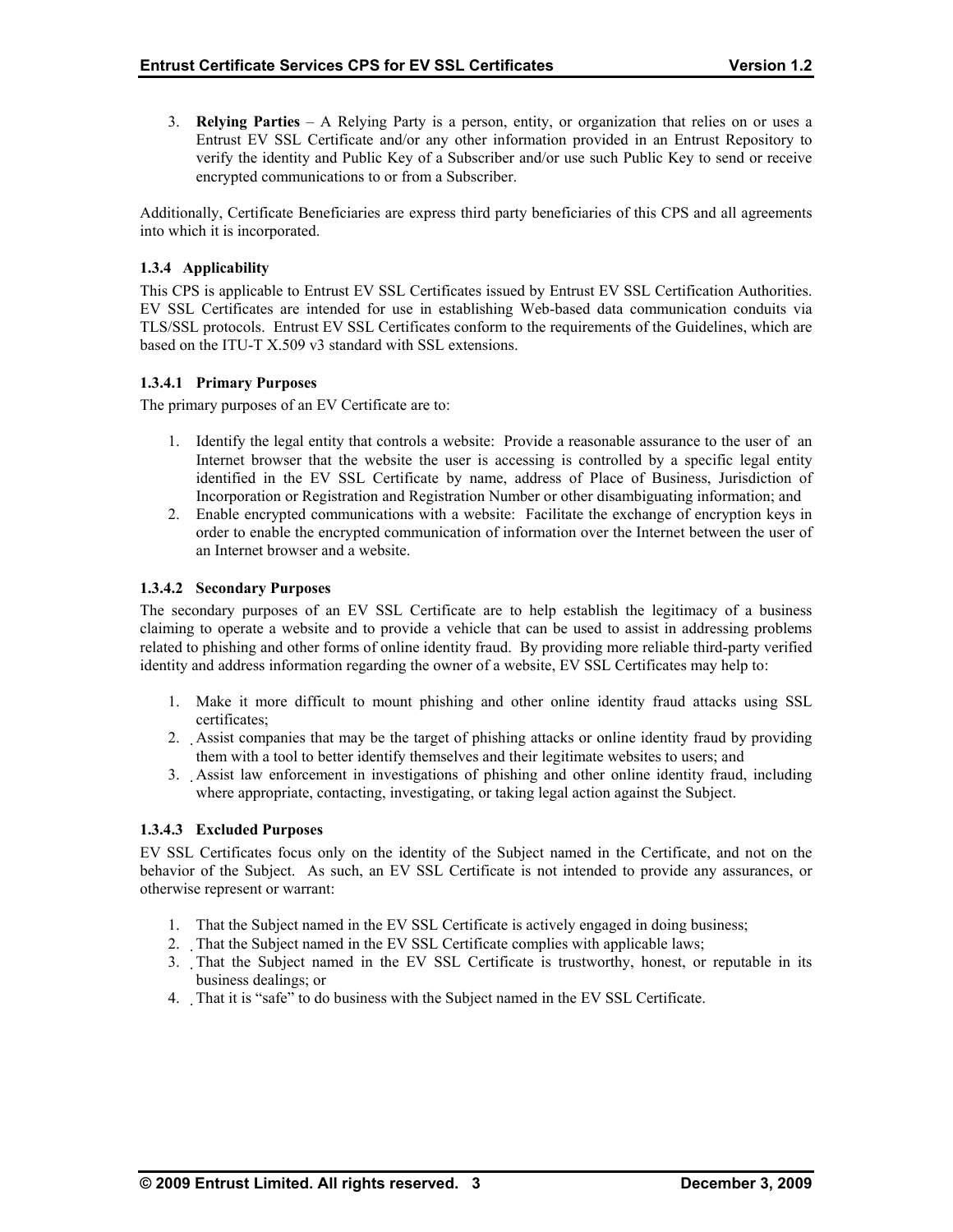3. **Relying Parties** – A Relying Party is a person, entity, or organization that relies on or uses a Entrust EV SSL Certificate and/or any other information provided in an Entrust Repository to verify the identity and Public Key of a Subscriber and/or use such Public Key to send or receive encrypted communications to or from a Subscriber.

Additionally, Certificate Beneficiaries are express third party beneficiaries of this CPS and all agreements into which it is incorporated.

### 1.3.4 Applicability

This CPS is applicable to Entrust EV SSL Certificates issued by Entrust EV SSL Certification Authorities. EV SSL Certificates are intended for use in establishing Web-based data communication conduits via TLS/SSL protocols. Entrust EV SSL Certificates conform to the requirements of the Guidelines, which are based on the ITU-T X.509 v3 standard with SSL extensions.

#### 1.3.4.1 Primary Purposes

The primary purposes of an EV Certificate are to:

1. Identify the legal entity that controls a website: Provide a reasonable assurance to the user of an Internet browser that the website the user is accessing is controlled by a specific legal entity identified in the EV SSL Certificate by name, address of Place of Business, Jurisdiction of Incorporation or Registration and Registration Number or other disambiguating information; and
2. Enable encrypted communications with a website: Facilitate the exchange of encryption keys in order to enable the encrypted communication of information over the Internet between the user of an Internet browser and a website.

#### 1.3.4.2 Secondary Purposes

The secondary purposes of an EV SSL Certificate are to help establish the legitimacy of a business claiming to operate a website and to provide a vehicle that can be used to assist in addressing problems related to phishing and other forms of online identity fraud. By providing more reliable third-party verified identity and address information regarding the owner of a website, EV SSL Certificates may help to:

1. Make it more difficult to mount phishing and other online identity fraud attacks using SSL certificates;
2. Assist companies that may be the target of phishing attacks or online identity fraud by providing them with a tool to better identify themselves and their legitimate websites to users; and
3. Assist law enforcement in investigations of phishing and other online identity fraud, including where appropriate, contacting, investigating, or taking legal action against the Subject.

#### 1.3.4.3 Excluded Purposes

EV SSL Certificates focus only on the identity of the Subject named in the Certificate, and not on the behavior of the Subject. As such, an EV SSL Certificate is not intended to provide any assurances, or otherwise represent or warrant:

1. That the Subject named in the EV SSL Certificate is actively engaged in doing business;
2. That the Subject named in the EV SSL Certificate complies with applicable laws;
3. That the Subject named in the EV SSL Certificate is trustworthy, honest, or reputable in its business dealings; or
4. That it is “safe” to do business with the Subject named in the EV SSL Certificate.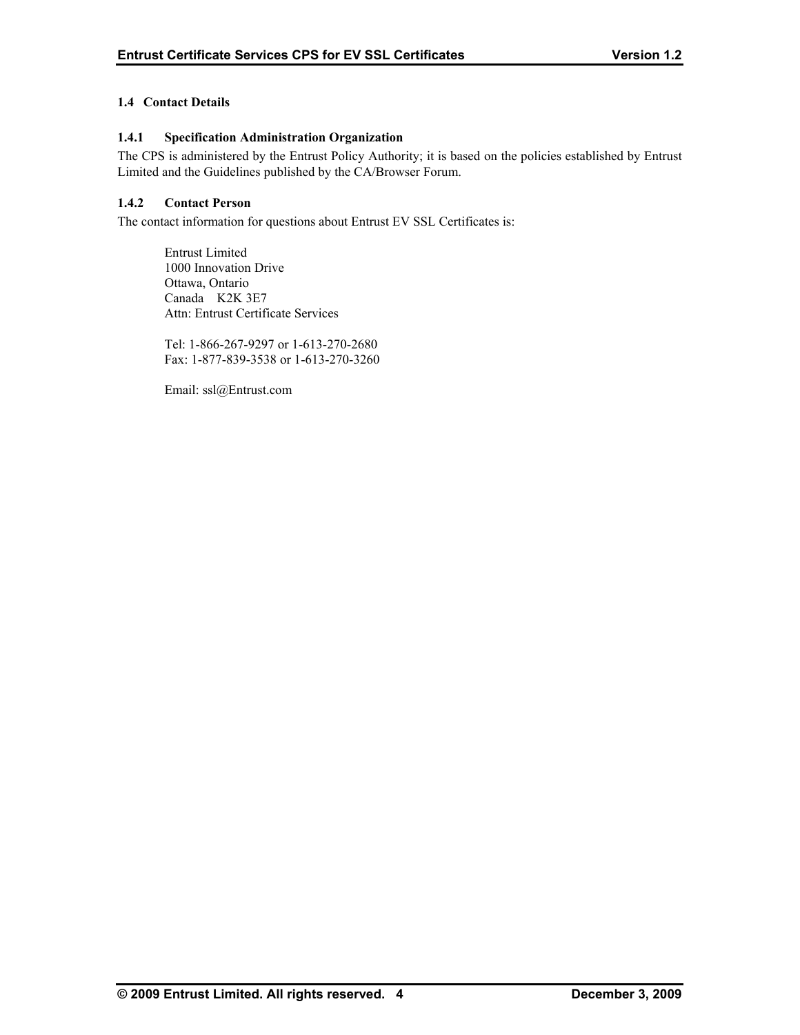## 1.4 Contact Details

### 1.4.1 Specification Administration Organization

The CPS is administered by the Entrust Policy Authority; it is based on the policies established by Entrust Limited and the Guidelines published by the CA/Browser Forum.

### 1.4.2 Contact Person

The contact information for questions about Entrust EV SSL Certificates is:

Entrust Limited
1000 Innovation Drive
Ottawa, Ontario
Canada K2K 3E7
Attn: Entrust Certificate Services

Tel: 1-866-267-9297 or 1-613-270-2680
Fax: 1-877-839-3538 or 1-613-270-3260

Email: ssl@Entrust.com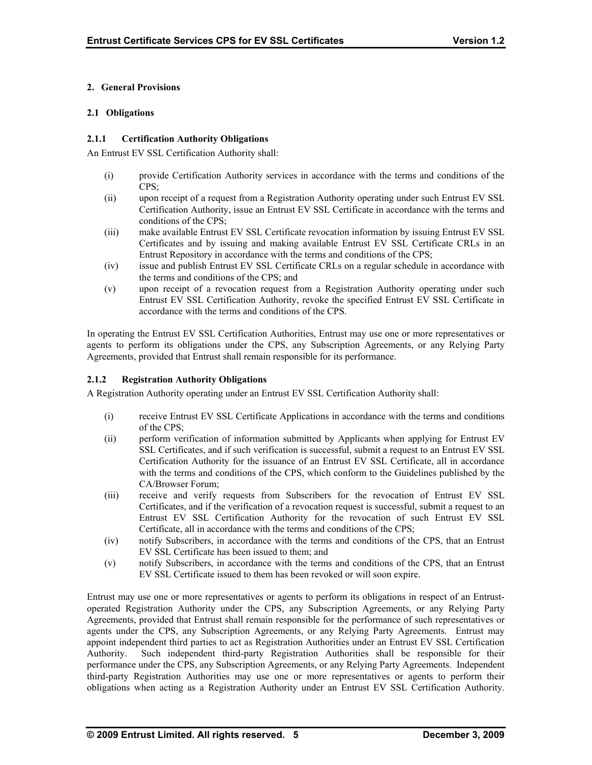## 2. General Provisions

### 2.1 Obligations

#### 2.1.1 Certification Authority Obligations

An Entrust EV SSL Certification Authority shall:

(i) provide Certification Authority services in accordance with the terms and conditions of the CPS;

(ii) upon receipt of a request from a Registration Authority operating under such Entrust EV SSL Certification Authority, issue an Entrust EV SSL Certificate in accordance with the terms and conditions of the CPS;

(iii) make available Entrust EV SSL Certificate revocation information by issuing Entrust EV SSL Certificates and by issuing and making available Entrust EV SSL Certificate CRLs in an Entrust Repository in accordance with the terms and conditions of the CPS;

(iv) issue and publish Entrust EV SSL Certificate CRLs on a regular schedule in accordance with the terms and conditions of the CPS; and

(v) upon receipt of a revocation request from a Registration Authority operating under such Entrust EV SSL Certification Authority, revoke the specified Entrust EV SSL Certificate in accordance with the terms and conditions of the CPS.

In operating the Entrust EV SSL Certification Authorities, Entrust may use one or more representatives or agents to perform its obligations under the CPS, any Subscription Agreements, or any Relying Party Agreements, provided that Entrust shall remain responsible for its performance.

#### 2.1.2 Registration Authority Obligations

A Registration Authority operating under an Entrust EV SSL Certification Authority shall:

(i) receive Entrust EV SSL Certificate Applications in accordance with the terms and conditions of the CPS;

(ii) perform verification of information submitted by Applicants when applying for Entrust EV SSL Certificates, and if such verification is successful, submit a request to an Entrust EV SSL Certification Authority for the issuance of an Entrust EV SSL Certificate, all in accordance with the terms and conditions of the CPS, which conform to the Guidelines published by the CA/Browser Forum;

(iii) receive and verify requests from Subscribers for the revocation of Entrust EV SSL Certificates, and if the verification of a revocation request is successful, submit a request to an Entrust EV SSL Certification Authority for the revocation of such Entrust EV SSL Certificate, all in accordance with the terms and conditions of the CPS;

(iv) notify Subscribers, in accordance with the terms and conditions of the CPS, that an Entrust EV SSL Certificate has been issued to them; and

(v) notify Subscribers, in accordance with the terms and conditions of the CPS, that an Entrust EV SSL Certificate issued to them has been revoked or will soon expire.

Entrust may use one or more representatives or agents to perform its obligations in respect of an Entrust-operated Registration Authority under the CPS, any Subscription Agreements, or any Relying Party Agreements, provided that Entrust shall remain responsible for the performance of such representatives or agents under the CPS, any Subscription Agreements, or any Relying Party Agreements. Entrust may appoint independent third parties to act as Registration Authorities under an Entrust EV SSL Certification Authority. Such independent third-party Registration Authorities shall be responsible for their performance under the CPS, any Subscription Agreements, or any Relying Party Agreements. Independent third-party Registration Authorities may use one or more representatives or agents to perform their obligations when acting as a Registration Authority under an Entrust EV SSL Certification Authority.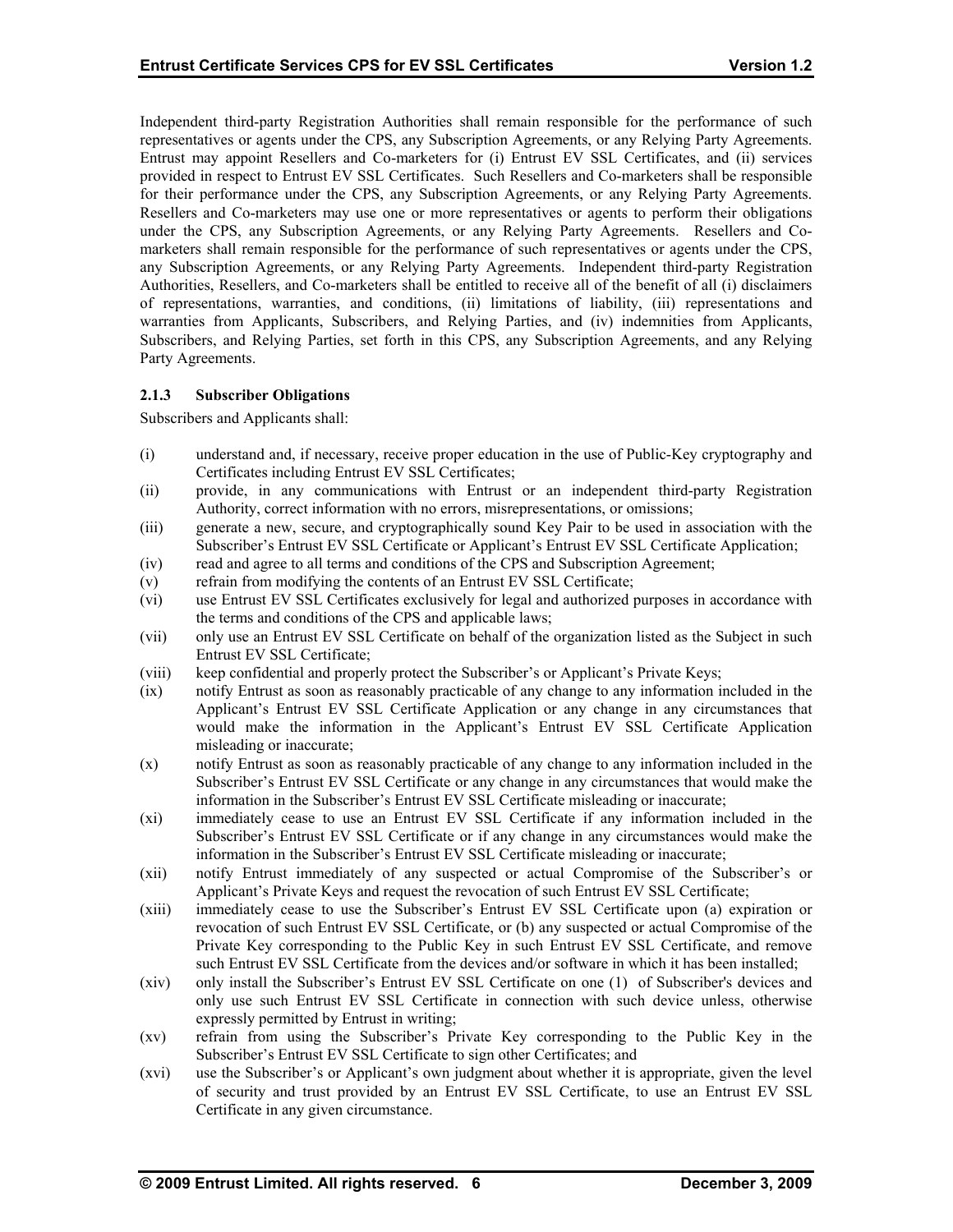Independent third-party Registration Authorities shall remain responsible for the performance of such representatives or agents under the CPS, any Subscription Agreements, or any Relying Party Agreements. Entrust may appoint Resellers and Co-marketers for (i) Entrust EV SSL Certificates, and (ii) services provided in respect to Entrust EV SSL Certificates. Such Resellers and Co-marketers shall be responsible for their performance under the CPS, any Subscription Agreements, or any Relying Party Agreements. Resellers and Co-marketers may use one or more representatives or agents to perform their obligations under the CPS, any Subscription Agreements, or any Relying Party Agreements. Resellers and Co-marketers shall remain responsible for the performance of such representatives or agents under the CPS, any Subscription Agreements, or any Relying Party Agreements. Independent third-party Registration Authorities, Resellers, and Co-marketers shall be entitled to receive all of the benefit of all (i) disclaimers of representations, warranties, and conditions, (ii) limitations of liability, (iii) representations and warranties from Applicants, Subscribers, and Relying Parties, and (iv) indemnities from Applicants, Subscribers, and Relying Parties, set forth in this CPS, any Subscription Agreements, and any Relying Party Agreements.

### 2.1.3 Subscriber Obligations

Subscribers and Applicants shall:

(i) understand and, if necessary, receive proper education in the use of Public-Key cryptography and Certificates including Entrust EV SSL Certificates;

(ii) provide, in any communications with Entrust or an independent third-party Registration Authority, correct information with no errors, misrepresentations, or omissions;

(iii) generate a new, secure, and cryptographically sound Key Pair to be used in association with the Subscriber's Entrust EV SSL Certificate or Applicant's Entrust EV SSL Certificate Application;

(iv) read and agree to all terms and conditions of the CPS and Subscription Agreement;

(v) refrain from modifying the contents of an Entrust EV SSL Certificate;

(vi) use Entrust EV SSL Certificates exclusively for legal and authorized purposes in accordance with the terms and conditions of the CPS and applicable laws;

(vii) only use an Entrust EV SSL Certificate on behalf of the organization listed as the Subject in such Entrust EV SSL Certificate;

(viii) keep confidential and properly protect the Subscriber's or Applicant's Private Keys;

(ix) notify Entrust as soon as reasonably practicable of any change to any information included in the Applicant's Entrust EV SSL Certificate Application or any change in any circumstances that would make the information in the Applicant's Entrust EV SSL Certificate Application misleading or inaccurate;

(x) notify Entrust as soon as reasonably practicable of any change to any information included in the Subscriber's Entrust EV SSL Certificate or any change in any circumstances that would make the information in the Subscriber's Entrust EV SSL Certificate misleading or inaccurate;

(xi) immediately cease to use an Entrust EV SSL Certificate if any information included in the Subscriber's Entrust EV SSL Certificate or if any change in any circumstances would make the information in the Subscriber's Entrust EV SSL Certificate misleading or inaccurate;

(xii) notify Entrust immediately of any suspected or actual Compromise of the Subscriber's or Applicant's Private Keys and request the revocation of such Entrust EV SSL Certificate;

(xiii) immediately cease to use the Subscriber's Entrust EV SSL Certificate upon (a) expiration or revocation of such Entrust EV SSL Certificate, or (b) any suspected or actual Compromise of the Private Key corresponding to the Public Key in such Entrust EV SSL Certificate, and remove such Entrust EV SSL Certificate from the devices and/or software in which it has been installed;

(xiv) only install the Subscriber's Entrust EV SSL Certificate on one (1) of Subscriber's devices and only use such Entrust EV SSL Certificate in connection with such device unless, otherwise expressly permitted by Entrust in writing;

(xv) refrain from using the Subscriber's Private Key corresponding to the Public Key in the Subscriber's Entrust EV SSL Certificate to sign other Certificates; and

(xvi) use the Subscriber's or Applicant's own judgment about whether it is appropriate, given the level of security and trust provided by an Entrust EV SSL Certificate, to use an Entrust EV SSL Certificate in any given circumstance.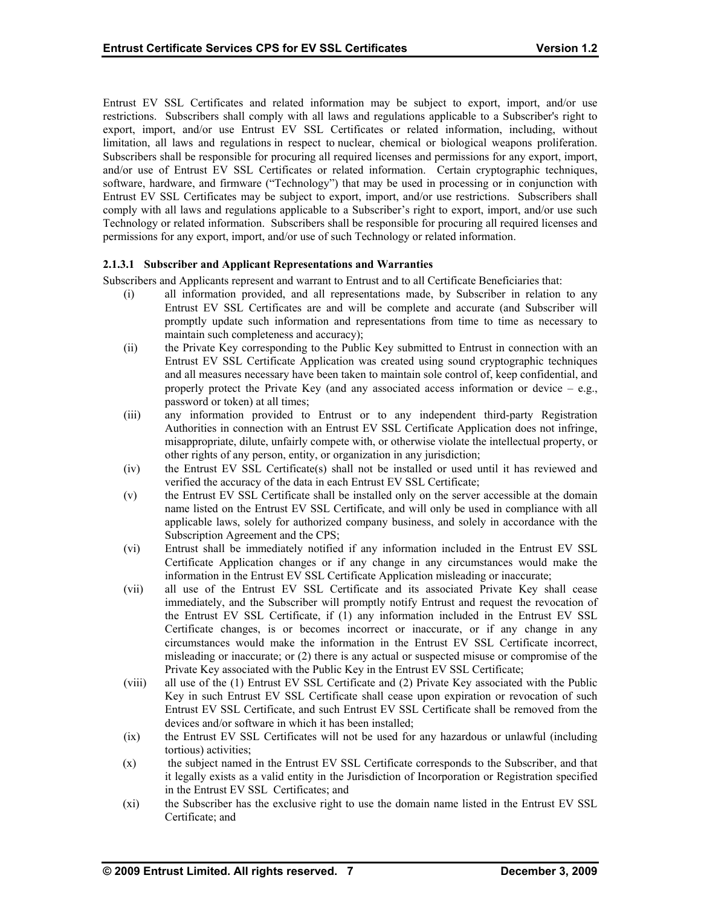Entrust EV SSL Certificates and related information may be subject to export, import, and/or use restrictions. Subscribers shall comply with all laws and regulations applicable to a Subscriber's right to export, import, and/or use Entrust EV SSL Certificates or related information, including, without limitation, all laws and regulations in respect to nuclear, chemical or biological weapons proliferation. Subscribers shall be responsible for procuring all required licenses and permissions for any export, import, and/or use of Entrust EV SSL Certificates or related information. Certain cryptographic techniques, software, hardware, and firmware ("Technology") that may be used in processing or in conjunction with Entrust EV SSL Certificates may be subject to export, import, and/or use restrictions. Subscribers shall comply with all laws and regulations applicable to a Subscriber's right to export, import, and/or use such Technology or related information. Subscribers shall be responsible for procuring all required licenses and permissions for any export, import, and/or use of such Technology or related information.

#### 2.1.3.1 Subscriber and Applicant Representations and Warranties

Subscribers and Applicants represent and warrant to Entrust and to all Certificate Beneficiaries that:

(i) all information provided, and all representations made, by Subscriber in relation to any Entrust EV SSL Certificates are and will be complete and accurate (and Subscriber will promptly update such information and representations from time to time as necessary to maintain such completeness and accuracy);

(ii) the Private Key corresponding to the Public Key submitted to Entrust in connection with an Entrust EV SSL Certificate Application was created using sound cryptographic techniques and all measures necessary have been taken to maintain sole control of, keep confidential, and properly protect the Private Key (and any associated access information or device – e.g., password or token) at all times;

(iii) any information provided to Entrust or to any independent third-party Registration Authorities in connection with an Entrust EV SSL Certificate Application does not infringe, misappropriate, dilute, unfairly compete with, or otherwise violate the intellectual property, or other rights of any person, entity, or organization in any jurisdiction;

(iv) the Entrust EV SSL Certificate(s) shall not be installed or used until it has reviewed and verified the accuracy of the data in each Entrust EV SSL Certificate;

(v) the Entrust EV SSL Certificate shall be installed only on the server accessible at the domain name listed on the Entrust EV SSL Certificate, and will only be used in compliance with all applicable laws, solely for authorized company business, and solely in accordance with the Subscription Agreement and the CPS;

(vi) Entrust shall be immediately notified if any information included in the Entrust EV SSL Certificate Application changes or if any change in any circumstances would make the information in the Entrust EV SSL Certificate Application misleading or inaccurate;

(vii) all use of the Entrust EV SSL Certificate and its associated Private Key shall cease immediately, and the Subscriber will promptly notify Entrust and request the revocation of the Entrust EV SSL Certificate, if (1) any information included in the Entrust EV SSL Certificate changes, is or becomes incorrect or inaccurate, or if any change in any circumstances would make the information in the Entrust EV SSL Certificate incorrect, misleading or inaccurate; or (2) there is any actual or suspected misuse or compromise of the Private Key associated with the Public Key in the Entrust EV SSL Certificate;

(viii) all use of the (1) Entrust EV SSL Certificate and (2) Private Key associated with the Public Key in such Entrust EV SSL Certificate shall cease upon expiration or revocation of such Entrust EV SSL Certificate, and such Entrust EV SSL Certificate shall be removed from the devices and/or software in which it has been installed;

(ix) the Entrust EV SSL Certificates will not be used for any hazardous or unlawful (including tortious) activities;

(x) the subject named in the Entrust EV SSL Certificate corresponds to the Subscriber, and that it legally exists as a valid entity in the Jurisdiction of Incorporation or Registration specified in the Entrust EV SSL Certificates; and

(xi) the Subscriber has the exclusive right to use the domain name listed in the Entrust EV SSL Certificate; and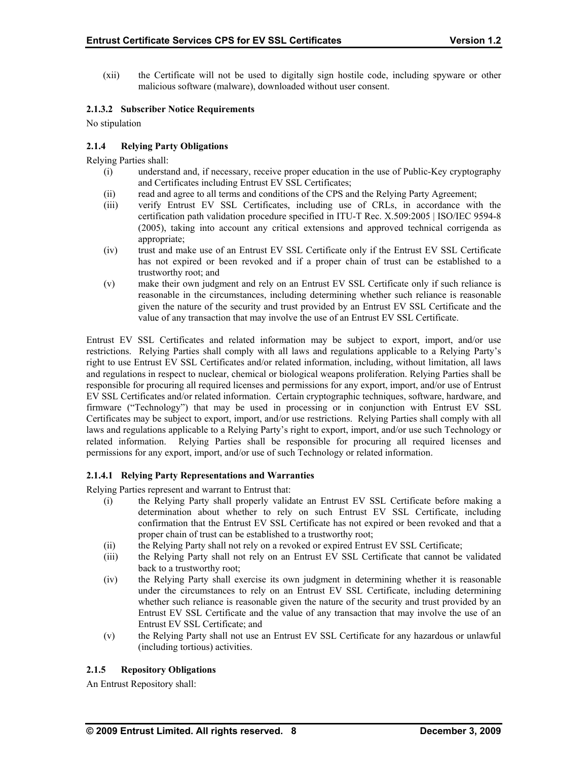(xii) the Certificate will not be used to digitally sign hostile code, including spyware or other malicious software (malware), downloaded without user consent.

#### 2.1.3.2 Subscriber Notice Requirements

No stipulation

### 2.1.4 Relying Party Obligations

Relying Parties shall:

- (i) understand and, if necessary, receive proper education in the use of Public-Key cryptography and Certificates including Entrust EV SSL Certificates;
- (ii) read and agree to all terms and conditions of the CPS and the Relying Party Agreement;
- (iii) verify Entrust EV SSL Certificates, including use of CRLs, in accordance with the certification path validation procedure specified in ITU-T Rec. X.509:2005 | ISO/IEC 9594-8 (2005), taking into account any critical extensions and approved technical corrigenda as appropriate;
- (iv) trust and make use of an Entrust EV SSL Certificate only if the Entrust EV SSL Certificate has not expired or been revoked and if a proper chain of trust can be established to a trustworthy root; and
- (v) make their own judgment and rely on an Entrust EV SSL Certificate only if such reliance is reasonable in the circumstances, including determining whether such reliance is reasonable given the nature of the security and trust provided by an Entrust EV SSL Certificate and the value of any transaction that may involve the use of an Entrust EV SSL Certificate.

Entrust EV SSL Certificates and related information may be subject to export, import, and/or use restrictions. Relying Parties shall comply with all laws and regulations applicable to a Relying Party's right to use Entrust EV SSL Certificates and/or related information, including, without limitation, all laws and regulations in respect to nuclear, chemical or biological weapons proliferation. Relying Parties shall be responsible for procuring all required licenses and permissions for any export, import, and/or use of Entrust EV SSL Certificates and/or related information. Certain cryptographic techniques, software, hardware, and firmware ("Technology") that may be used in processing or in conjunction with Entrust EV SSL Certificates may be subject to export, import, and/or use restrictions. Relying Parties shall comply with all laws and regulations applicable to a Relying Party's right to export, import, and/or use such Technology or related information. Relying Parties shall be responsible for procuring all required licenses and permissions for any export, import, and/or use of such Technology or related information.

#### 2.1.4.1 Relying Party Representations and Warranties

Relying Parties represent and warrant to Entrust that:

- (i) the Relying Party shall properly validate an Entrust EV SSL Certificate before making a determination about whether to rely on such Entrust EV SSL Certificate, including confirmation that the Entrust EV SSL Certificate has not expired or been revoked and that a proper chain of trust can be established to a trustworthy root;
- (ii) the Relying Party shall not rely on a revoked or expired Entrust EV SSL Certificate;
- (iii) the Relying Party shall not rely on an Entrust EV SSL Certificate that cannot be validated back to a trustworthy root;
- (iv) the Relying Party shall exercise its own judgment in determining whether it is reasonable under the circumstances to rely on an Entrust EV SSL Certificate, including determining whether such reliance is reasonable given the nature of the security and trust provided by an Entrust EV SSL Certificate and the value of any transaction that may involve the use of an Entrust EV SSL Certificate; and
- (v) the Relying Party shall not use an Entrust EV SSL Certificate for any hazardous or unlawful (including tortious) activities.

### 2.1.5 Repository Obligations

An Entrust Repository shall: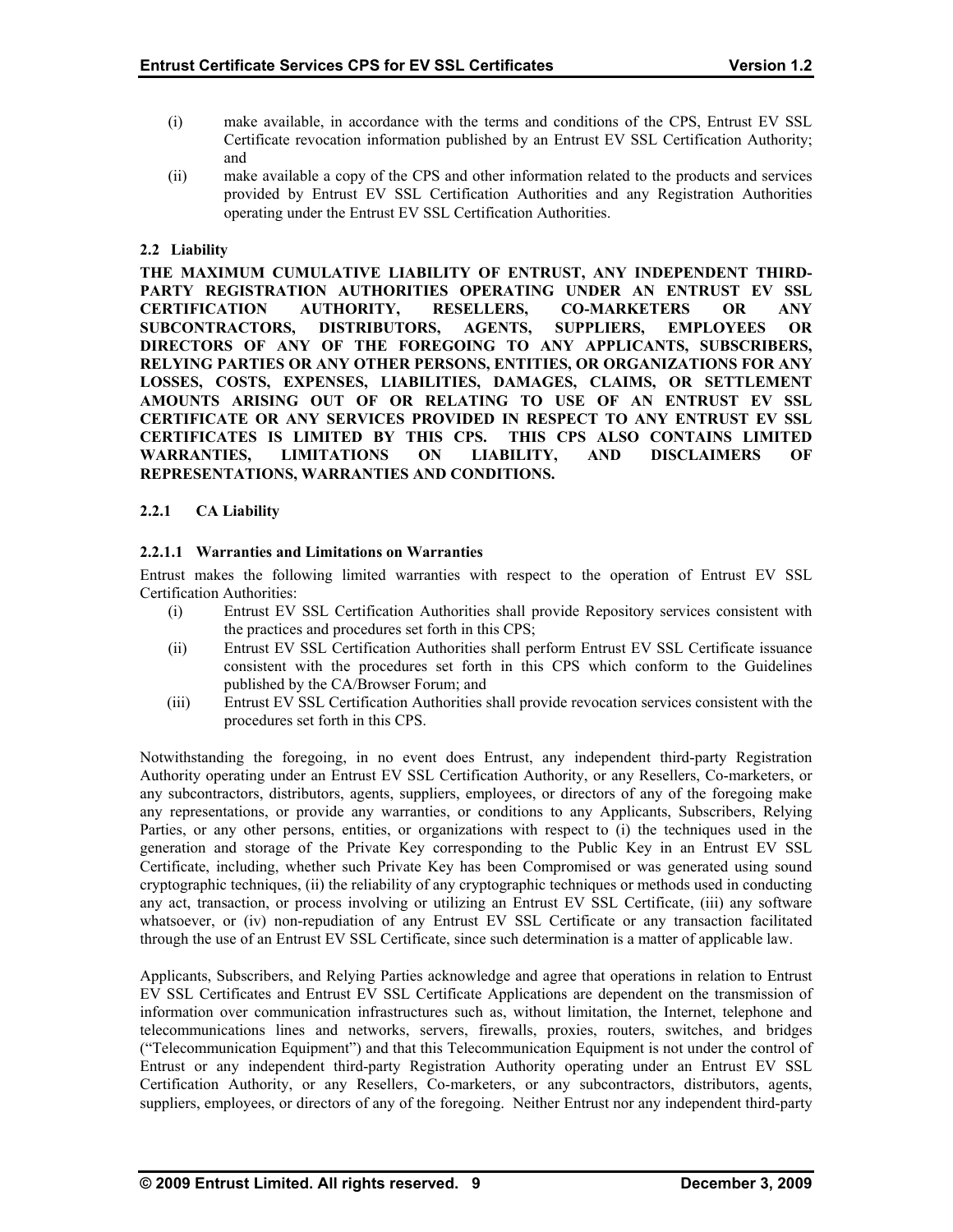(i) make available, in accordance with the terms and conditions of the CPS, Entrust EV SSL Certificate revocation information published by an Entrust EV SSL Certification Authority; and

(ii) make available a copy of the CPS and other information related to the products and services provided by Entrust EV SSL Certification Authorities and any Registration Authorities operating under the Entrust EV SSL Certification Authorities.

## 2.2 Liability

**THE MAXIMUM CUMULATIVE LIABILITY OF ENTRUST, ANY INDEPENDENT THIRD-PARTY REGISTRATION AUTHORITIES OPERATING UNDER AN ENTRUST EV SSL CERTIFICATION AUTHORITY, RESELLERS, CO-MARKETERS OR ANY SUBCONTRACTORS, DISTRIBUTORS, AGENTS, SUPPLIERS, EMPLOYEES OR DIRECTORS OF ANY OF THE FOREGOING TO ANY APPLICANTS, SUBSCRIBERS, RELYING PARTIES OR ANY OTHER PERSONS, ENTITIES, OR ORGANIZATIONS FOR ANY LOSSES, COSTS, EXPENSES, LIABILITIES, DAMAGES, CLAIMS, OR SETTLEMENT AMOUNTS ARISING OUT OF OR RELATING TO USE OF AN ENTRUST EV SSL CERTIFICATE OR ANY SERVICES PROVIDED IN RESPECT TO ANY ENTRUST EV SSL CERTIFICATES IS LIMITED BY THIS CPS. THIS CPS ALSO CONTAINS LIMITED WARRANTIES, LIMITATIONS ON LIABILITY, AND DISCLAIMERS OF REPRESENTATIONS, WARRANTIES AND CONDITIONS.**

### 2.2.1 CA Liability

#### 2.2.1.1 Warranties and Limitations on Warranties

Entrust makes the following limited warranties with respect to the operation of Entrust EV SSL Certification Authorities:

(i) Entrust EV SSL Certification Authorities shall provide Repository services consistent with the practices and procedures set forth in this CPS;

(ii) Entrust EV SSL Certification Authorities shall perform Entrust EV SSL Certificate issuance consistent with the procedures set forth in this CPS which conform to the Guidelines published by the CA/Browser Forum; and

(iii) Entrust EV SSL Certification Authorities shall provide revocation services consistent with the procedures set forth in this CPS.

Notwithstanding the foregoing, in no event does Entrust, any independent third-party Registration Authority operating under an Entrust EV SSL Certification Authority, or any Resellers, Co-marketers, or any subcontractors, distributors, agents, suppliers, employees, or directors of any of the foregoing make any representations, or provide any warranties, or conditions to any Applicants, Subscribers, Relying Parties, or any other persons, entities, or organizations with respect to (i) the techniques used in the generation and storage of the Private Key corresponding to the Public Key in an Entrust EV SSL Certificate, including, whether such Private Key has been Compromised or was generated using sound cryptographic techniques, (ii) the reliability of any cryptographic techniques or methods used in conducting any act, transaction, or process involving or utilizing an Entrust EV SSL Certificate, (iii) any software whatsoever, or (iv) non-repudiation of any Entrust EV SSL Certificate or any transaction facilitated through the use of an Entrust EV SSL Certificate, since such determination is a matter of applicable law.

Applicants, Subscribers, and Relying Parties acknowledge and agree that operations in relation to Entrust EV SSL Certificates and Entrust EV SSL Certificate Applications are dependent on the transmission of information over communication infrastructures such as, without limitation, the Internet, telephone and telecommunications lines and networks, servers, firewalls, proxies, routers, switches, and bridges ("Telecommunication Equipment") and that this Telecommunication Equipment is not under the control of Entrust or any independent third-party Registration Authority operating under an Entrust EV SSL Certification Authority, or any Resellers, Co-marketers, or any subcontractors, distributors, agents, suppliers, employees, or directors of any of the foregoing. Neither Entrust nor any independent third-party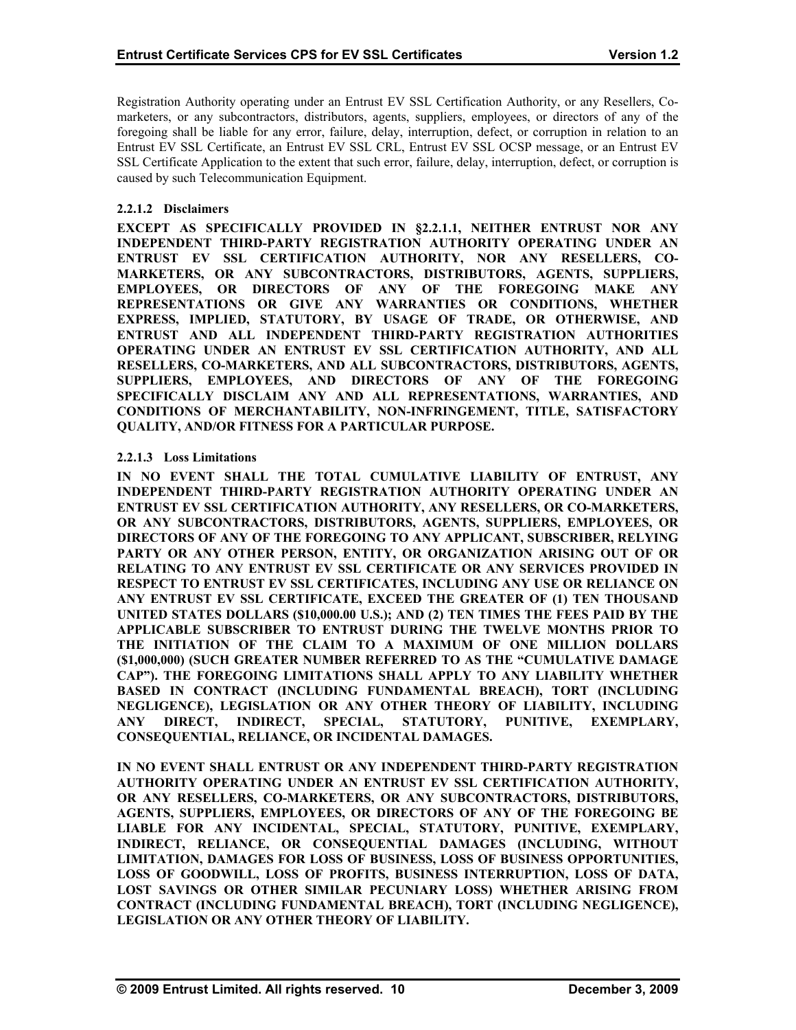Registration Authority operating under an Entrust EV SSL Certification Authority, or any Resellers, Co-marketers, or any subcontractors, distributors, agents, suppliers, employees, or directors of any of the foregoing shall be liable for any error, failure, delay, interruption, defect, or corruption in relation to an Entrust EV SSL Certificate, an Entrust EV SSL CRL, Entrust EV SSL OCSP message, or an Entrust EV SSL Certificate Application to the extent that such error, failure, delay, interruption, defect, or corruption is caused by such Telecommunication Equipment.

#### 2.2.1.2 Disclaimers

**EXCEPT AS SPECIFICALLY PROVIDED IN §2.2.1.1, NEITHER ENTRUST NOR ANY INDEPENDENT THIRD-PARTY REGISTRATION AUTHORITY OPERATING UNDER AN ENTRUST EV SSL CERTIFICATION AUTHORITY, NOR ANY RESELLERS, CO-MARKETERS, OR ANY SUBCONTRACTORS, DISTRIBUTORS, AGENTS, SUPPLIERS, EMPLOYEES, OR DIRECTORS OF ANY OF THE FOREGOING MAKE ANY REPRESENTATIONS OR GIVE ANY WARRANTIES OR CONDITIONS, WHETHER EXPRESS, IMPLIED, STATUTORY, BY USAGE OF TRADE, OR OTHERWISE, AND ENTRUST AND ALL INDEPENDENT THIRD-PARTY REGISTRATION AUTHORITIES OPERATING UNDER AN ENTRUST EV SSL CERTIFICATION AUTHORITY, AND ALL RESELLERS, CO-MARKETERS, AND ALL SUBCONTRACTORS, DISTRIBUTORS, AGENTS, SUPPLIERS, EMPLOYEES, AND DIRECTORS OF ANY OF THE FOREGOING SPECIFICALLY DISCLAIM ANY AND ALL REPRESENTATIONS, WARRANTIES, AND CONDITIONS OF MERCHANTABILITY, NON-INFRINGEMENT, TITLE, SATISFACTORY QUALITY, AND/OR FITNESS FOR A PARTICULAR PURPOSE.**

#### 2.2.1.3 Loss Limitations

**IN NO EVENT SHALL THE TOTAL CUMULATIVE LIABILITY OF ENTRUST, ANY INDEPENDENT THIRD-PARTY REGISTRATION AUTHORITY OPERATING UNDER AN ENTRUST EV SSL CERTIFICATION AUTHORITY, ANY RESELLERS, OR CO-MARKETERS, OR ANY SUBCONTRACTORS, DISTRIBUTORS, AGENTS, SUPPLIERS, EMPLOYEES, OR DIRECTORS OF ANY OF THE FOREGOING TO ANY APPLICANT, SUBSCRIBER, RELYING PARTY OR ANY OTHER PERSON, ENTITY, OR ORGANIZATION ARISING OUT OF OR RELATING TO ANY ENTRUST EV SSL CERTIFICATE OR ANY SERVICES PROVIDED IN RESPECT TO ENTRUST EV SSL CERTIFICATES, INCLUDING ANY USE OR RELIANCE ON ANY ENTRUST EV SSL CERTIFICATE, EXCEED THE GREATER OF (1) TEN THOUSAND UNITED STATES DOLLARS ($10,000.00 U.S.); AND (2) TEN TIMES THE FEES PAID BY THE APPLICABLE SUBSCRIBER TO ENTRUST DURING THE TWELVE MONTHS PRIOR TO THE INITIATION OF THE CLAIM TO A MAXIMUM OF ONE MILLION DOLLARS ($1,000,000) (SUCH GREATER NUMBER REFERRED TO AS THE "CUMULATIVE DAMAGE CAP"). THE FOREGOING LIMITATIONS SHALL APPLY TO ANY LIABILITY WHETHER BASED IN CONTRACT (INCLUDING FUNDAMENTAL BREACH), TORT (INCLUDING NEGLIGENCE), LEGISLATION OR ANY OTHER THEORY OF LIABILITY, INCLUDING ANY DIRECT, INDIRECT, SPECIAL, STATUTORY, PUNITIVE, EXEMPLARY, CONSEQUENTIAL, RELIANCE, OR INCIDENTAL DAMAGES.**

**IN NO EVENT SHALL ENTRUST OR ANY INDEPENDENT THIRD-PARTY REGISTRATION AUTHORITY OPERATING UNDER AN ENTRUST EV SSL CERTIFICATION AUTHORITY, OR ANY RESELLERS, CO-MARKETERS, OR ANY SUBCONTRACTORS, DISTRIBUTORS, AGENTS, SUPPLIERS, EMPLOYEES, OR DIRECTORS OF ANY OF THE FOREGOING BE LIABLE FOR ANY INCIDENTAL, SPECIAL, STATUTORY, PUNITIVE, EXEMPLARY, INDIRECT, RELIANCE, OR CONSEQUENTIAL DAMAGES (INCLUDING, WITHOUT LIMITATION, DAMAGES FOR LOSS OF BUSINESS, LOSS OF BUSINESS OPPORTUNITIES, LOSS OF GOODWILL, LOSS OF PROFITS, BUSINESS INTERRUPTION, LOSS OF DATA, LOST SAVINGS OR OTHER SIMILAR PECUNIARY LOSS) WHETHER ARISING FROM CONTRACT (INCLUDING FUNDAMENTAL BREACH), TORT (INCLUDING NEGLIGENCE), LEGISLATION OR ANY OTHER THEORY OF LIABILITY.**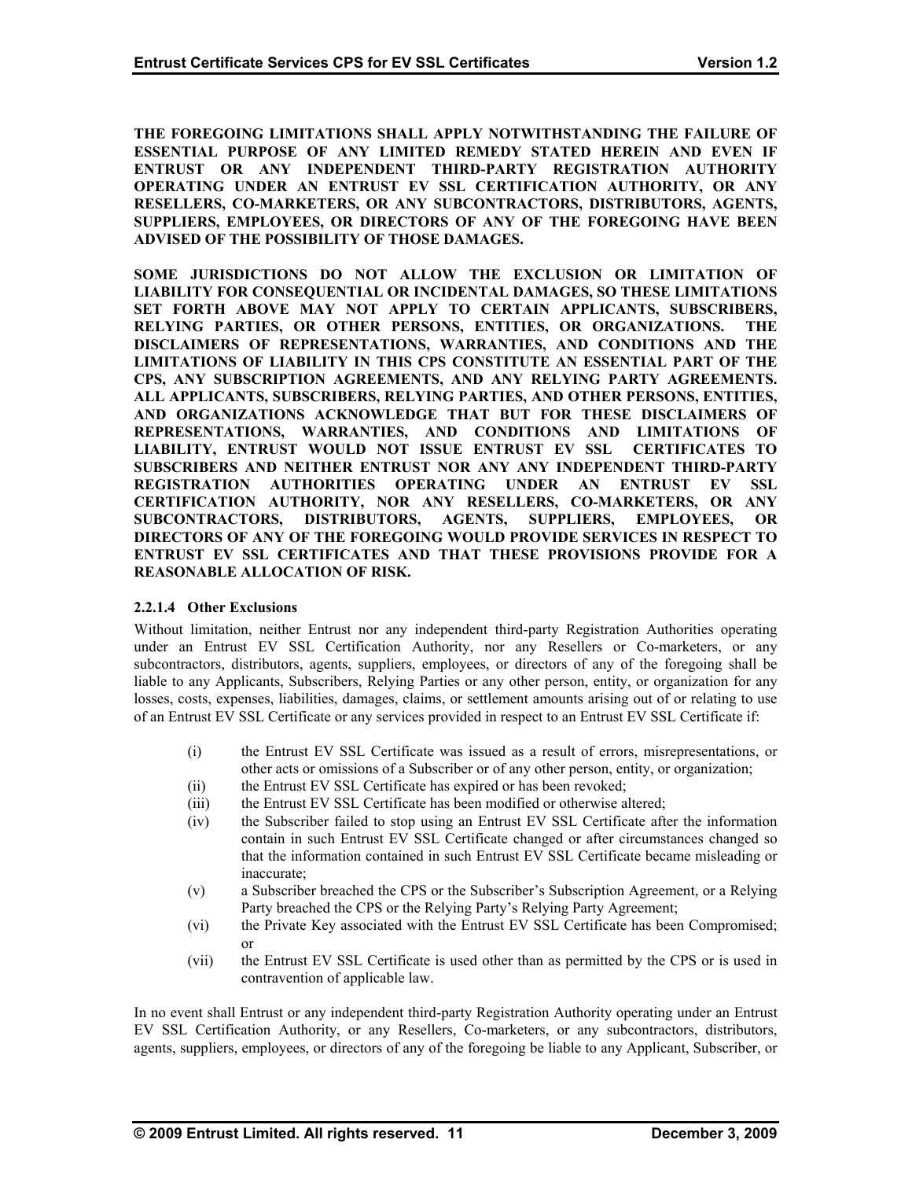**THE FOREGOING LIMITATIONS SHALL APPLY NOTWITHSTANDING THE FAILURE OF ESSENTIAL PURPOSE OF ANY LIMITED REMEDY STATED HEREIN AND EVEN IF ENTRUST OR ANY INDEPENDENT THIRD-PARTY REGISTRATION AUTHORITY OPERATING UNDER AN ENTRUST EV SSL CERTIFICATION AUTHORITY, OR ANY RESELLERS, CO-MARKETERS, OR ANY SUBCONTRACTORS, DISTRIBUTORS, AGENTS, SUPPLIERS, EMPLOYEES, OR DIRECTORS OF ANY OF THE FOREGOING HAVE BEEN ADVISED OF THE POSSIBILITY OF THOSE DAMAGES.**

**SOME JURISDICTIONS DO NOT ALLOW THE EXCLUSION OR LIMITATION OF LIABILITY FOR CONSEQUENTIAL OR INCIDENTAL DAMAGES, SO THESE LIMITATIONS SET FORTH ABOVE MAY NOT APPLY TO CERTAIN APPLICANTS, SUBSCRIBERS, RELYING PARTIES, OR OTHER PERSONS, ENTITIES, OR ORGANIZATIONS. THE DISCLAIMERS OF REPRESENTATIONS, WARRANTIES, AND CONDITIONS AND THE LIMITATIONS OF LIABILITY IN THIS CPS CONSTITUTE AN ESSENTIAL PART OF THE CPS, ANY SUBSCRIPTION AGREEMENTS, AND ANY RELYING PARTY AGREEMENTS. ALL APPLICANTS, SUBSCRIBERS, RELYING PARTIES, AND OTHER PERSONS, ENTITIES, AND ORGANIZATIONS ACKNOWLEDGE THAT BUT FOR THESE DISCLAIMERS OF REPRESENTATIONS, WARRANTIES, AND CONDITIONS AND LIMITATIONS OF LIABILITY, ENTRUST WOULD NOT ISSUE ENTRUST EV SSL CERTIFICATES TO SUBSCRIBERS AND NEITHER ENTRUST NOR ANY ANY INDEPENDENT THIRD-PARTY REGISTRATION AUTHORITIES OPERATING UNDER AN ENTRUST EV SSL CERTIFICATION AUTHORITY, NOR ANY RESELLERS, CO-MARKETERS, OR ANY SUBCONTRACTORS, DISTRIBUTORS, AGENTS, SUPPLIERS, EMPLOYEES, OR DIRECTORS OF ANY OF THE FOREGOING WOULD PROVIDE SERVICES IN RESPECT TO ENTRUST EV SSL CERTIFICATES AND THAT THESE PROVISIONS PROVIDE FOR A REASONABLE ALLOCATION OF RISK.**

#### 2.2.1.4 Other Exclusions

Without limitation, neither Entrust nor any independent third-party Registration Authorities operating under an Entrust EV SSL Certification Authority, nor any Resellers or Co-marketers, or any subcontractors, distributors, agents, suppliers, employees, or directors of any of the foregoing shall be liable to any Applicants, Subscribers, Relying Parties or any other person, entity, or organization for any losses, costs, expenses, liabilities, damages, claims, or settlement amounts arising out of or relating to use of an Entrust EV SSL Certificate or any services provided in respect to an Entrust EV SSL Certificate if:

(i) the Entrust EV SSL Certificate was issued as a result of errors, misrepresentations, or other acts or omissions of a Subscriber or of any other person, entity, or organization;

(ii) the Entrust EV SSL Certificate has expired or has been revoked;

(iii) the Entrust EV SSL Certificate has been modified or otherwise altered;

(iv) the Subscriber failed to stop using an Entrust EV SSL Certificate after the information contain in such Entrust EV SSL Certificate changed or after circumstances changed so that the information contained in such Entrust EV SSL Certificate became misleading or inaccurate;

(v) a Subscriber breached the CPS or the Subscriber's Subscription Agreement, or a Relying Party breached the CPS or the Relying Party's Relying Party Agreement;

(vi) the Private Key associated with the Entrust EV SSL Certificate has been Compromised; or

(vii) the Entrust EV SSL Certificate is used other than as permitted by the CPS or is used in contravention of applicable law.

In no event shall Entrust or any independent third-party Registration Authority operating under an Entrust EV SSL Certification Authority, or any Resellers, Co-marketers, or any subcontractors, distributors, agents, suppliers, employees, or directors of any of the foregoing be liable to any Applicant, Subscriber, or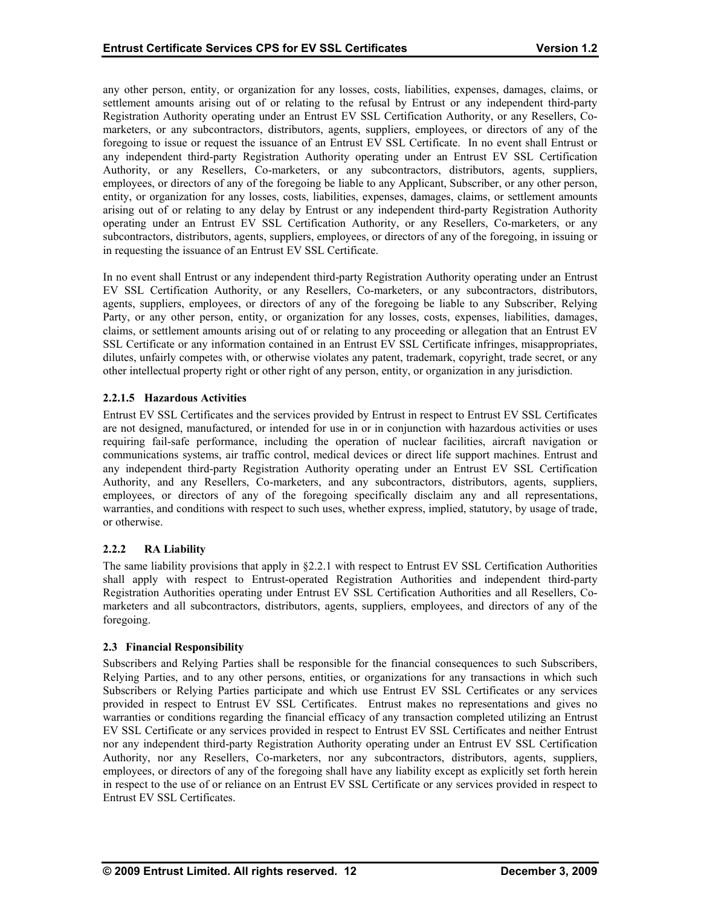any other person, entity, or organization for any losses, costs, liabilities, expenses, damages, claims, or settlement amounts arising out of or relating to the refusal by Entrust or any independent third-party Registration Authority operating under an Entrust EV SSL Certification Authority, or any Resellers, Co-marketers, or any subcontractors, distributors, agents, suppliers, employees, or directors of any of the foregoing to issue or request the issuance of an Entrust EV SSL Certificate. In no event shall Entrust or any independent third-party Registration Authority operating under an Entrust EV SSL Certification Authority, or any Resellers, Co-marketers, or any subcontractors, distributors, agents, suppliers, employees, or directors of any of the foregoing be liable to any Applicant, Subscriber, or any other person, entity, or organization for any losses, costs, liabilities, expenses, damages, claims, or settlement amounts arising out of or relating to any delay by Entrust or any independent third-party Registration Authority operating under an Entrust EV SSL Certification Authority, or any Resellers, Co-marketers, or any subcontractors, distributors, agents, suppliers, employees, or directors of any of the foregoing, in issuing or in requesting the issuance of an Entrust EV SSL Certificate.

In no event shall Entrust or any independent third-party Registration Authority operating under an Entrust EV SSL Certification Authority, or any Resellers, Co-marketers, or any subcontractors, distributors, agents, suppliers, employees, or directors of any of the foregoing be liable to any Subscriber, Relying Party, or any other person, entity, or organization for any losses, costs, expenses, liabilities, damages, claims, or settlement amounts arising out of or relating to any proceeding or allegation that an Entrust EV SSL Certificate or any information contained in an Entrust EV SSL Certificate infringes, misappropriates, dilutes, unfairly competes with, or otherwise violates any patent, trademark, copyright, trade secret, or any other intellectual property right or other right of any person, entity, or organization in any jurisdiction.

#### 2.2.1.5 Hazardous Activities

Entrust EV SSL Certificates and the services provided by Entrust in respect to Entrust EV SSL Certificates are not designed, manufactured, or intended for use in or in conjunction with hazardous activities or uses requiring fail-safe performance, including the operation of nuclear facilities, aircraft navigation or communications systems, air traffic control, medical devices or direct life support machines. Entrust and any independent third-party Registration Authority operating under an Entrust EV SSL Certification Authority, and any Resellers, Co-marketers, and any subcontractors, distributors, agents, suppliers, employees, or directors of any of the foregoing specifically disclaim any and all representations, warranties, and conditions with respect to such uses, whether express, implied, statutory, by usage of trade, or otherwise.

### 2.2.2 RA Liability

The same liability provisions that apply in §2.2.1 with respect to Entrust EV SSL Certification Authorities shall apply with respect to Entrust-operated Registration Authorities and independent third-party Registration Authorities operating under Entrust EV SSL Certification Authorities and all Resellers, Co-marketers and all subcontractors, distributors, agents, suppliers, employees, and directors of any of the foregoing.

## 2.3 Financial Responsibility

Subscribers and Relying Parties shall be responsible for the financial consequences to such Subscribers, Relying Parties, and to any other persons, entities, or organizations for any transactions in which such Subscribers or Relying Parties participate and which use Entrust EV SSL Certificates or any services provided in respect to Entrust EV SSL Certificates. Entrust makes no representations and gives no warranties or conditions regarding the financial efficacy of any transaction completed utilizing an Entrust EV SSL Certificate or any services provided in respect to Entrust EV SSL Certificates and neither Entrust nor any independent third-party Registration Authority operating under an Entrust EV SSL Certification Authority, nor any Resellers, Co-marketers, nor any subcontractors, distributors, agents, suppliers, employees, or directors of any of the foregoing shall have any liability except as explicitly set forth herein in respect to the use of or reliance on an Entrust EV SSL Certificate or any services provided in respect to Entrust EV SSL Certificates.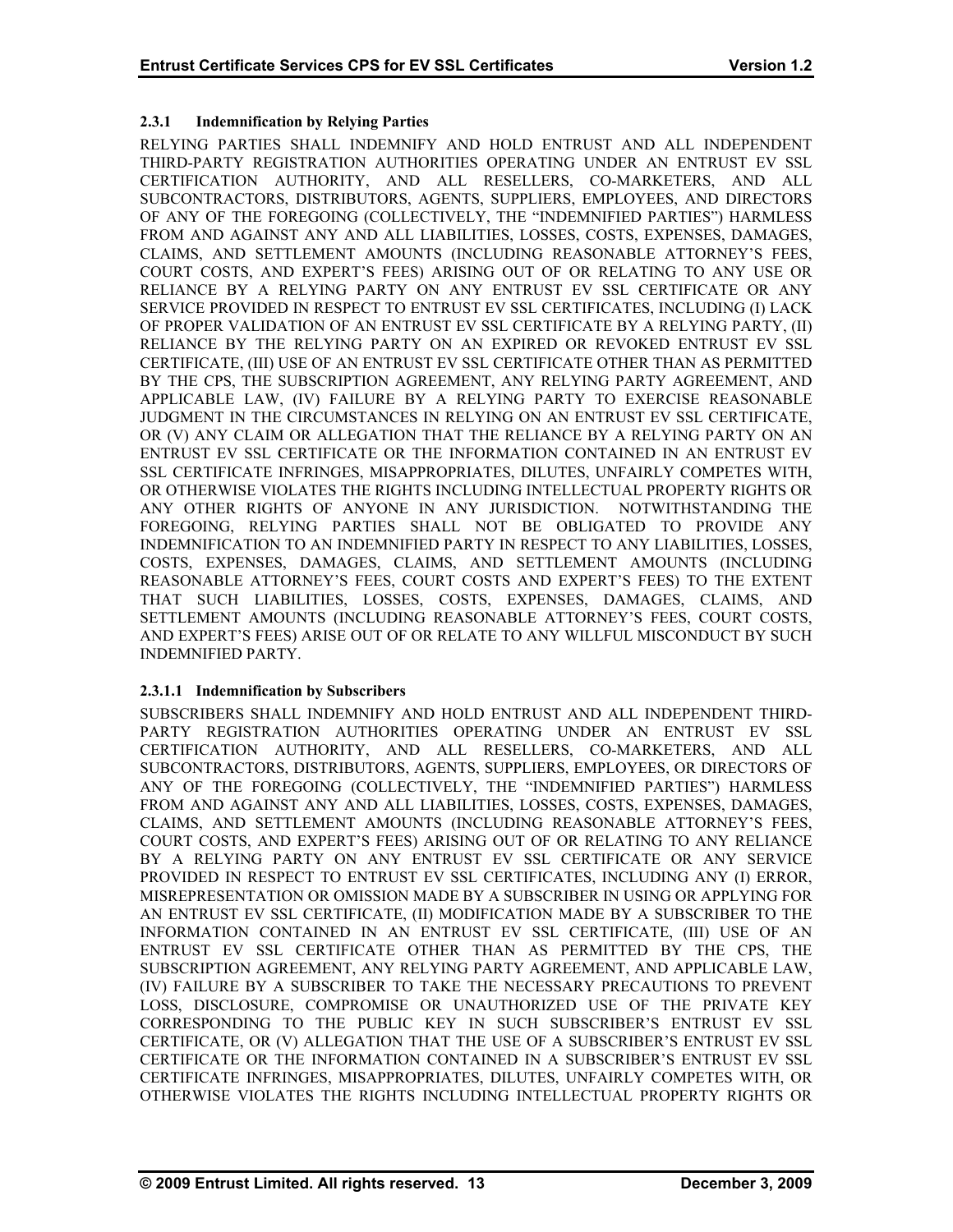### 2.3.1 Indemnification by Relying Parties

RELYING PARTIES SHALL INDEMNIFY AND HOLD ENTRUST AND ALL INDEPENDENT THIRD-PARTY REGISTRATION AUTHORITIES OPERATING UNDER AN ENTRUST EV SSL CERTIFICATION AUTHORITY, AND ALL RESELLERS, CO-MARKETERS, AND ALL SUBCONTRACTORS, DISTRIBUTORS, AGENTS, SUPPLIERS, EMPLOYEES, AND DIRECTORS OF ANY OF THE FOREGOING (COLLECTIVELY, THE "INDEMNIFIED PARTIES") HARMLESS FROM AND AGAINST ANY AND ALL LIABILITIES, LOSSES, COSTS, EXPENSES, DAMAGES, CLAIMS, AND SETTLEMENT AMOUNTS (INCLUDING REASONABLE ATTORNEY'S FEES, COURT COSTS, AND EXPERT'S FEES) ARISING OUT OF OR RELATING TO ANY USE OR RELIANCE BY A RELYING PARTY ON ANY ENTRUST EV SSL CERTIFICATE OR ANY SERVICE PROVIDED IN RESPECT TO ENTRUST EV SSL CERTIFICATES, INCLUDING (I) LACK OF PROPER VALIDATION OF AN ENTRUST EV SSL CERTIFICATE BY A RELYING PARTY, (II) RELIANCE BY THE RELYING PARTY ON AN EXPIRED OR REVOKED ENTRUST EV SSL CERTIFICATE, (III) USE OF AN ENTRUST EV SSL CERTIFICATE OTHER THAN AS PERMITTED BY THE CPS, THE SUBSCRIPTION AGREEMENT, ANY RELYING PARTY AGREEMENT, AND APPLICABLE LAW, (IV) FAILURE BY A RELYING PARTY TO EXERCISE REASONABLE JUDGMENT IN THE CIRCUMSTANCES IN RELYING ON AN ENTRUST EV SSL CERTIFICATE, OR (V) ANY CLAIM OR ALLEGATION THAT THE RELIANCE BY A RELYING PARTY ON AN ENTRUST EV SSL CERTIFICATE OR THE INFORMATION CONTAINED IN AN ENTRUST EV SSL CERTIFICATE INFRINGES, MISAPPROPRIATES, DILUTES, UNFAIRLY COMPETES WITH, OR OTHERWISE VIOLATES THE RIGHTS INCLUDING INTELLECTUAL PROPERTY RIGHTS OR ANY OTHER RIGHTS OF ANYONE IN ANY JURISDICTION. NOTWITHSTANDING THE FOREGOING, RELYING PARTIES SHALL NOT BE OBLIGATED TO PROVIDE ANY INDEMNIFICATION TO AN INDEMNIFIED PARTY IN RESPECT TO ANY LIABILITIES, LOSSES, COSTS, EXPENSES, DAMAGES, CLAIMS, AND SETTLEMENT AMOUNTS (INCLUDING REASONABLE ATTORNEY'S FEES, COURT COSTS AND EXPERT'S FEES) TO THE EXTENT THAT SUCH LIABILITIES, LOSSES, COSTS, EXPENSES, DAMAGES, CLAIMS, AND SETTLEMENT AMOUNTS (INCLUDING REASONABLE ATTORNEY'S FEES, COURT COSTS, AND EXPERT'S FEES) ARISE OUT OF OR RELATE TO ANY WILLFUL MISCONDUCT BY SUCH INDEMNIFIED PARTY.

#### 2.3.1.1 Indemnification by Subscribers

SUBSCRIBERS SHALL INDEMNIFY AND HOLD ENTRUST AND ALL INDEPENDENT THIRD-PARTY REGISTRATION AUTHORITIES OPERATING UNDER AN ENTRUST EV SSL CERTIFICATION AUTHORITY, AND ALL RESELLERS, CO-MARKETERS, AND ALL SUBCONTRACTORS, DISTRIBUTORS, AGENTS, SUPPLIERS, EMPLOYEES, OR DIRECTORS OF ANY OF THE FOREGOING (COLLECTIVELY, THE "INDEMNIFIED PARTIES") HARMLESS FROM AND AGAINST ANY AND ALL LIABILITIES, LOSSES, COSTS, EXPENSES, DAMAGES, CLAIMS, AND SETTLEMENT AMOUNTS (INCLUDING REASONABLE ATTORNEY'S FEES, COURT COSTS, AND EXPERT'S FEES) ARISING OUT OF OR RELATING TO ANY RELIANCE BY A RELYING PARTY ON ANY ENTRUST EV SSL CERTIFICATE OR ANY SERVICE PROVIDED IN RESPECT TO ENTRUST EV SSL CERTIFICATES, INCLUDING ANY (I) ERROR, MISREPRESENTATION OR OMISSION MADE BY A SUBSCRIBER IN USING OR APPLYING FOR AN ENTRUST EV SSL CERTIFICATE, (II) MODIFICATION MADE BY A SUBSCRIBER TO THE INFORMATION CONTAINED IN AN ENTRUST EV SSL CERTIFICATE, (III) USE OF AN ENTRUST EV SSL CERTIFICATE OTHER THAN AS PERMITTED BY THE CPS, THE SUBSCRIPTION AGREEMENT, ANY RELYING PARTY AGREEMENT, AND APPLICABLE LAW, (IV) FAILURE BY A SUBSCRIBER TO TAKE THE NECESSARY PRECAUTIONS TO PREVENT LOSS, DISCLOSURE, COMPROMISE OR UNAUTHORIZED USE OF THE PRIVATE KEY CORRESPONDING TO THE PUBLIC KEY IN SUCH SUBSCRIBER'S ENTRUST EV SSL CERTIFICATE, OR (V) ALLEGATION THAT THE USE OF A SUBSCRIBER'S ENTRUST EV SSL CERTIFICATE OR THE INFORMATION CONTAINED IN A SUBSCRIBER'S ENTRUST EV SSL CERTIFICATE INFRINGES, MISAPPROPRIATES, DILUTES, UNFAIRLY COMPETES WITH, OR OTHERWISE VIOLATES THE RIGHTS INCLUDING INTELLECTUAL PROPERTY RIGHTS OR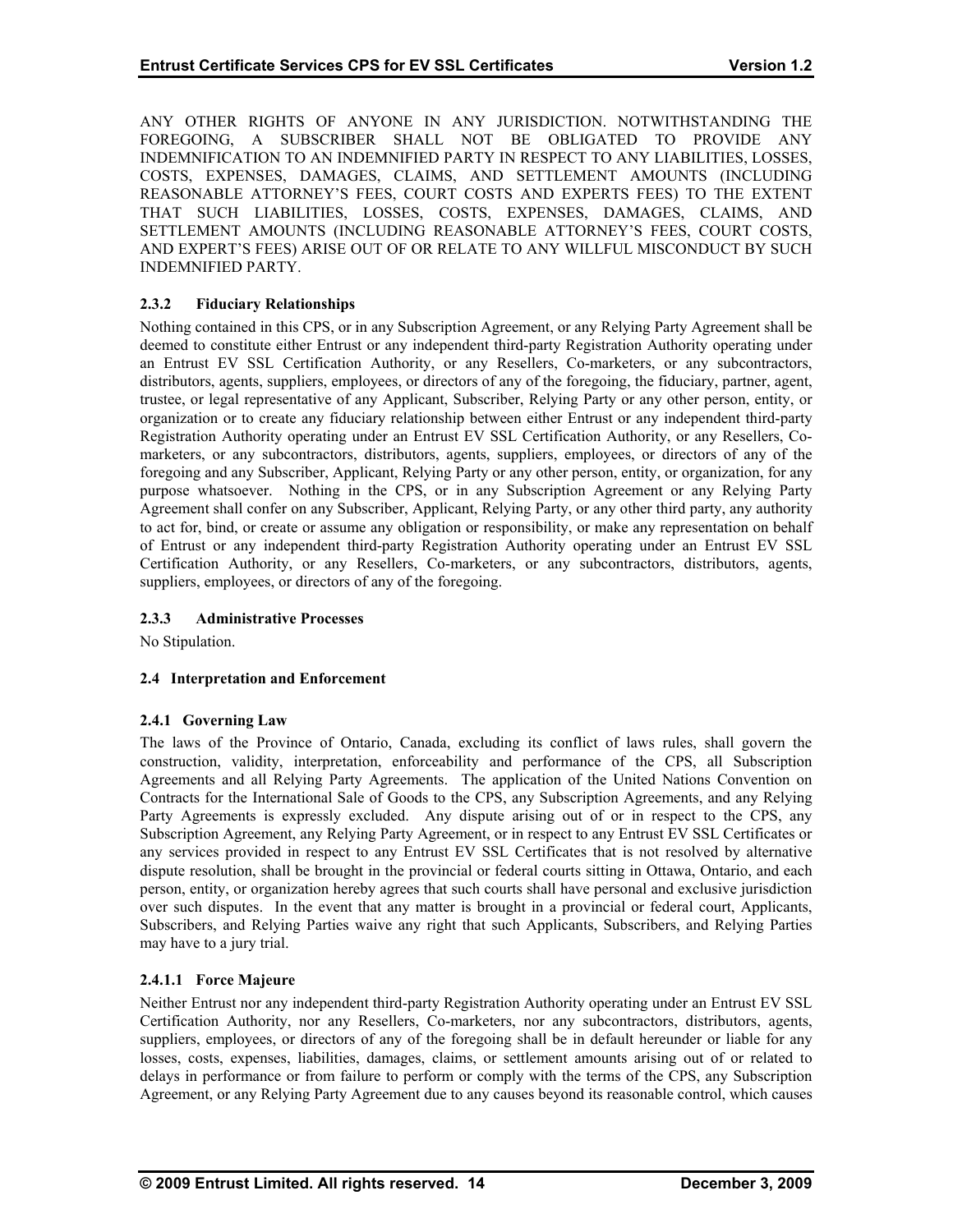ANY OTHER RIGHTS OF ANYONE IN ANY JURISDICTION. NOTWITHSTANDING THE FOREGOING, A SUBSCRIBER SHALL NOT BE OBLIGATED TO PROVIDE ANY INDEMNIFICATION TO AN INDEMNIFIED PARTY IN RESPECT TO ANY LIABILITIES, LOSSES, COSTS, EXPENSES, DAMAGES, CLAIMS, AND SETTLEMENT AMOUNTS (INCLUDING REASONABLE ATTORNEY'S FEES, COURT COSTS AND EXPERTS FEES) TO THE EXTENT THAT SUCH LIABILITIES, LOSSES, COSTS, EXPENSES, DAMAGES, CLAIMS, AND SETTLEMENT AMOUNTS (INCLUDING REASONABLE ATTORNEY'S FEES, COURT COSTS, AND EXPERT'S FEES) ARISE OUT OF OR RELATE TO ANY WILLFUL MISCONDUCT BY SUCH INDEMNIFIED PARTY.

### 2.3.2 Fiduciary Relationships

Nothing contained in this CPS, or in any Subscription Agreement, or any Relying Party Agreement shall be deemed to constitute either Entrust or any independent third-party Registration Authority operating under an Entrust EV SSL Certification Authority, or any Resellers, Co-marketers, or any subcontractors, distributors, agents, suppliers, employees, or directors of any of the foregoing, the fiduciary, partner, agent, trustee, or legal representative of any Applicant, Subscriber, Relying Party or any other person, entity, or organization or to create any fiduciary relationship between either Entrust or any independent third-party Registration Authority operating under an Entrust EV SSL Certification Authority, or any Resellers, Co-marketers, or any subcontractors, distributors, agents, suppliers, employees, or directors of any of the foregoing and any Subscriber, Applicant, Relying Party or any other person, entity, or organization, for any purpose whatsoever. Nothing in the CPS, or in any Subscription Agreement or any Relying Party Agreement shall confer on any Subscriber, Applicant, Relying Party, or any other third party, any authority to act for, bind, or create or assume any obligation or responsibility, or make any representation on behalf of Entrust or any independent third-party Registration Authority operating under an Entrust EV SSL Certification Authority, or any Resellers, Co-marketers, or any subcontractors, distributors, agents, suppliers, employees, or directors of any of the foregoing.

### 2.3.3 Administrative Processes

No Stipulation.

## 2.4 Interpretation and Enforcement

### 2.4.1 Governing Law

The laws of the Province of Ontario, Canada, excluding its conflict of laws rules, shall govern the construction, validity, interpretation, enforceability and performance of the CPS, all Subscription Agreements and all Relying Party Agreements. The application of the United Nations Convention on Contracts for the International Sale of Goods to the CPS, any Subscription Agreements, and any Relying Party Agreements is expressly excluded. Any dispute arising out of or in respect to the CPS, any Subscription Agreement, any Relying Party Agreement, or in respect to any Entrust EV SSL Certificates or any services provided in respect to any Entrust EV SSL Certificates that is not resolved by alternative dispute resolution, shall be brought in the provincial or federal courts sitting in Ottawa, Ontario, and each person, entity, or organization hereby agrees that such courts shall have personal and exclusive jurisdiction over such disputes. In the event that any matter is brought in a provincial or federal court, Applicants, Subscribers, and Relying Parties waive any right that such Applicants, Subscribers, and Relying Parties may have to a jury trial.

#### 2.4.1.1 Force Majeure

Neither Entrust nor any independent third-party Registration Authority operating under an Entrust EV SSL Certification Authority, nor any Resellers, Co-marketers, nor any subcontractors, distributors, agents, suppliers, employees, or directors of any of the foregoing shall be in default hereunder or liable for any losses, costs, expenses, liabilities, damages, claims, or settlement amounts arising out of or related to delays in performance or from failure to perform or comply with the terms of the CPS, any Subscription Agreement, or any Relying Party Agreement due to any causes beyond its reasonable control, which causes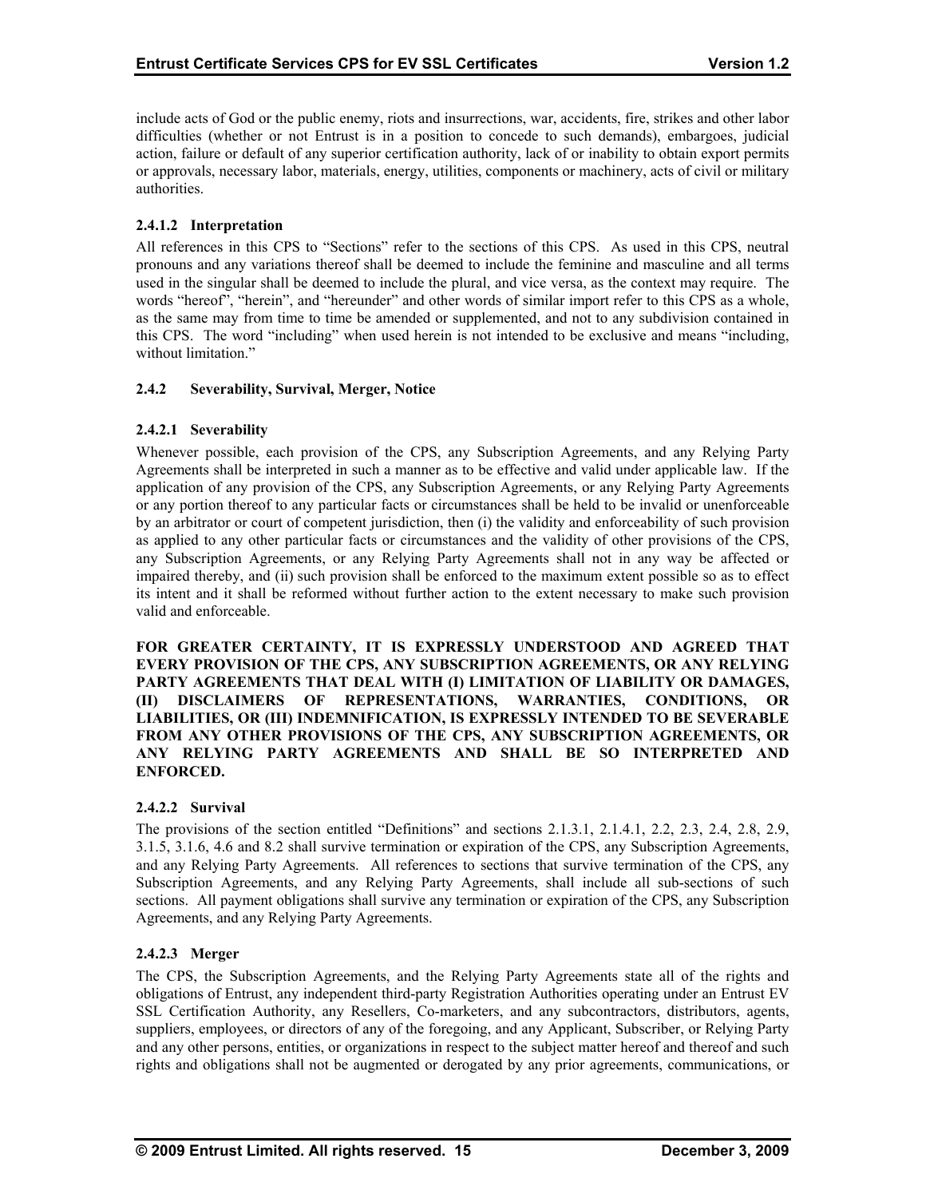include acts of God or the public enemy, riots and insurrections, war, accidents, fire, strikes and other labor difficulties (whether or not Entrust is in a position to concede to such demands), embargoes, judicial action, failure or default of any superior certification authority, lack of or inability to obtain export permits or approvals, necessary labor, materials, energy, utilities, components or machinery, acts of civil or military authorities.

#### 2.4.1.2 Interpretation

All references in this CPS to "Sections" refer to the sections of this CPS. As used in this CPS, neutral pronouns and any variations thereof shall be deemed to include the feminine and masculine and all terms used in the singular shall be deemed to include the plural, and vice versa, as the context may require. The words "hereof", "herein", and "hereunder" and other words of similar import refer to this CPS as a whole, as the same may from time to time be amended or supplemented, and not to any subdivision contained in this CPS. The word "including" when used herein is not intended to be exclusive and means "including, without limitation."

### 2.4.2 Severability, Survival, Merger, Notice

#### 2.4.2.1 Severability

Whenever possible, each provision of the CPS, any Subscription Agreements, and any Relying Party Agreements shall be interpreted in such a manner as to be effective and valid under applicable law. If the application of any provision of the CPS, any Subscription Agreements, or any Relying Party Agreements or any portion thereof to any particular facts or circumstances shall be held to be invalid or unenforceable by an arbitrator or court of competent jurisdiction, then (i) the validity and enforceability of such provision as applied to any other particular facts or circumstances and the validity of other provisions of the CPS, any Subscription Agreements, or any Relying Party Agreements shall not in any way be affected or impaired thereby, and (ii) such provision shall be enforced to the maximum extent possible so as to effect its intent and it shall be reformed without further action to the extent necessary to make such provision valid and enforceable.

**FOR GREATER CERTAINTY, IT IS EXPRESSLY UNDERSTOOD AND AGREED THAT EVERY PROVISION OF THE CPS, ANY SUBSCRIPTION AGREEMENTS, OR ANY RELYING PARTY AGREEMENTS THAT DEAL WITH (I) LIMITATION OF LIABILITY OR DAMAGES, (II) DISCLAIMERS OF REPRESENTATIONS, WARRANTIES, CONDITIONS, OR LIABILITIES, OR (III) INDEMNIFICATION, IS EXPRESSLY INTENDED TO BE SEVERABLE FROM ANY OTHER PROVISIONS OF THE CPS, ANY SUBSCRIPTION AGREEMENTS, OR ANY RELYING PARTY AGREEMENTS AND SHALL BE SO INTERPRETED AND ENFORCED.**

#### 2.4.2.2 Survival

The provisions of the section entitled "Definitions" and sections 2.1.3.1, 2.1.4.1, 2.2, 2.3, 2.4, 2.8, 2.9, 3.1.5, 3.1.6, 4.6 and 8.2 shall survive termination or expiration of the CPS, any Subscription Agreements, and any Relying Party Agreements. All references to sections that survive termination of the CPS, any Subscription Agreements, and any Relying Party Agreements, shall include all sub-sections of such sections. All payment obligations shall survive any termination or expiration of the CPS, any Subscription Agreements, and any Relying Party Agreements.

#### 2.4.2.3 Merger

The CPS, the Subscription Agreements, and the Relying Party Agreements state all of the rights and obligations of Entrust, any independent third-party Registration Authorities operating under an Entrust EV SSL Certification Authority, any Resellers, Co-marketers, and any subcontractors, distributors, agents, suppliers, employees, or directors of any of the foregoing, and any Applicant, Subscriber, or Relying Party and any other persons, entities, or organizations in respect to the subject matter hereof and thereof and such rights and obligations shall not be augmented or derogated by any prior agreements, communications, or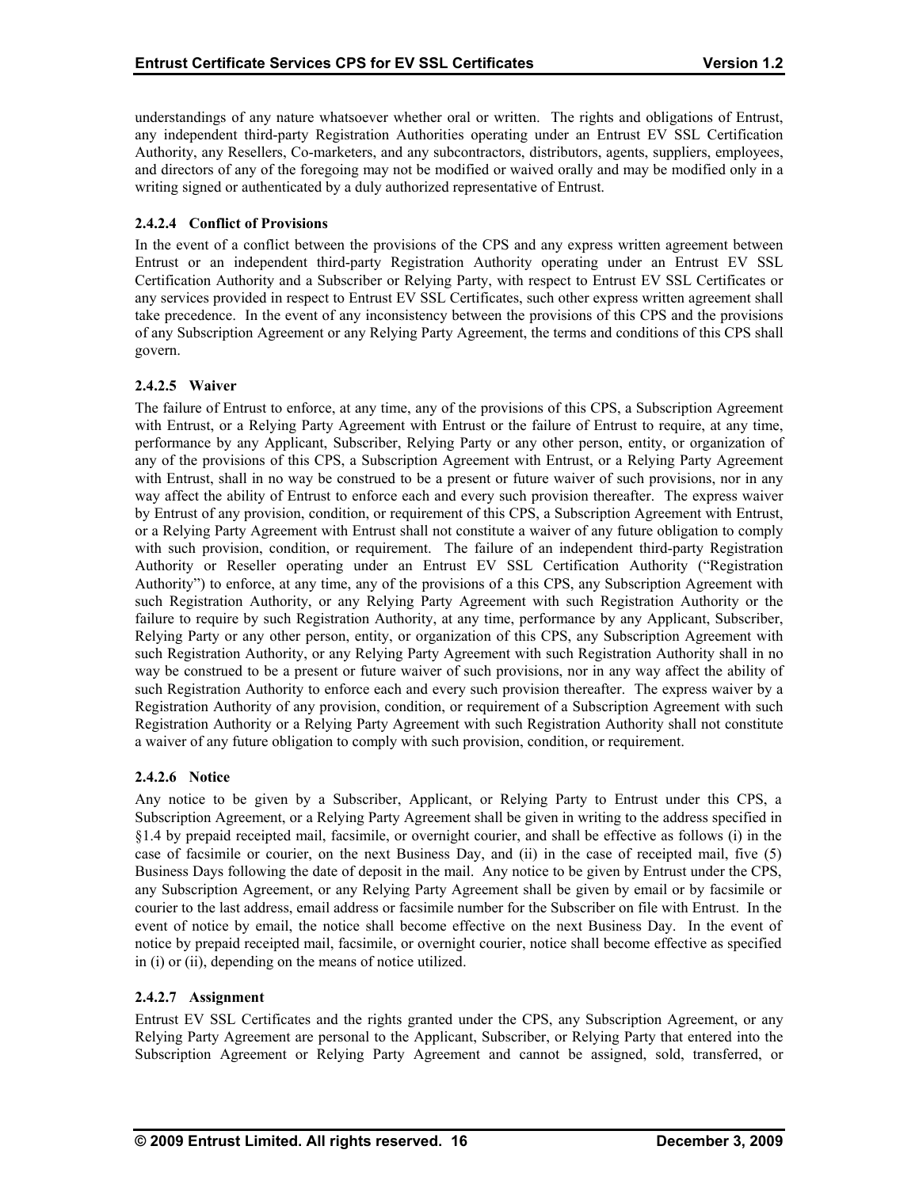understandings of any nature whatsoever whether oral or written. The rights and obligations of Entrust, any independent third-party Registration Authorities operating under an Entrust EV SSL Certification Authority, any Resellers, Co-marketers, and any subcontractors, distributors, agents, suppliers, employees, and directors of any of the foregoing may not be modified or waived orally and may be modified only in a writing signed or authenticated by a duly authorized representative of Entrust.

#### 2.4.2.4 Conflict of Provisions

In the event of a conflict between the provisions of the CPS and any express written agreement between Entrust or an independent third-party Registration Authority operating under an Entrust EV SSL Certification Authority and a Subscriber or Relying Party, with respect to Entrust EV SSL Certificates or any services provided in respect to Entrust EV SSL Certificates, such other express written agreement shall take precedence. In the event of any inconsistency between the provisions of this CPS and the provisions of any Subscription Agreement or any Relying Party Agreement, the terms and conditions of this CPS shall govern.

#### 2.4.2.5 Waiver

The failure of Entrust to enforce, at any time, any of the provisions of this CPS, a Subscription Agreement with Entrust, or a Relying Party Agreement with Entrust or the failure of Entrust to require, at any time, performance by any Applicant, Subscriber, Relying Party or any other person, entity, or organization of any of the provisions of this CPS, a Subscription Agreement with Entrust, or a Relying Party Agreement with Entrust, shall in no way be construed to be a present or future waiver of such provisions, nor in any way affect the ability of Entrust to enforce each and every such provision thereafter. The express waiver by Entrust of any provision, condition, or requirement of this CPS, a Subscription Agreement with Entrust, or a Relying Party Agreement with Entrust shall not constitute a waiver of any future obligation to comply with such provision, condition, or requirement. The failure of an independent third-party Registration Authority or Reseller operating under an Entrust EV SSL Certification Authority ("Registration Authority") to enforce, at any time, any of the provisions of a this CPS, any Subscription Agreement with such Registration Authority, or any Relying Party Agreement with such Registration Authority or the failure to require by such Registration Authority, at any time, performance by any Applicant, Subscriber, Relying Party or any other person, entity, or organization of this CPS, any Subscription Agreement with such Registration Authority, or any Relying Party Agreement with such Registration Authority shall in no way be construed to be a present or future waiver of such provisions, nor in any way affect the ability of such Registration Authority to enforce each and every such provision thereafter. The express waiver by a Registration Authority of any provision, condition, or requirement of a Subscription Agreement with such Registration Authority or a Relying Party Agreement with such Registration Authority shall not constitute a waiver of any future obligation to comply with such provision, condition, or requirement.

#### 2.4.2.6 Notice

Any notice to be given by a Subscriber, Applicant, or Relying Party to Entrust under this CPS, a Subscription Agreement, or a Relying Party Agreement shall be given in writing to the address specified in §1.4 by prepaid receipted mail, facsimile, or overnight courier, and shall be effective as follows (i) in the case of facsimile or courier, on the next Business Day, and (ii) in the case of receipted mail, five (5) Business Days following the date of deposit in the mail. Any notice to be given by Entrust under the CPS, any Subscription Agreement, or any Relying Party Agreement shall be given by email or by facsimile or courier to the last address, email address or facsimile number for the Subscriber on file with Entrust. In the event of notice by email, the notice shall become effective on the next Business Day. In the event of notice by prepaid receipted mail, facsimile, or overnight courier, notice shall become effective as specified in (i) or (ii), depending on the means of notice utilized.

#### 2.4.2.7 Assignment

Entrust EV SSL Certificates and the rights granted under the CPS, any Subscription Agreement, or any Relying Party Agreement are personal to the Applicant, Subscriber, or Relying Party that entered into the Subscription Agreement or Relying Party Agreement and cannot be assigned, sold, transferred, or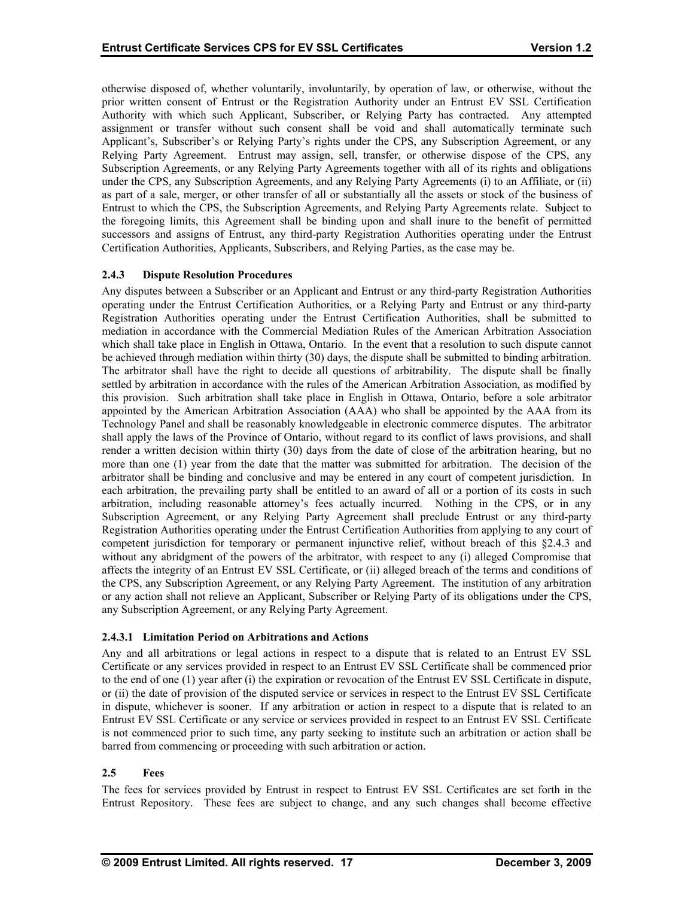otherwise disposed of, whether voluntarily, involuntarily, by operation of law, or otherwise, without the prior written consent of Entrust or the Registration Authority under an Entrust EV SSL Certification Authority with which such Applicant, Subscriber, or Relying Party has contracted. Any attempted assignment or transfer without such consent shall be void and shall automatically terminate such Applicant's, Subscriber's or Relying Party's rights under the CPS, any Subscription Agreement, or any Relying Party Agreement. Entrust may assign, sell, transfer, or otherwise dispose of the CPS, any Subscription Agreements, or any Relying Party Agreements together with all of its rights and obligations under the CPS, any Subscription Agreements, and any Relying Party Agreements (i) to an Affiliate, or (ii) as part of a sale, merger, or other transfer of all or substantially all the assets or stock of the business of Entrust to which the CPS, the Subscription Agreements, and Relying Party Agreements relate. Subject to the foregoing limits, this Agreement shall be binding upon and shall inure to the benefit of permitted successors and assigns of Entrust, any third-party Registration Authorities operating under the Entrust Certification Authorities, Applicants, Subscribers, and Relying Parties, as the case may be.

### 2.4.3 Dispute Resolution Procedures

Any disputes between a Subscriber or an Applicant and Entrust or any third-party Registration Authorities operating under the Entrust Certification Authorities, or a Relying Party and Entrust or any third-party Registration Authorities operating under the Entrust Certification Authorities, shall be submitted to mediation in accordance with the Commercial Mediation Rules of the American Arbitration Association which shall take place in English in Ottawa, Ontario. In the event that a resolution to such dispute cannot be achieved through mediation within thirty (30) days, the dispute shall be submitted to binding arbitration. The arbitrator shall have the right to decide all questions of arbitrability. The dispute shall be finally settled by arbitration in accordance with the rules of the American Arbitration Association, as modified by this provision. Such arbitration shall take place in English in Ottawa, Ontario, before a sole arbitrator appointed by the American Arbitration Association (AAA) who shall be appointed by the AAA from its Technology Panel and shall be reasonably knowledgeable in electronic commerce disputes. The arbitrator shall apply the laws of the Province of Ontario, without regard to its conflict of laws provisions, and shall render a written decision within thirty (30) days from the date of close of the arbitration hearing, but no more than one (1) year from the date that the matter was submitted for arbitration. The decision of the arbitrator shall be binding and conclusive and may be entered in any court of competent jurisdiction. In each arbitration, the prevailing party shall be entitled to an award of all or a portion of its costs in such arbitration, including reasonable attorney's fees actually incurred. Nothing in the CPS, or in any Subscription Agreement, or any Relying Party Agreement shall preclude Entrust or any third-party Registration Authorities operating under the Entrust Certification Authorities from applying to any court of competent jurisdiction for temporary or permanent injunctive relief, without breach of this §2.4.3 and without any abridgment of the powers of the arbitrator, with respect to any (i) alleged Compromise that affects the integrity of an Entrust EV SSL Certificate, or (ii) alleged breach of the terms and conditions of the CPS, any Subscription Agreement, or any Relying Party Agreement. The institution of any arbitration or any action shall not relieve an Applicant, Subscriber or Relying Party of its obligations under the CPS, any Subscription Agreement, or any Relying Party Agreement.

#### 2.4.3.1 Limitation Period on Arbitrations and Actions

Any and all arbitrations or legal actions in respect to a dispute that is related to an Entrust EV SSL Certificate or any services provided in respect to an Entrust EV SSL Certificate shall be commenced prior to the end of one (1) year after (i) the expiration or revocation of the Entrust EV SSL Certificate in dispute, or (ii) the date of provision of the disputed service or services in respect to the Entrust EV SSL Certificate in dispute, whichever is sooner. If any arbitration or action in respect to a dispute that is related to an Entrust EV SSL Certificate or any service or services provided in respect to an Entrust EV SSL Certificate is not commenced prior to such time, any party seeking to institute such an arbitration or action shall be barred from commencing or proceeding with such arbitration or action.

## 2.5 Fees

The fees for services provided by Entrust in respect to Entrust EV SSL Certificates are set forth in the Entrust Repository. These fees are subject to change, and any such changes shall become effective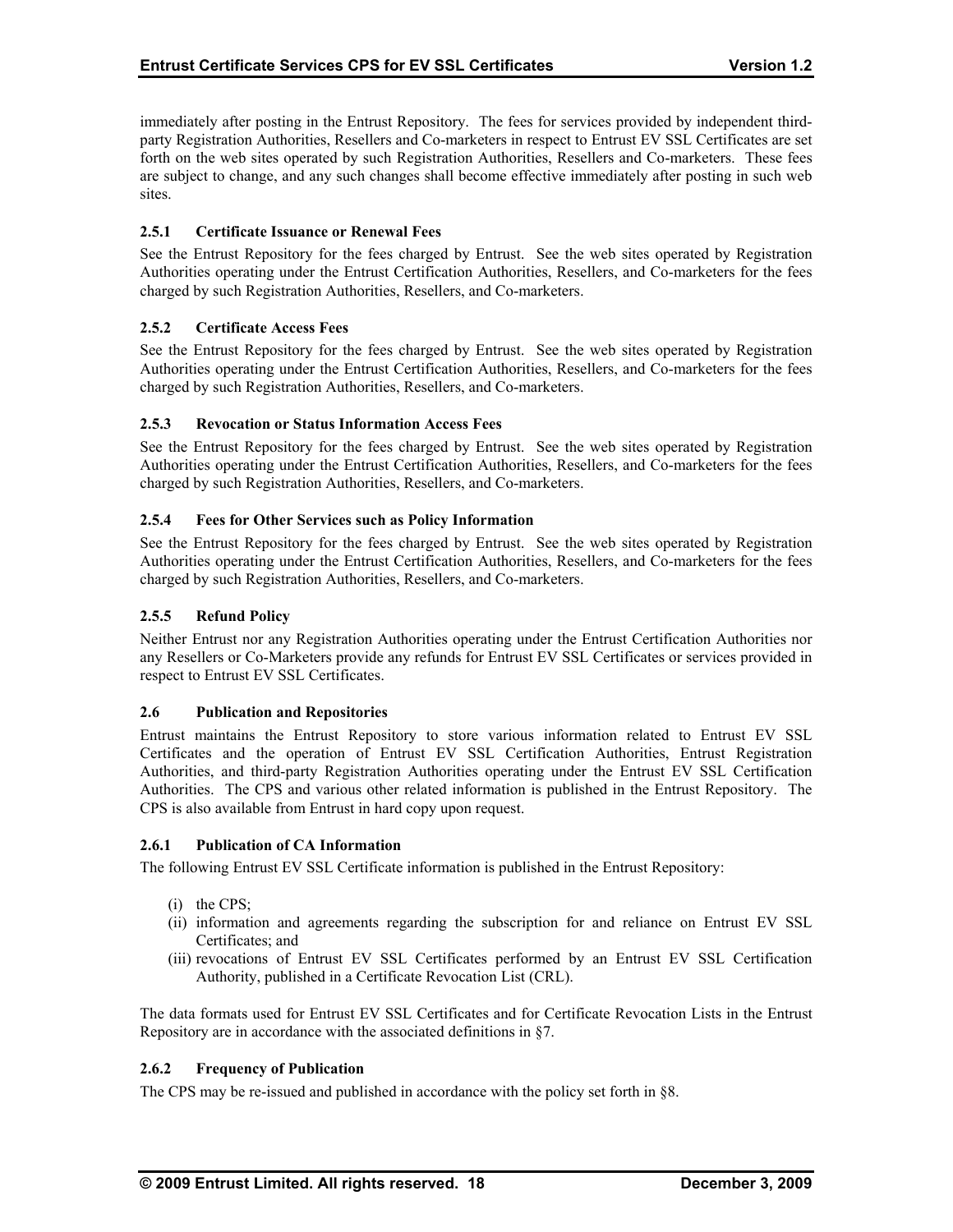immediately after posting in the Entrust Repository. The fees for services provided by independent third-party Registration Authorities, Resellers and Co-marketers in respect to Entrust EV SSL Certificates are set forth on the web sites operated by such Registration Authorities, Resellers and Co-marketers. These fees are subject to change, and any such changes shall become effective immediately after posting in such web sites.

### 2.5.1 Certificate Issuance or Renewal Fees

See the Entrust Repository for the fees charged by Entrust. See the web sites operated by Registration Authorities operating under the Entrust Certification Authorities, Resellers, and Co-marketers for the fees charged by such Registration Authorities, Resellers, and Co-marketers.

### 2.5.2 Certificate Access Fees

See the Entrust Repository for the fees charged by Entrust. See the web sites operated by Registration Authorities operating under the Entrust Certification Authorities, Resellers, and Co-marketers for the fees charged by such Registration Authorities, Resellers, and Co-marketers.

### 2.5.3 Revocation or Status Information Access Fees

See the Entrust Repository for the fees charged by Entrust. See the web sites operated by Registration Authorities operating under the Entrust Certification Authorities, Resellers, and Co-marketers for the fees charged by such Registration Authorities, Resellers, and Co-marketers.

### 2.5.4 Fees for Other Services such as Policy Information

See the Entrust Repository for the fees charged by Entrust. See the web sites operated by Registration Authorities operating under the Entrust Certification Authorities, Resellers, and Co-marketers for the fees charged by such Registration Authorities, Resellers, and Co-marketers.

### 2.5.5 Refund Policy

Neither Entrust nor any Registration Authorities operating under the Entrust Certification Authorities nor any Resellers or Co-Marketers provide any refunds for Entrust EV SSL Certificates or services provided in respect to Entrust EV SSL Certificates.

## 2.6 Publication and Repositories

Entrust maintains the Entrust Repository to store various information related to Entrust EV SSL Certificates and the operation of Entrust EV SSL Certification Authorities, Entrust Registration Authorities, and third-party Registration Authorities operating under the Entrust EV SSL Certification Authorities. The CPS and various other related information is published in the Entrust Repository. The CPS is also available from Entrust in hard copy upon request.

### 2.6.1 Publication of CA Information

The following Entrust EV SSL Certificate information is published in the Entrust Repository:

(i) the CPS;
(ii) information and agreements regarding the subscription for and reliance on Entrust EV SSL Certificates; and
(iii) revocations of Entrust EV SSL Certificates performed by an Entrust EV SSL Certification Authority, published in a Certificate Revocation List (CRL).

The data formats used for Entrust EV SSL Certificates and for Certificate Revocation Lists in the Entrust Repository are in accordance with the associated definitions in §7.

### 2.6.2 Frequency of Publication

The CPS may be re-issued and published in accordance with the policy set forth in §8.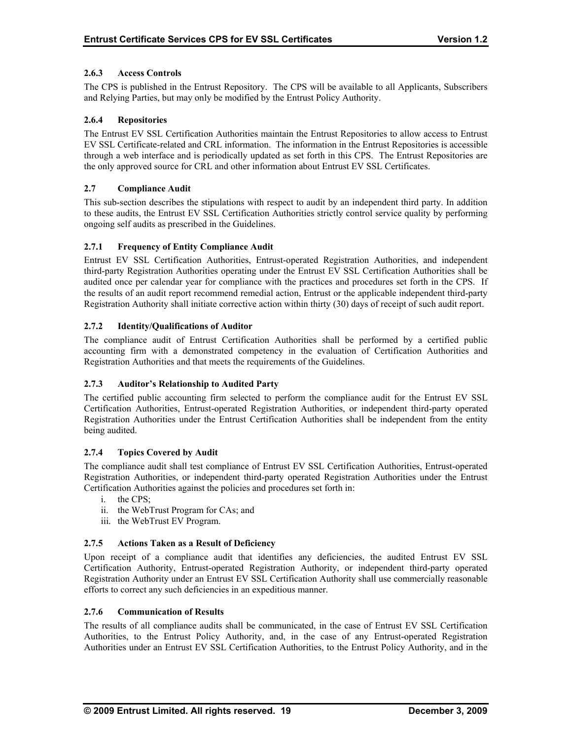### 2.6.3 Access Controls

The CPS is published in the Entrust Repository. The CPS will be available to all Applicants, Subscribers and Relying Parties, but may only be modified by the Entrust Policy Authority.

### 2.6.4 Repositories

The Entrust EV SSL Certification Authorities maintain the Entrust Repositories to allow access to Entrust EV SSL Certificate-related and CRL information. The information in the Entrust Repositories is accessible through a web interface and is periodically updated as set forth in this CPS. The Entrust Repositories are the only approved source for CRL and other information about Entrust EV SSL Certificates.

## 2.7 Compliance Audit

This sub-section describes the stipulations with respect to audit by an independent third party. In addition to these audits, the Entrust EV SSL Certification Authorities strictly control service quality by performing ongoing self audits as prescribed in the Guidelines.

### 2.7.1 Frequency of Entity Compliance Audit

Entrust EV SSL Certification Authorities, Entrust-operated Registration Authorities, and independent third-party Registration Authorities operating under the Entrust EV SSL Certification Authorities shall be audited once per calendar year for compliance with the practices and procedures set forth in the CPS. If the results of an audit report recommend remedial action, Entrust or the applicable independent third-party Registration Authority shall initiate corrective action within thirty (30) days of receipt of such audit report.

### 2.7.2 Identity/Qualifications of Auditor

The compliance audit of Entrust Certification Authorities shall be performed by a certified public accounting firm with a demonstrated competency in the evaluation of Certification Authorities and Registration Authorities and that meets the requirements of the Guidelines.

### 2.7.3 Auditor's Relationship to Audited Party

The certified public accounting firm selected to perform the compliance audit for the Entrust EV SSL Certification Authorities, Entrust-operated Registration Authorities, or independent third-party operated Registration Authorities under the Entrust Certification Authorities shall be independent from the entity being audited.

### 2.7.4 Topics Covered by Audit

The compliance audit shall test compliance of Entrust EV SSL Certification Authorities, Entrust-operated Registration Authorities, or independent third-party operated Registration Authorities under the Entrust Certification Authorities against the policies and procedures set forth in:

i. the CPS;
ii. the WebTrust Program for CAs; and
iii. the WebTrust EV Program.

### 2.7.5 Actions Taken as a Result of Deficiency

Upon receipt of a compliance audit that identifies any deficiencies, the audited Entrust EV SSL Certification Authority, Entrust-operated Registration Authority, or independent third-party operated Registration Authority under an Entrust EV SSL Certification Authority shall use commercially reasonable efforts to correct any such deficiencies in an expeditious manner.

### 2.7.6 Communication of Results

The results of all compliance audits shall be communicated, in the case of Entrust EV SSL Certification Authorities, to the Entrust Policy Authority, and, in the case of any Entrust-operated Registration Authorities under an Entrust EV SSL Certification Authorities, to the Entrust Policy Authority, and in the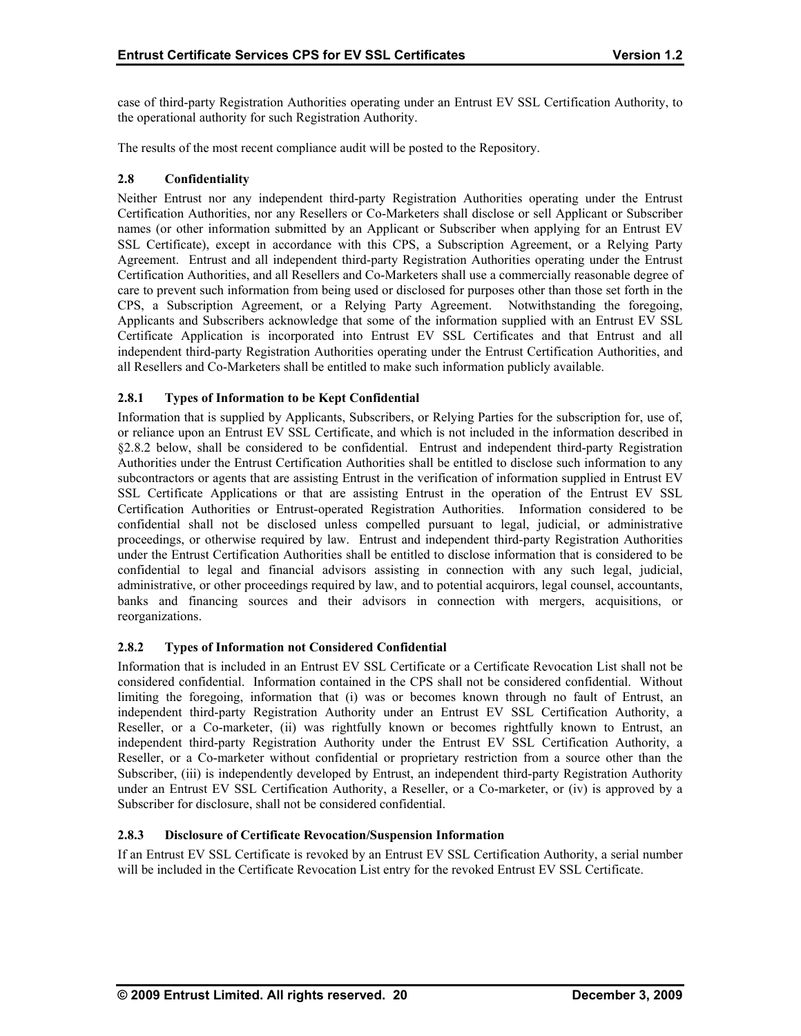case of third-party Registration Authorities operating under an Entrust EV SSL Certification Authority, to the operational authority for such Registration Authority.

The results of the most recent compliance audit will be posted to the Repository.

### 2.8 Confidentiality

Neither Entrust nor any independent third-party Registration Authorities operating under the Entrust Certification Authorities, nor any Resellers or Co-Marketers shall disclose or sell Applicant or Subscriber names (or other information submitted by an Applicant or Subscriber when applying for an Entrust EV SSL Certificate), except in accordance with this CPS, a Subscription Agreement, or a Relying Party Agreement. Entrust and all independent third-party Registration Authorities operating under the Entrust Certification Authorities, and all Resellers and Co-Marketers shall use a commercially reasonable degree of care to prevent such information from being used or disclosed for purposes other than those set forth in the CPS, a Subscription Agreement, or a Relying Party Agreement. Notwithstanding the foregoing, Applicants and Subscribers acknowledge that some of the information supplied with an Entrust EV SSL Certificate Application is incorporated into Entrust EV SSL Certificates and that Entrust and all independent third-party Registration Authorities operating under the Entrust Certification Authorities, and all Resellers and Co-Marketers shall be entitled to make such information publicly available.

#### 2.8.1 Types of Information to be Kept Confidential

Information that is supplied by Applicants, Subscribers, or Relying Parties for the subscription for, use of, or reliance upon an Entrust EV SSL Certificate, and which is not included in the information described in §2.8.2 below, shall be considered to be confidential. Entrust and independent third-party Registration Authorities under the Entrust Certification Authorities shall be entitled to disclose such information to any subcontractors or agents that are assisting Entrust in the verification of information supplied in Entrust EV SSL Certificate Applications or that are assisting Entrust in the operation of the Entrust EV SSL Certification Authorities or Entrust-operated Registration Authorities. Information considered to be confidential shall not be disclosed unless compelled pursuant to legal, judicial, or administrative proceedings, or otherwise required by law. Entrust and independent third-party Registration Authorities under the Entrust Certification Authorities shall be entitled to disclose information that is considered to be confidential to legal and financial advisors assisting in connection with any such legal, judicial, administrative, or other proceedings required by law, and to potential acquirors, legal counsel, accountants, banks and financing sources and their advisors in connection with mergers, acquisitions, or reorganizations.

#### 2.8.2 Types of Information not Considered Confidential

Information that is included in an Entrust EV SSL Certificate or a Certificate Revocation List shall not be considered confidential. Information contained in the CPS shall not be considered confidential. Without limiting the foregoing, information that (i) was or becomes known through no fault of Entrust, an independent third-party Registration Authority under an Entrust EV SSL Certification Authority, a Reseller, or a Co-marketer, (ii) was rightfully known or becomes rightfully known to Entrust, an independent third-party Registration Authority under the Entrust EV SSL Certification Authority, a Reseller, or a Co-marketer without confidential or proprietary restriction from a source other than the Subscriber, (iii) is independently developed by Entrust, an independent third-party Registration Authority under an Entrust EV SSL Certification Authority, a Reseller, or a Co-marketer, or (iv) is approved by a Subscriber for disclosure, shall not be considered confidential.

#### 2.8.3 Disclosure of Certificate Revocation/Suspension Information

If an Entrust EV SSL Certificate is revoked by an Entrust EV SSL Certification Authority, a serial number will be included in the Certificate Revocation List entry for the revoked Entrust EV SSL Certificate.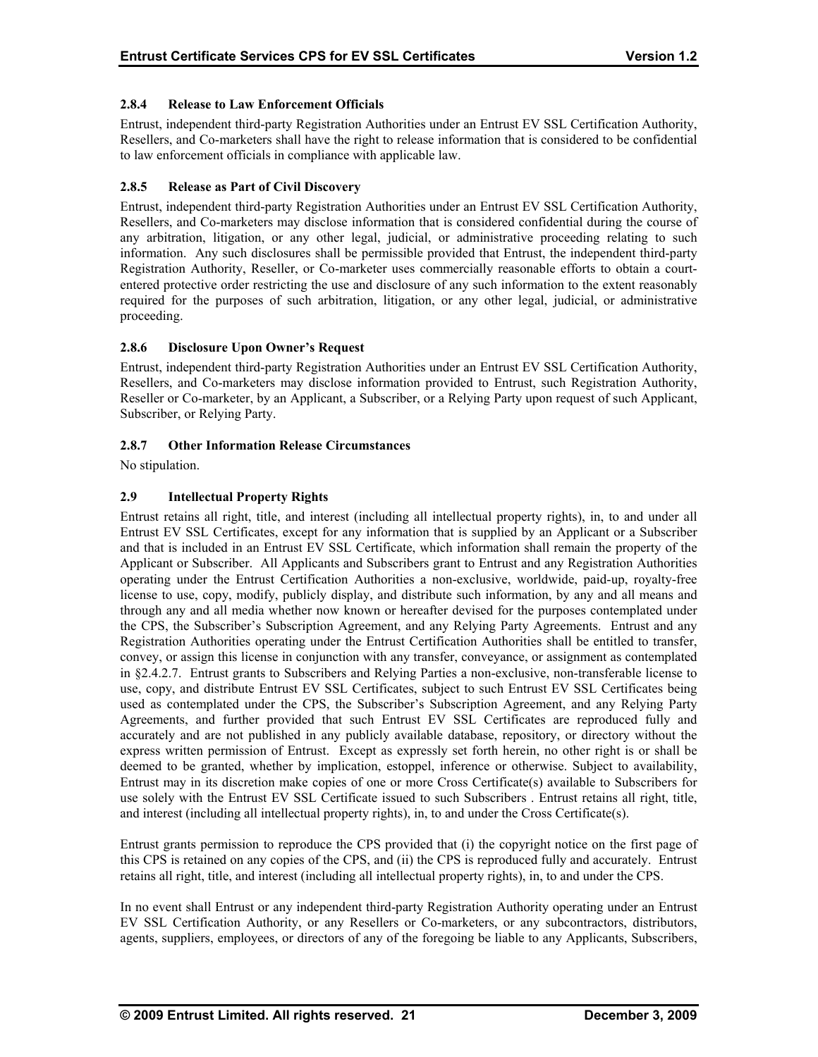### 2.8.4 Release to Law Enforcement Officials

Entrust, independent third-party Registration Authorities under an Entrust EV SSL Certification Authority, Resellers, and Co-marketers shall have the right to release information that is considered to be confidential to law enforcement officials in compliance with applicable law.

### 2.8.5 Release as Part of Civil Discovery

Entrust, independent third-party Registration Authorities under an Entrust EV SSL Certification Authority, Resellers, and Co-marketers may disclose information that is considered confidential during the course of any arbitration, litigation, or any other legal, judicial, or administrative proceeding relating to such information. Any such disclosures shall be permissible provided that Entrust, the independent third-party Registration Authority, Reseller, or Co-marketer uses commercially reasonable efforts to obtain a court-entered protective order restricting the use and disclosure of any such information to the extent reasonably required for the purposes of such arbitration, litigation, or any other legal, judicial, or administrative proceeding.

### 2.8.6 Disclosure Upon Owner's Request

Entrust, independent third-party Registration Authorities under an Entrust EV SSL Certification Authority, Resellers, and Co-marketers may disclose information provided to Entrust, such Registration Authority, Reseller or Co-marketer, by an Applicant, a Subscriber, or a Relying Party upon request of such Applicant, Subscriber, or Relying Party.

### 2.8.7 Other Information Release Circumstances

No stipulation.

## 2.9 Intellectual Property Rights

Entrust retains all right, title, and interest (including all intellectual property rights), in, to and under all Entrust EV SSL Certificates, except for any information that is supplied by an Applicant or a Subscriber and that is included in an Entrust EV SSL Certificate, which information shall remain the property of the Applicant or Subscriber. All Applicants and Subscribers grant to Entrust and any Registration Authorities operating under the Entrust Certification Authorities a non-exclusive, worldwide, paid-up, royalty-free license to use, copy, modify, publicly display, and distribute such information, by any and all means and through any and all media whether now known or hereafter devised for the purposes contemplated under the CPS, the Subscriber's Subscription Agreement, and any Relying Party Agreements. Entrust and any Registration Authorities operating under the Entrust Certification Authorities shall be entitled to transfer, convey, or assign this license in conjunction with any transfer, conveyance, or assignment as contemplated in §2.4.2.7. Entrust grants to Subscribers and Relying Parties a non-exclusive, non-transferable license to use, copy, and distribute Entrust EV SSL Certificates, subject to such Entrust EV SSL Certificates being used as contemplated under the CPS, the Subscriber's Subscription Agreement, and any Relying Party Agreements, and further provided that such Entrust EV SSL Certificates are reproduced fully and accurately and are not published in any publicly available database, repository, or directory without the express written permission of Entrust. Except as expressly set forth herein, no other right is or shall be deemed to be granted, whether by implication, estoppel, inference or otherwise. Subject to availability, Entrust may in its discretion make copies of one or more Cross Certificate(s) available to Subscribers for use solely with the Entrust EV SSL Certificate issued to such Subscribers . Entrust retains all right, title, and interest (including all intellectual property rights), in, to and under the Cross Certificate(s).

Entrust grants permission to reproduce the CPS provided that (i) the copyright notice on the first page of this CPS is retained on any copies of the CPS, and (ii) the CPS is reproduced fully and accurately. Entrust retains all right, title, and interest (including all intellectual property rights), in, to and under the CPS.

In no event shall Entrust or any independent third-party Registration Authority operating under an Entrust EV SSL Certification Authority, or any Resellers or Co-marketers, or any subcontractors, distributors, agents, suppliers, employees, or directors of any of the foregoing be liable to any Applicants, Subscribers,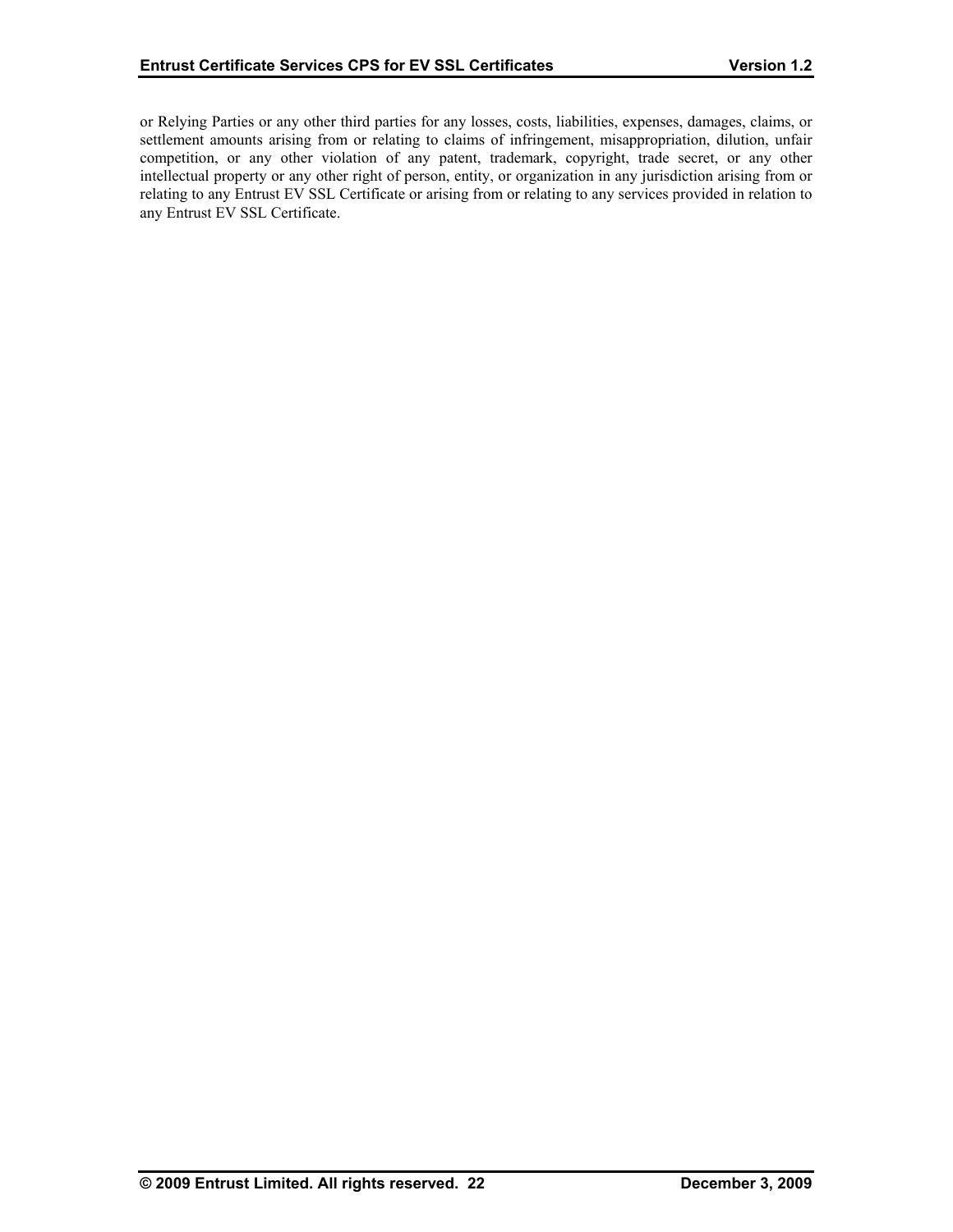or Relying Parties or any other third parties for any losses, costs, liabilities, expenses, damages, claims, or settlement amounts arising from or relating to claims of infringement, misappropriation, dilution, unfair competition, or any other violation of any patent, trademark, copyright, trade secret, or any other intellectual property or any other right of person, entity, or organization in any jurisdiction arising from or relating to any Entrust EV SSL Certificate or arising from or relating to any services provided in relation to any Entrust EV SSL Certificate.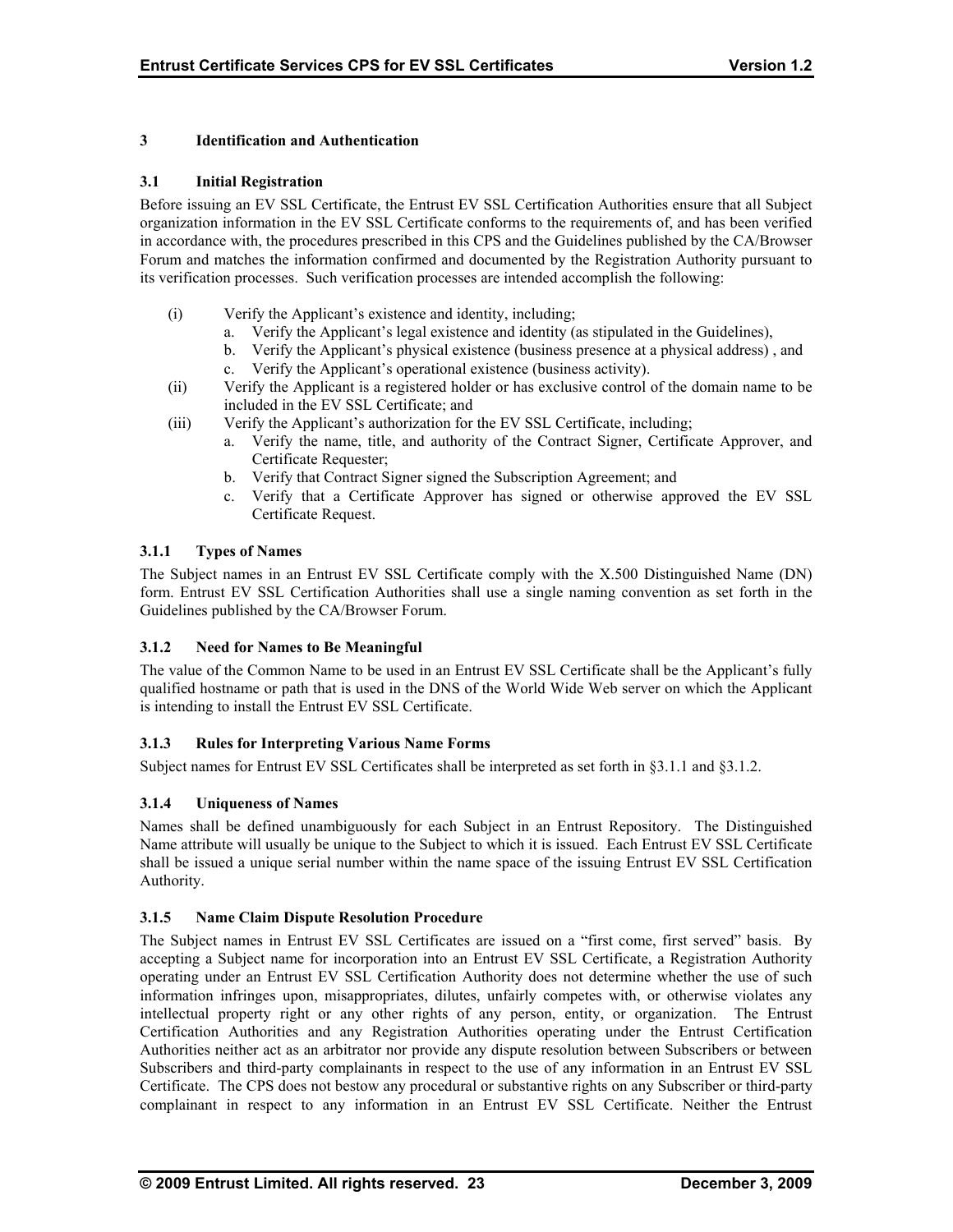# 3 Identification and Authentication

## 3.1 Initial Registration

Before issuing an EV SSL Certificate, the Entrust EV SSL Certification Authorities ensure that all Subject organization information in the EV SSL Certificate conforms to the requirements of, and has been verified in accordance with, the procedures prescribed in this CPS and the Guidelines published by the CA/Browser Forum and matches the information confirmed and documented by the Registration Authority pursuant to its verification processes. Such verification processes are intended accomplish the following:

(i) Verify the Applicant's existence and identity, including;
   a. Verify the Applicant's legal existence and identity (as stipulated in the Guidelines),
   b. Verify the Applicant's physical existence (business presence at a physical address) , and
   c. Verify the Applicant's operational existence (business activity).

(ii) Verify the Applicant is a registered holder or has exclusive control of the domain name to be included in the EV SSL Certificate; and

(iii) Verify the Applicant's authorization for the EV SSL Certificate, including;
   a. Verify the name, title, and authority of the Contract Signer, Certificate Approver, and Certificate Requester;
   b. Verify that Contract Signer signed the Subscription Agreement; and
   c. Verify that a Certificate Approver has signed or otherwise approved the EV SSL Certificate Request.

### 3.1.1 Types of Names

The Subject names in an Entrust EV SSL Certificate comply with the X.500 Distinguished Name (DN) form. Entrust EV SSL Certification Authorities shall use a single naming convention as set forth in the Guidelines published by the CA/Browser Forum.

### 3.1.2 Need for Names to Be Meaningful

The value of the Common Name to be used in an Entrust EV SSL Certificate shall be the Applicant's fully qualified hostname or path that is used in the DNS of the World Wide Web server on which the Applicant is intending to install the Entrust EV SSL Certificate.

### 3.1.3 Rules for Interpreting Various Name Forms

Subject names for Entrust EV SSL Certificates shall be interpreted as set forth in §3.1.1 and §3.1.2.

### 3.1.4 Uniqueness of Names

Names shall be defined unambiguously for each Subject in an Entrust Repository. The Distinguished Name attribute will usually be unique to the Subject to which it is issued. Each Entrust EV SSL Certificate shall be issued a unique serial number within the name space of the issuing Entrust EV SSL Certification Authority.

### 3.1.5 Name Claim Dispute Resolution Procedure

The Subject names in Entrust EV SSL Certificates are issued on a "first come, first served" basis. By accepting a Subject name for incorporation into an Entrust EV SSL Certificate, a Registration Authority operating under an Entrust EV SSL Certification Authority does not determine whether the use of such information infringes upon, misappropriates, dilutes, unfairly competes with, or otherwise violates any intellectual property right or any other rights of any person, entity, or organization. The Entrust Certification Authorities and any Registration Authorities operating under the Entrust Certification Authorities neither act as an arbitrator nor provide any dispute resolution between Subscribers or between Subscribers and third-party complainants in respect to the use of any information in an Entrust EV SSL Certificate. The CPS does not bestow any procedural or substantive rights on any Subscriber or third-party complainant in respect to any information in an Entrust EV SSL Certificate. Neither the Entrust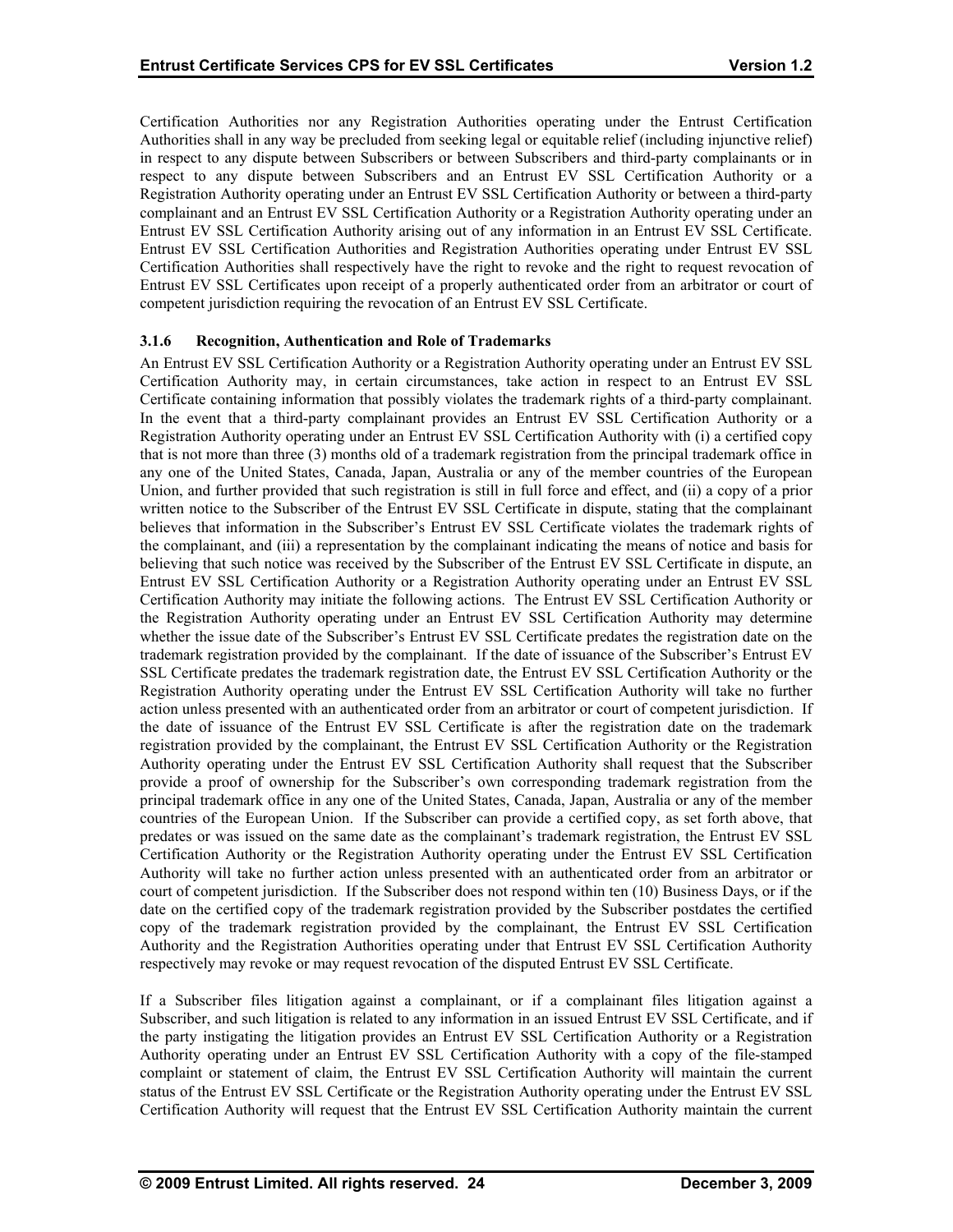Certification Authorities nor any Registration Authorities operating under the Entrust Certification Authorities shall in any way be precluded from seeking legal or equitable relief (including injunctive relief) in respect to any dispute between Subscribers or between Subscribers and third-party complainants or in respect to any dispute between Subscribers and an Entrust EV SSL Certification Authority or a Registration Authority operating under an Entrust EV SSL Certification Authority or between a third-party complainant and an Entrust EV SSL Certification Authority or a Registration Authority operating under an Entrust EV SSL Certification Authority arising out of any information in an Entrust EV SSL Certificate. Entrust EV SSL Certification Authorities and Registration Authorities operating under Entrust EV SSL Certification Authorities shall respectively have the right to revoke and the right to request revocation of Entrust EV SSL Certificates upon receipt of a properly authenticated order from an arbitrator or court of competent jurisdiction requiring the revocation of an Entrust EV SSL Certificate.

#### 3.1.6 Recognition, Authentication and Role of Trademarks

An Entrust EV SSL Certification Authority or a Registration Authority operating under an Entrust EV SSL Certification Authority may, in certain circumstances, take action in respect to an Entrust EV SSL Certificate containing information that possibly violates the trademark rights of a third-party complainant. In the event that a third-party complainant provides an Entrust EV SSL Certification Authority or a Registration Authority operating under an Entrust EV SSL Certification Authority with (i) a certified copy that is not more than three (3) months old of a trademark registration from the principal trademark office in any one of the United States, Canada, Japan, Australia or any of the member countries of the European Union, and further provided that such registration is still in full force and effect, and (ii) a copy of a prior written notice to the Subscriber of the Entrust EV SSL Certificate in dispute, stating that the complainant believes that information in the Subscriber's Entrust EV SSL Certificate violates the trademark rights of the complainant, and (iii) a representation by the complainant indicating the means of notice and basis for believing that such notice was received by the Subscriber of the Entrust EV SSL Certificate in dispute, an Entrust EV SSL Certification Authority or a Registration Authority operating under an Entrust EV SSL Certification Authority may initiate the following actions. The Entrust EV SSL Certification Authority or the Registration Authority operating under an Entrust EV SSL Certification Authority may determine whether the issue date of the Subscriber's Entrust EV SSL Certificate predates the registration date on the trademark registration provided by the complainant. If the date of issuance of the Subscriber's Entrust EV SSL Certificate predates the trademark registration date, the Entrust EV SSL Certification Authority or the Registration Authority operating under the Entrust EV SSL Certification Authority will take no further action unless presented with an authenticated order from an arbitrator or court of competent jurisdiction. If the date of issuance of the Entrust EV SSL Certificate is after the registration date on the trademark registration provided by the complainant, the Entrust EV SSL Certification Authority or the Registration Authority operating under the Entrust EV SSL Certification Authority shall request that the Subscriber provide a proof of ownership for the Subscriber's own corresponding trademark registration from the principal trademark office in any one of the United States, Canada, Japan, Australia or any of the member countries of the European Union. If the Subscriber can provide a certified copy, as set forth above, that predates or was issued on the same date as the complainant's trademark registration, the Entrust EV SSL Certification Authority or the Registration Authority operating under the Entrust EV SSL Certification Authority will take no further action unless presented with an authenticated order from an arbitrator or court of competent jurisdiction. If the Subscriber does not respond within ten (10) Business Days, or if the date on the certified copy of the trademark registration provided by the Subscriber postdates the certified copy of the trademark registration provided by the complainant, the Entrust EV SSL Certification Authority and the Registration Authorities operating under that Entrust EV SSL Certification Authority respectively may revoke or may request revocation of the disputed Entrust EV SSL Certificate.

If a Subscriber files litigation against a complainant, or if a complainant files litigation against a Subscriber, and such litigation is related to any information in an issued Entrust EV SSL Certificate, and if the party instigating the litigation provides an Entrust EV SSL Certification Authority or a Registration Authority operating under an Entrust EV SSL Certification Authority with a copy of the file-stamped complaint or statement of claim, the Entrust EV SSL Certification Authority will maintain the current status of the Entrust EV SSL Certificate or the Registration Authority operating under the Entrust EV SSL Certification Authority will request that the Entrust EV SSL Certification Authority maintain the current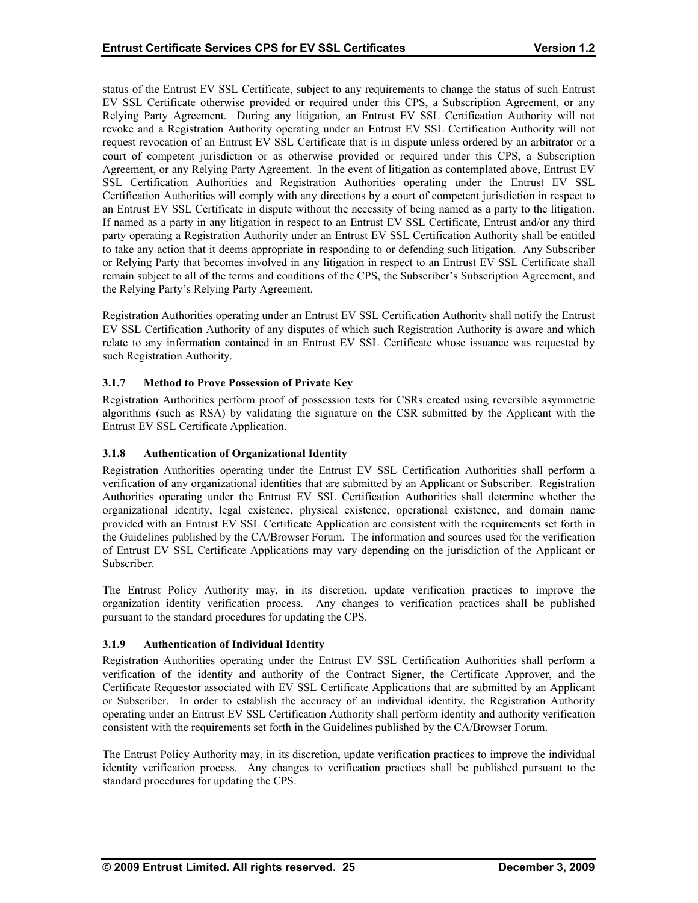status of the Entrust EV SSL Certificate, subject to any requirements to change the status of such Entrust EV SSL Certificate otherwise provided or required under this CPS, a Subscription Agreement, or any Relying Party Agreement. During any litigation, an Entrust EV SSL Certification Authority will not revoke and a Registration Authority operating under an Entrust EV SSL Certification Authority will not request revocation of an Entrust EV SSL Certificate that is in dispute unless ordered by an arbitrator or a court of competent jurisdiction or as otherwise provided or required under this CPS, a Subscription Agreement, or any Relying Party Agreement. In the event of litigation as contemplated above, Entrust EV SSL Certification Authorities and Registration Authorities operating under the Entrust EV SSL Certification Authorities will comply with any directions by a court of competent jurisdiction in respect to an Entrust EV SSL Certificate in dispute without the necessity of being named as a party to the litigation. If named as a party in any litigation in respect to an Entrust EV SSL Certificate, Entrust and/or any third party operating a Registration Authority under an Entrust EV SSL Certification Authority shall be entitled to take any action that it deems appropriate in responding to or defending such litigation. Any Subscriber or Relying Party that becomes involved in any litigation in respect to an Entrust EV SSL Certificate shall remain subject to all of the terms and conditions of the CPS, the Subscriber's Subscription Agreement, and the Relying Party's Relying Party Agreement.

Registration Authorities operating under an Entrust EV SSL Certification Authority shall notify the Entrust EV SSL Certification Authority of any disputes of which such Registration Authority is aware and which relate to any information contained in an Entrust EV SSL Certificate whose issuance was requested by such Registration Authority.

### 3.1.7 Method to Prove Possession of Private Key

Registration Authorities perform proof of possession tests for CSRs created using reversible asymmetric algorithms (such as RSA) by validating the signature on the CSR submitted by the Applicant with the Entrust EV SSL Certificate Application.

### 3.1.8 Authentication of Organizational Identity

Registration Authorities operating under the Entrust EV SSL Certification Authorities shall perform a verification of any organizational identities that are submitted by an Applicant or Subscriber. Registration Authorities operating under the Entrust EV SSL Certification Authorities shall determine whether the organizational identity, legal existence, physical existence, operational existence, and domain name provided with an Entrust EV SSL Certificate Application are consistent with the requirements set forth in the Guidelines published by the CA/Browser Forum. The information and sources used for the verification of Entrust EV SSL Certificate Applications may vary depending on the jurisdiction of the Applicant or Subscriber.

The Entrust Policy Authority may, in its discretion, update verification practices to improve the organization identity verification process. Any changes to verification practices shall be published pursuant to the standard procedures for updating the CPS.

### 3.1.9 Authentication of Individual Identity

Registration Authorities operating under the Entrust EV SSL Certification Authorities shall perform a verification of the identity and authority of the Contract Signer, the Certificate Approver, and the Certificate Requestor associated with EV SSL Certificate Applications that are submitted by an Applicant or Subscriber. In order to establish the accuracy of an individual identity, the Registration Authority operating under an Entrust EV SSL Certification Authority shall perform identity and authority verification consistent with the requirements set forth in the Guidelines published by the CA/Browser Forum.

The Entrust Policy Authority may, in its discretion, update verification practices to improve the individual identity verification process. Any changes to verification practices shall be published pursuant to the standard procedures for updating the CPS.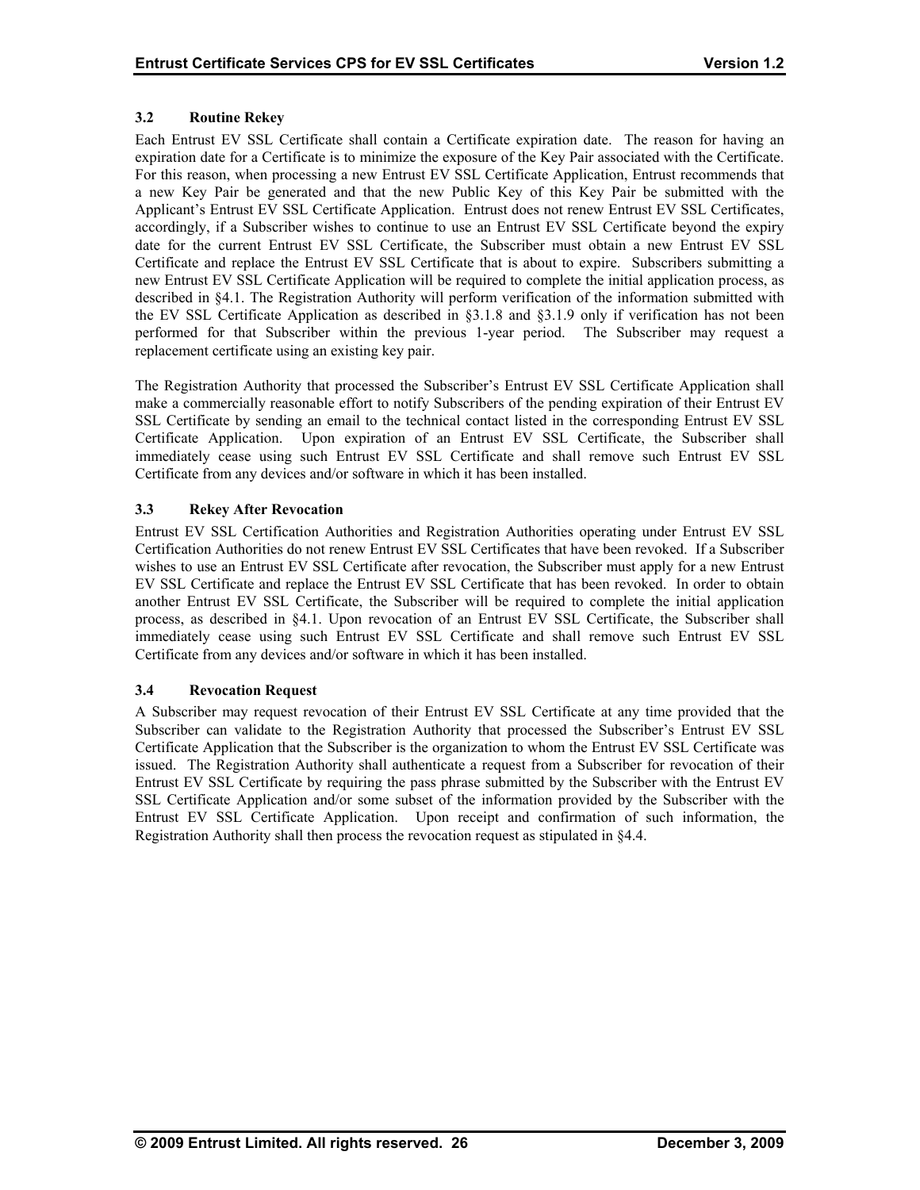### 3.2 Routine Rekey

Each Entrust EV SSL Certificate shall contain a Certificate expiration date. The reason for having an expiration date for a Certificate is to minimize the exposure of the Key Pair associated with the Certificate. For this reason, when processing a new Entrust EV SSL Certificate Application, Entrust recommends that a new Key Pair be generated and that the new Public Key of this Key Pair be submitted with the Applicant's Entrust EV SSL Certificate Application. Entrust does not renew Entrust EV SSL Certificates, accordingly, if a Subscriber wishes to continue to use an Entrust EV SSL Certificate beyond the expiry date for the current Entrust EV SSL Certificate, the Subscriber must obtain a new Entrust EV SSL Certificate and replace the Entrust EV SSL Certificate that is about to expire. Subscribers submitting a new Entrust EV SSL Certificate Application will be required to complete the initial application process, as described in §4.1. The Registration Authority will perform verification of the information submitted with the EV SSL Certificate Application as described in §3.1.8 and §3.1.9 only if verification has not been performed for that Subscriber within the previous 1-year period. The Subscriber may request a replacement certificate using an existing key pair.

The Registration Authority that processed the Subscriber's Entrust EV SSL Certificate Application shall make a commercially reasonable effort to notify Subscribers of the pending expiration of their Entrust EV SSL Certificate by sending an email to the technical contact listed in the corresponding Entrust EV SSL Certificate Application. Upon expiration of an Entrust EV SSL Certificate, the Subscriber shall immediately cease using such Entrust EV SSL Certificate and shall remove such Entrust EV SSL Certificate from any devices and/or software in which it has been installed.

### 3.3 Rekey After Revocation

Entrust EV SSL Certification Authorities and Registration Authorities operating under Entrust EV SSL Certification Authorities do not renew Entrust EV SSL Certificates that have been revoked. If a Subscriber wishes to use an Entrust EV SSL Certificate after revocation, the Subscriber must apply for a new Entrust EV SSL Certificate and replace the Entrust EV SSL Certificate that has been revoked. In order to obtain another Entrust EV SSL Certificate, the Subscriber will be required to complete the initial application process, as described in §4.1. Upon revocation of an Entrust EV SSL Certificate, the Subscriber shall immediately cease using such Entrust EV SSL Certificate and shall remove such Entrust EV SSL Certificate from any devices and/or software in which it has been installed.

### 3.4 Revocation Request

A Subscriber may request revocation of their Entrust EV SSL Certificate at any time provided that the Subscriber can validate to the Registration Authority that processed the Subscriber's Entrust EV SSL Certificate Application that the Subscriber is the organization to whom the Entrust EV SSL Certificate was issued. The Registration Authority shall authenticate a request from a Subscriber for revocation of their Entrust EV SSL Certificate by requiring the pass phrase submitted by the Subscriber with the Entrust EV SSL Certificate Application and/or some subset of the information provided by the Subscriber with the Entrust EV SSL Certificate Application. Upon receipt and confirmation of such information, the Registration Authority shall then process the revocation request as stipulated in §4.4.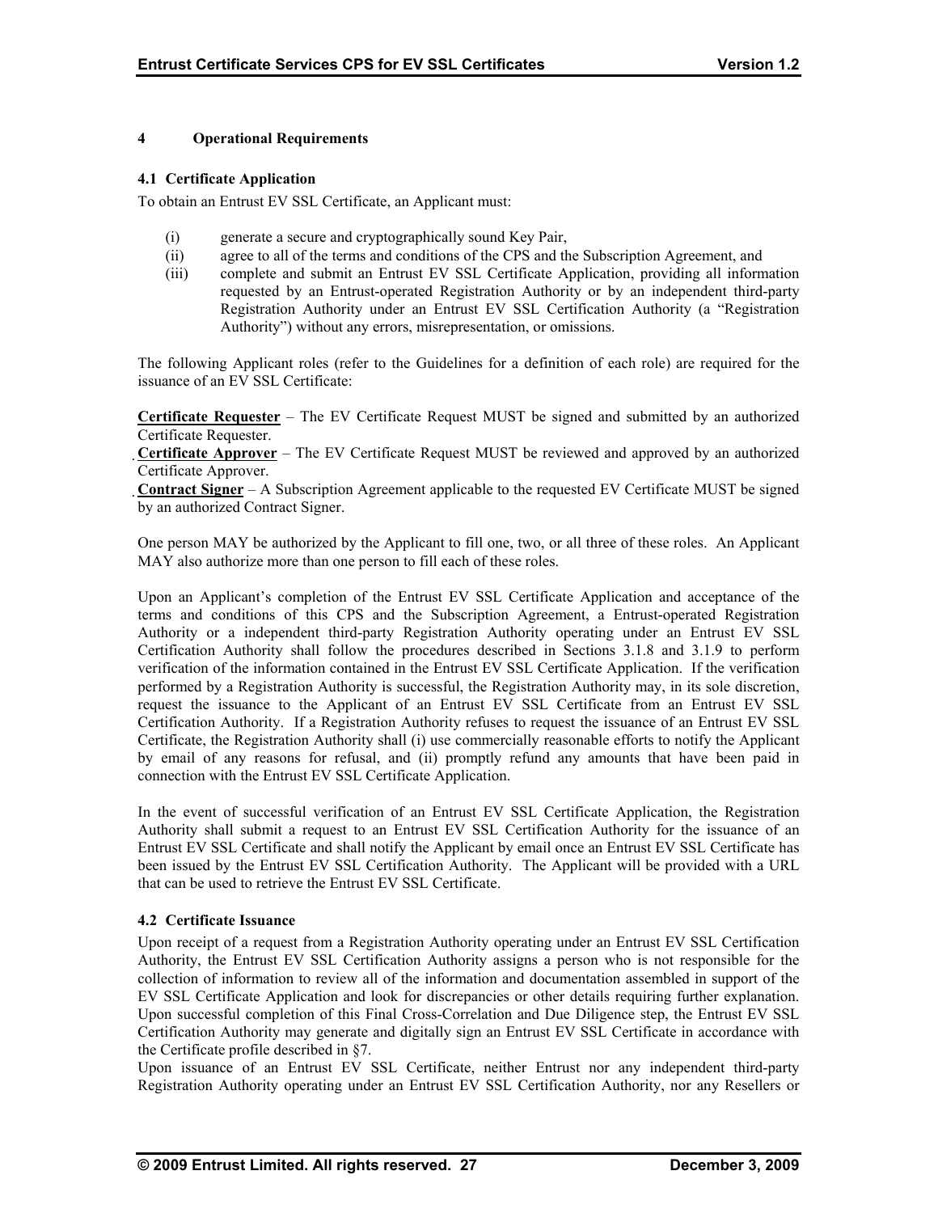## 4 Operational Requirements

### 4.1 Certificate Application

To obtain an Entrust EV SSL Certificate, an Applicant must:

(i) generate a secure and cryptographically sound Key Pair,
(ii) agree to all of the terms and conditions of the CPS and the Subscription Agreement, and
(iii) complete and submit an Entrust EV SSL Certificate Application, providing all information requested by an Entrust-operated Registration Authority or by an independent third-party Registration Authority under an Entrust EV SSL Certification Authority (a "Registration Authority") without any errors, misrepresentation, or omissions.

The following Applicant roles (refer to the Guidelines for a definition of each role) are required for the issuance of an EV SSL Certificate:

**Certificate Requester** – The EV Certificate Request MUST be signed and submitted by an authorized Certificate Requester.
**Certificate Approver** – The EV Certificate Request MUST be reviewed and approved by an authorized Certificate Approver.
**Contract Signer** – A Subscription Agreement applicable to the requested EV Certificate MUST be signed by an authorized Contract Signer.

One person MAY be authorized by the Applicant to fill one, two, or all three of these roles. An Applicant MAY also authorize more than one person to fill each of these roles.

Upon an Applicant's completion of the Entrust EV SSL Certificate Application and acceptance of the terms and conditions of this CPS and the Subscription Agreement, a Entrust-operated Registration Authority or a independent third-party Registration Authority operating under an Entrust EV SSL Certification Authority shall follow the procedures described in Sections 3.1.8 and 3.1.9 to perform verification of the information contained in the Entrust EV SSL Certificate Application. If the verification performed by a Registration Authority is successful, the Registration Authority may, in its sole discretion, request the issuance to the Applicant of an Entrust EV SSL Certificate from an Entrust EV SSL Certification Authority. If a Registration Authority refuses to request the issuance of an Entrust EV SSL Certificate, the Registration Authority shall (i) use commercially reasonable efforts to notify the Applicant by email of any reasons for refusal, and (ii) promptly refund any amounts that have been paid in connection with the Entrust EV SSL Certificate Application.

In the event of successful verification of an Entrust EV SSL Certificate Application, the Registration Authority shall submit a request to an Entrust EV SSL Certification Authority for the issuance of an Entrust EV SSL Certificate and shall notify the Applicant by email once an Entrust EV SSL Certificate has been issued by the Entrust EV SSL Certification Authority. The Applicant will be provided with a URL that can be used to retrieve the Entrust EV SSL Certificate.

### 4.2 Certificate Issuance

Upon receipt of a request from a Registration Authority operating under an Entrust EV SSL Certification Authority, the Entrust EV SSL Certification Authority assigns a person who is not responsible for the collection of information to review all of the information and documentation assembled in support of the EV SSL Certificate Application and look for discrepancies or other details requiring further explanation. Upon successful completion of this Final Cross-Correlation and Due Diligence step, the Entrust EV SSL Certification Authority may generate and digitally sign an Entrust EV SSL Certificate in accordance with the Certificate profile described in §7.
Upon issuance of an Entrust EV SSL Certificate, neither Entrust nor any independent third-party Registration Authority operating under an Entrust EV SSL Certification Authority, nor any Resellers or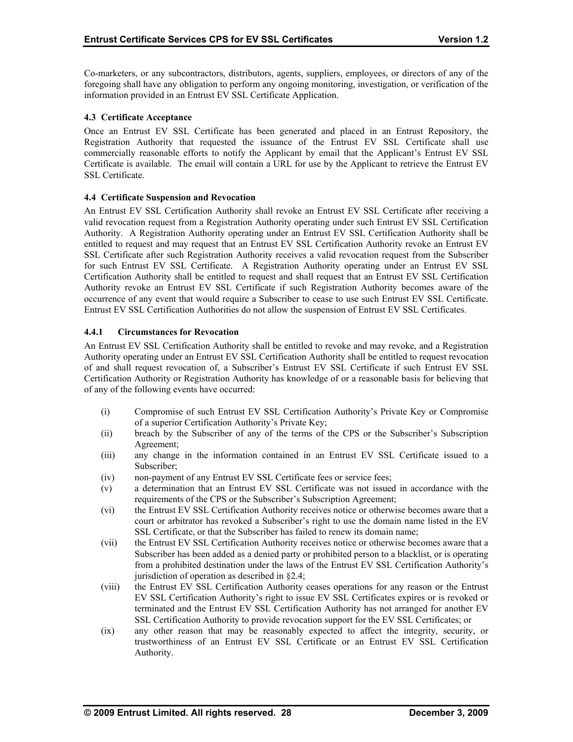Co-marketers, or any subcontractors, distributors, agents, suppliers, employees, or directors of any of the foregoing shall have any obligation to perform any ongoing monitoring, investigation, or verification of the information provided in an Entrust EV SSL Certificate Application.

### 4.3 Certificate Acceptance

Once an Entrust EV SSL Certificate has been generated and placed in an Entrust Repository, the Registration Authority that requested the issuance of the Entrust EV SSL Certificate shall use commercially reasonable efforts to notify the Applicant by email that the Applicant's Entrust EV SSL Certificate is available. The email will contain a URL for use by the Applicant to retrieve the Entrust EV SSL Certificate.

### 4.4 Certificate Suspension and Revocation

An Entrust EV SSL Certification Authority shall revoke an Entrust EV SSL Certificate after receiving a valid revocation request from a Registration Authority operating under such Entrust EV SSL Certification Authority. A Registration Authority operating under an Entrust EV SSL Certification Authority shall be entitled to request and may request that an Entrust EV SSL Certification Authority revoke an Entrust EV SSL Certificate after such Registration Authority receives a valid revocation request from the Subscriber for such Entrust EV SSL Certificate. A Registration Authority operating under an Entrust EV SSL Certification Authority shall be entitled to request and shall request that an Entrust EV SSL Certification Authority revoke an Entrust EV SSL Certificate if such Registration Authority becomes aware of the occurrence of any event that would require a Subscriber to cease to use such Entrust EV SSL Certificate. Entrust EV SSL Certification Authorities do not allow the suspension of Entrust EV SSL Certificates.

#### 4.4.1 Circumstances for Revocation

An Entrust EV SSL Certification Authority shall be entitled to revoke and may revoke, and a Registration Authority operating under an Entrust EV SSL Certification Authority shall be entitled to request revocation of and shall request revocation of, a Subscriber's Entrust EV SSL Certificate if such Entrust EV SSL Certification Authority or Registration Authority has knowledge of or a reasonable basis for believing that of any of the following events have occurred:

(i) Compromise of such Entrust EV SSL Certification Authority's Private Key or Compromise of a superior Certification Authority's Private Key;

(ii) breach by the Subscriber of any of the terms of the CPS or the Subscriber's Subscription Agreement;

(iii) any change in the information contained in an Entrust EV SSL Certificate issued to a Subscriber;

(iv) non-payment of any Entrust EV SSL Certificate fees or service fees;

(v) a determination that an Entrust EV SSL Certificate was not issued in accordance with the requirements of the CPS or the Subscriber's Subscription Agreement;

(vi) the Entrust EV SSL Certification Authority receives notice or otherwise becomes aware that a court or arbitrator has revoked a Subscriber's right to use the domain name listed in the EV SSL Certificate, or that the Subscriber has failed to renew its domain name;

(vii) the Entrust EV SSL Certification Authority receives notice or otherwise becomes aware that a Subscriber has been added as a denied party or prohibited person to a blacklist, or is operating from a prohibited destination under the laws of the Entrust EV SSL Certification Authority's jurisdiction of operation as described in §2.4;

(viii) the Entrust EV SSL Certification Authority ceases operations for any reason or the Entrust EV SSL Certification Authority's right to issue EV SSL Certificates expires or is revoked or terminated and the Entrust EV SSL Certification Authority has not arranged for another EV SSL Certification Authority to provide revocation support for the EV SSL Certificates; or

(ix) any other reason that may be reasonably expected to affect the integrity, security, or trustworthiness of an Entrust EV SSL Certificate or an Entrust EV SSL Certification Authority.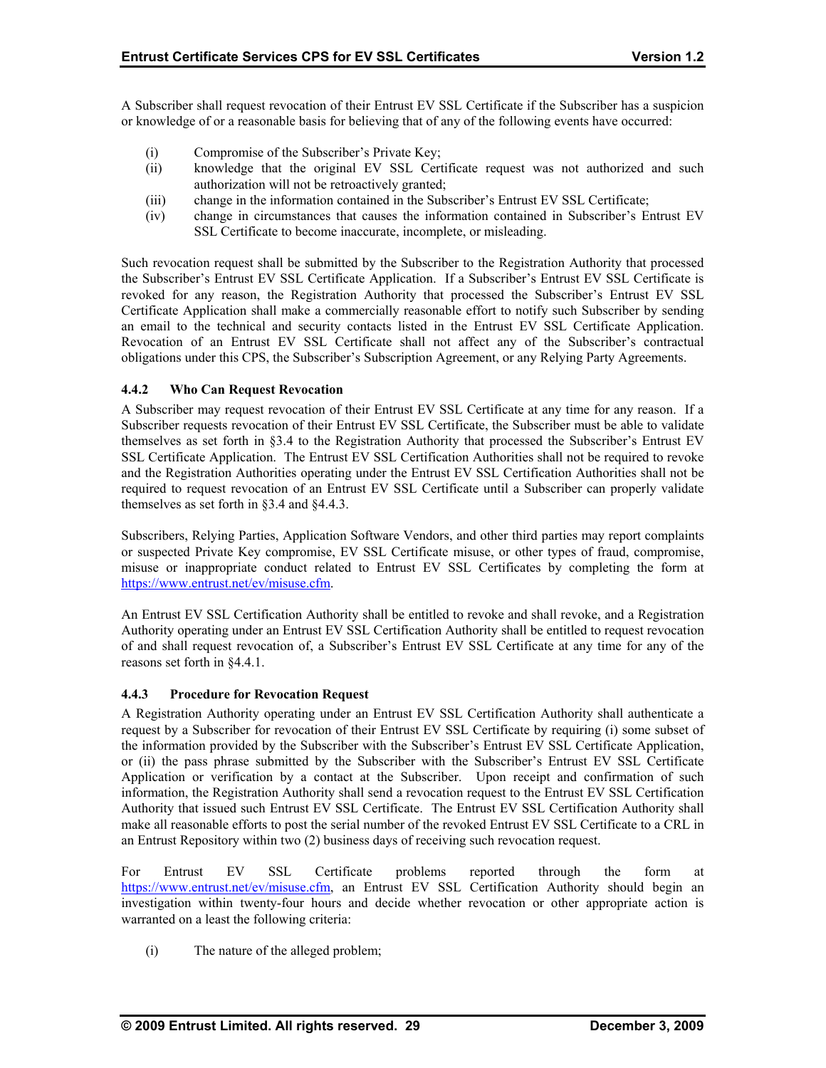A Subscriber shall request revocation of their Entrust EV SSL Certificate if the Subscriber has a suspicion or knowledge of or a reasonable basis for believing that of any of the following events have occurred:

(i) Compromise of the Subscriber's Private Key;
(ii) knowledge that the original EV SSL Certificate request was not authorized and such authorization will not be retroactively granted;
(iii) change in the information contained in the Subscriber's Entrust EV SSL Certificate;
(iv) change in circumstances that causes the information contained in Subscriber's Entrust EV SSL Certificate to become inaccurate, incomplete, or misleading.

Such revocation request shall be submitted by the Subscriber to the Registration Authority that processed the Subscriber's Entrust EV SSL Certificate Application. If a Subscriber's Entrust EV SSL Certificate is revoked for any reason, the Registration Authority that processed the Subscriber's Entrust EV SSL Certificate Application shall make a commercially reasonable effort to notify such Subscriber by sending an email to the technical and security contacts listed in the Entrust EV SSL Certificate Application. Revocation of an Entrust EV SSL Certificate shall not affect any of the Subscriber's contractual obligations under this CPS, the Subscriber's Subscription Agreement, or any Relying Party Agreements.

#### 4.4.2 Who Can Request Revocation

A Subscriber may request revocation of their Entrust EV SSL Certificate at any time for any reason. If a Subscriber requests revocation of their Entrust EV SSL Certificate, the Subscriber must be able to validate themselves as set forth in §3.4 to the Registration Authority that processed the Subscriber's Entrust EV SSL Certificate Application. The Entrust EV SSL Certification Authorities shall not be required to revoke and the Registration Authorities operating under the Entrust EV SSL Certification Authorities shall not be required to request revocation of an Entrust EV SSL Certificate until a Subscriber can properly validate themselves as set forth in §3.4 and §4.4.3.

Subscribers, Relying Parties, Application Software Vendors, and other third parties may report complaints or suspected Private Key compromise, EV SSL Certificate misuse, or other types of fraud, compromise, misuse or inappropriate conduct related to Entrust EV SSL Certificates by completing the form at https://www.entrust.net/ev/misuse.cfm.

An Entrust EV SSL Certification Authority shall be entitled to revoke and shall revoke, and a Registration Authority operating under an Entrust EV SSL Certification Authority shall be entitled to request revocation of and shall request revocation of, a Subscriber's Entrust EV SSL Certificate at any time for any of the reasons set forth in §4.4.1.

#### 4.4.3 Procedure for Revocation Request

A Registration Authority operating under an Entrust EV SSL Certification Authority shall authenticate a request by a Subscriber for revocation of their Entrust EV SSL Certificate by requiring (i) some subset of the information provided by the Subscriber with the Subscriber's Entrust EV SSL Certificate Application, or (ii) the pass phrase submitted by the Subscriber with the Subscriber's Entrust EV SSL Certificate Application or verification by a contact at the Subscriber. Upon receipt and confirmation of such information, the Registration Authority shall send a revocation request to the Entrust EV SSL Certification Authority that issued such Entrust EV SSL Certificate. The Entrust EV SSL Certification Authority shall make all reasonable efforts to post the serial number of the revoked Entrust EV SSL Certificate to a CRL in an Entrust Repository within two (2) business days of receiving such revocation request.

For Entrust EV SSL Certificate problems reported through the form at https://www.entrust.net/ev/misuse.cfm, an Entrust EV SSL Certification Authority should begin an investigation within twenty-four hours and decide whether revocation or other appropriate action is warranted on a least the following criteria:

(i) The nature of the alleged problem;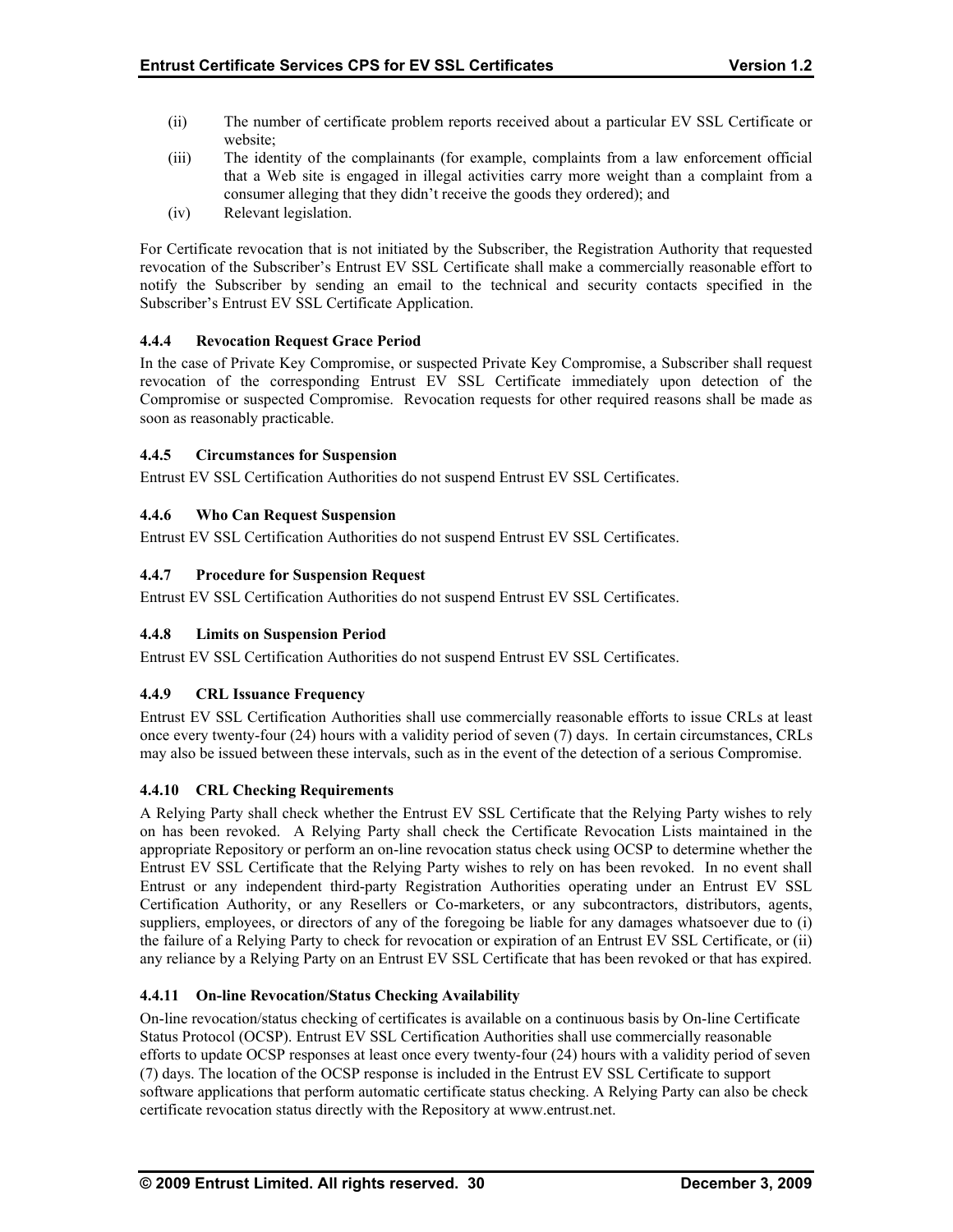(ii) The number of certificate problem reports received about a particular EV SSL Certificate or website;

(iii) The identity of the complainants (for example, complaints from a law enforcement official that a Web site is engaged in illegal activities carry more weight than a complaint from a consumer alleging that they didn't receive the goods they ordered); and

(iv) Relevant legislation.

For Certificate revocation that is not initiated by the Subscriber, the Registration Authority that requested revocation of the Subscriber's Entrust EV SSL Certificate shall make a commercially reasonable effort to notify the Subscriber by sending an email to the technical and security contacts specified in the Subscriber's Entrust EV SSL Certificate Application.

#### 4.4.4 Revocation Request Grace Period

In the case of Private Key Compromise, or suspected Private Key Compromise, a Subscriber shall request revocation of the corresponding Entrust EV SSL Certificate immediately upon detection of the Compromise or suspected Compromise. Revocation requests for other required reasons shall be made as soon as reasonably practicable.

#### 4.4.5 Circumstances for Suspension

Entrust EV SSL Certification Authorities do not suspend Entrust EV SSL Certificates.

#### 4.4.6 Who Can Request Suspension

Entrust EV SSL Certification Authorities do not suspend Entrust EV SSL Certificates.

#### 4.4.7 Procedure for Suspension Request

Entrust EV SSL Certification Authorities do not suspend Entrust EV SSL Certificates.

#### 4.4.8 Limits on Suspension Period

Entrust EV SSL Certification Authorities do not suspend Entrust EV SSL Certificates.

#### 4.4.9 CRL Issuance Frequency

Entrust EV SSL Certification Authorities shall use commercially reasonable efforts to issue CRLs at least once every twenty-four (24) hours with a validity period of seven (7) days. In certain circumstances, CRLs may also be issued between these intervals, such as in the event of the detection of a serious Compromise.

#### 4.4.10 CRL Checking Requirements

A Relying Party shall check whether the Entrust EV SSL Certificate that the Relying Party wishes to rely on has been revoked. A Relying Party shall check the Certificate Revocation Lists maintained in the appropriate Repository or perform an on-line revocation status check using OCSP to determine whether the Entrust EV SSL Certificate that the Relying Party wishes to rely on has been revoked. In no event shall Entrust or any independent third-party Registration Authorities operating under an Entrust EV SSL Certification Authority, or any Resellers or Co-marketers, or any subcontractors, distributors, agents, suppliers, employees, or directors of any of the foregoing be liable for any damages whatsoever due to (i) the failure of a Relying Party to check for revocation or expiration of an Entrust EV SSL Certificate, or (ii) any reliance by a Relying Party on an Entrust EV SSL Certificate that has been revoked or that has expired.

#### 4.4.11 On-line Revocation/Status Checking Availability

On-line revocation/status checking of certificates is available on a continuous basis by On-line Certificate Status Protocol (OCSP). Entrust EV SSL Certification Authorities shall use commercially reasonable efforts to update OCSP responses at least once every twenty-four (24) hours with a validity period of seven (7) days. The location of the OCSP response is included in the Entrust EV SSL Certificate to support software applications that perform automatic certificate status checking. A Relying Party can also be check certificate revocation status directly with the Repository at www.entrust.net.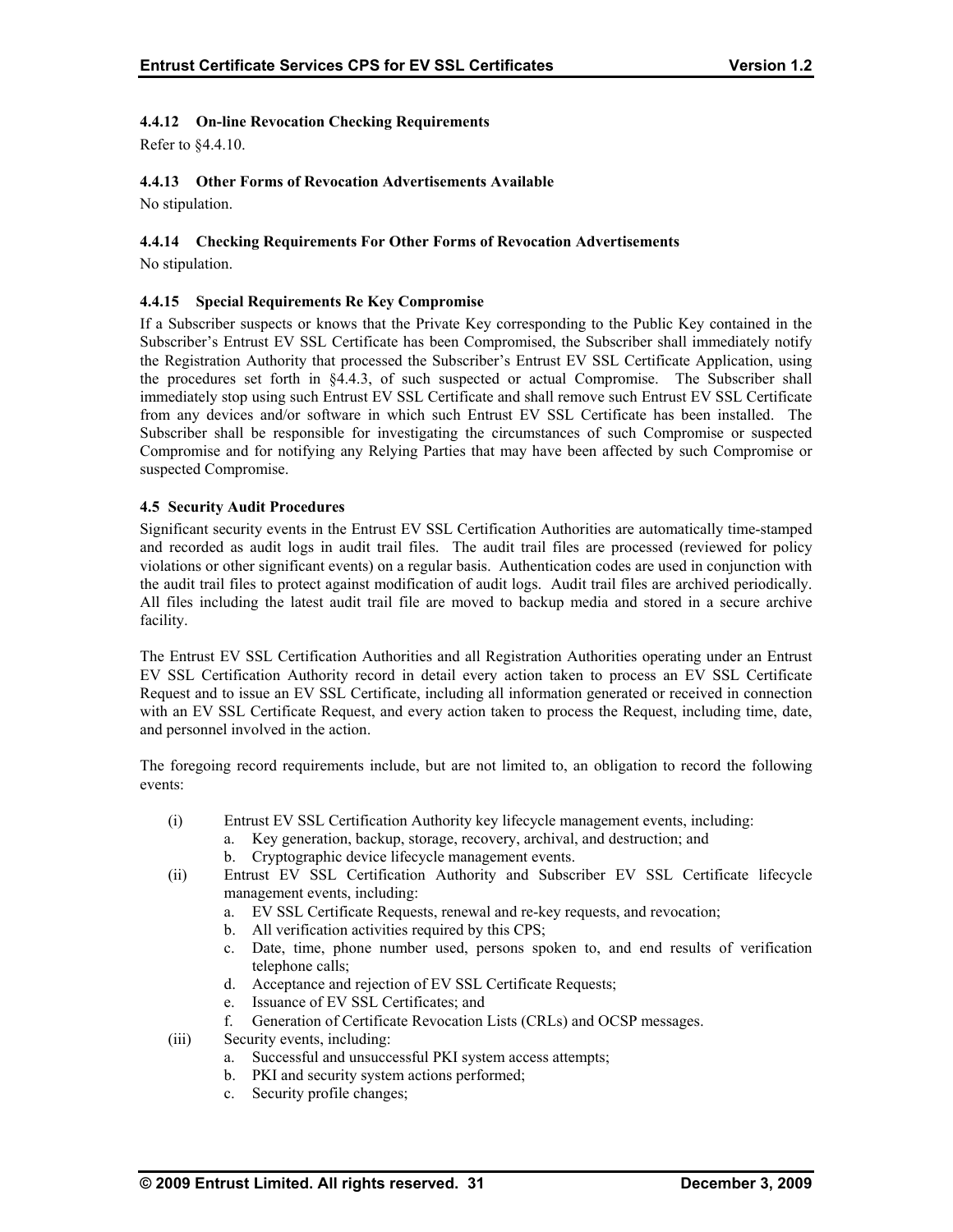#### 4.4.12 On-line Revocation Checking Requirements

Refer to §4.4.10.

#### 4.4.13 Other Forms of Revocation Advertisements Available

No stipulation.

#### 4.4.14 Checking Requirements For Other Forms of Revocation Advertisements

No stipulation.

#### 4.4.15 Special Requirements Re Key Compromise

If a Subscriber suspects or knows that the Private Key corresponding to the Public Key contained in the Subscriber's Entrust EV SSL Certificate has been Compromised, the Subscriber shall immediately notify the Registration Authority that processed the Subscriber's Entrust EV SSL Certificate Application, using the procedures set forth in §4.4.3, of such suspected or actual Compromise. The Subscriber shall immediately stop using such Entrust EV SSL Certificate and shall remove such Entrust EV SSL Certificate from any devices and/or software in which such Entrust EV SSL Certificate has been installed. The Subscriber shall be responsible for investigating the circumstances of such Compromise or suspected Compromise and for notifying any Relying Parties that may have been affected by such Compromise or suspected Compromise.

### 4.5 Security Audit Procedures

Significant security events in the Entrust EV SSL Certification Authorities are automatically time-stamped and recorded as audit logs in audit trail files. The audit trail files are processed (reviewed for policy violations or other significant events) on a regular basis. Authentication codes are used in conjunction with the audit trail files to protect against modification of audit logs. Audit trail files are archived periodically. All files including the latest audit trail file are moved to backup media and stored in a secure archive facility.

The Entrust EV SSL Certification Authorities and all Registration Authorities operating under an Entrust EV SSL Certification Authority record in detail every action taken to process an EV SSL Certificate Request and to issue an EV SSL Certificate, including all information generated or received in connection with an EV SSL Certificate Request, and every action taken to process the Request, including time, date, and personnel involved in the action.

The foregoing record requirements include, but are not limited to, an obligation to record the following events:

(i) Entrust EV SSL Certification Authority key lifecycle management events, including:
   a. Key generation, backup, storage, recovery, archival, and destruction; and
   b. Cryptographic device lifecycle management events.

(ii) Entrust EV SSL Certification Authority and Subscriber EV SSL Certificate lifecycle management events, including:
   a. EV SSL Certificate Requests, renewal and re-key requests, and revocation;
   b. All verification activities required by this CPS;
   c. Date, time, phone number used, persons spoken to, and end results of verification telephone calls;
   d. Acceptance and rejection of EV SSL Certificate Requests;
   e. Issuance of EV SSL Certificates; and
   f. Generation of Certificate Revocation Lists (CRLs) and OCSP messages.

(iii) Security events, including:
   a. Successful and unsuccessful PKI system access attempts;
   b. PKI and security system actions performed;
   c. Security profile changes;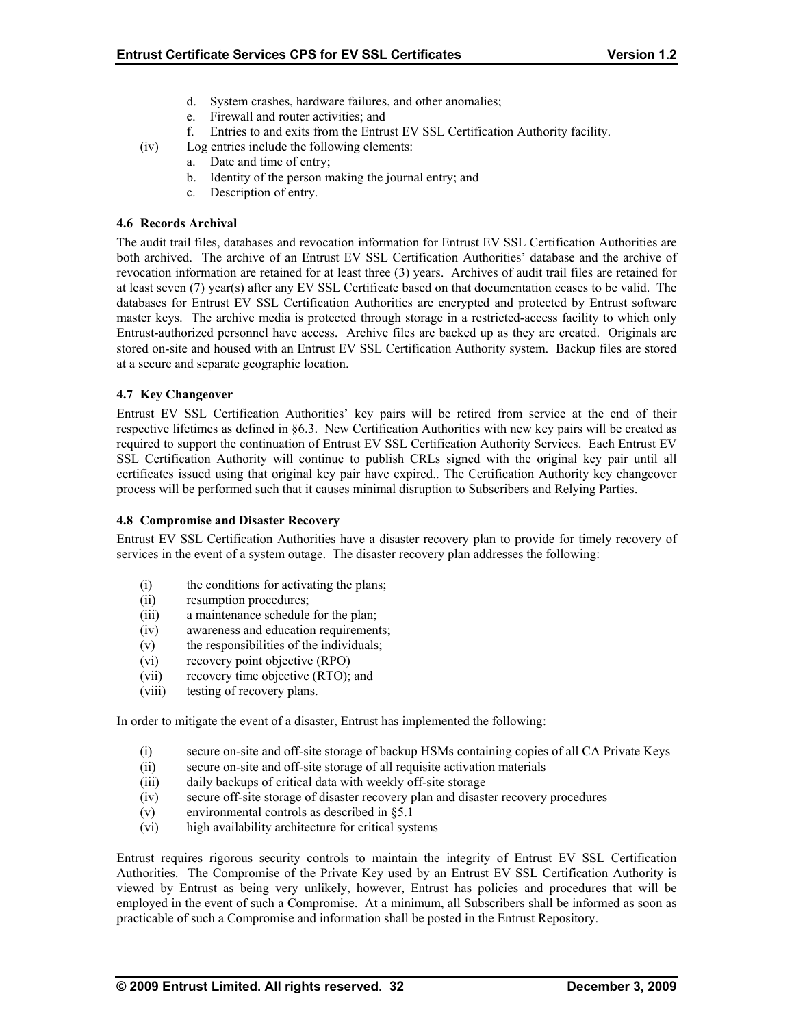d. System crashes, hardware failures, and other anomalies;
e. Firewall and router activities; and
f. Entries to and exits from the Entrust EV SSL Certification Authority facility.

(iv) Log entries include the following elements:

a. Date and time of entry;
b. Identity of the person making the journal entry; and
c. Description of entry.

### 4.6 Records Archival

The audit trail files, databases and revocation information for Entrust EV SSL Certification Authorities are both archived. The archive of an Entrust EV SSL Certification Authorities' database and the archive of revocation information are retained for at least three (3) years. Archives of audit trail files are retained for at least seven (7) year(s) after any EV SSL Certificate based on that documentation ceases to be valid. The databases for Entrust EV SSL Certification Authorities are encrypted and protected by Entrust software master keys. The archive media is protected through storage in a restricted-access facility to which only Entrust-authorized personnel have access. Archive files are backed up as they are created. Originals are stored on-site and housed with an Entrust EV SSL Certification Authority system. Backup files are stored at a secure and separate geographic location.

### 4.7 Key Changeover

Entrust EV SSL Certification Authorities' key pairs will be retired from service at the end of their respective lifetimes as defined in §6.3. New Certification Authorities with new key pairs will be created as required to support the continuation of Entrust EV SSL Certification Authority Services. Each Entrust EV SSL Certification Authority will continue to publish CRLs signed with the original key pair until all certificates issued using that original key pair have expired.. The Certification Authority key changeover process will be performed such that it causes minimal disruption to Subscribers and Relying Parties.

### 4.8 Compromise and Disaster Recovery

Entrust EV SSL Certification Authorities have a disaster recovery plan to provide for timely recovery of services in the event of a system outage. The disaster recovery plan addresses the following:

(i) the conditions for activating the plans;
(ii) resumption procedures;
(iii) a maintenance schedule for the plan;
(iv) awareness and education requirements;
(v) the responsibilities of the individuals;
(vi) recovery point objective (RPO)
(vii) recovery time objective (RTO); and
(viii) testing of recovery plans.

In order to mitigate the event of a disaster, Entrust has implemented the following:

(i) secure on-site and off-site storage of backup HSMs containing copies of all CA Private Keys
(ii) secure on-site and off-site storage of all requisite activation materials
(iii) daily backups of critical data with weekly off-site storage
(iv) secure off-site storage of disaster recovery plan and disaster recovery procedures
(v) environmental controls as described in §5.1
(vi) high availability architecture for critical systems

Entrust requires rigorous security controls to maintain the integrity of Entrust EV SSL Certification Authorities. The Compromise of the Private Key used by an Entrust EV SSL Certification Authority is viewed by Entrust as being very unlikely, however, Entrust has policies and procedures that will be employed in the event of such a Compromise. At a minimum, all Subscribers shall be informed as soon as practicable of such a Compromise and information shall be posted in the Entrust Repository.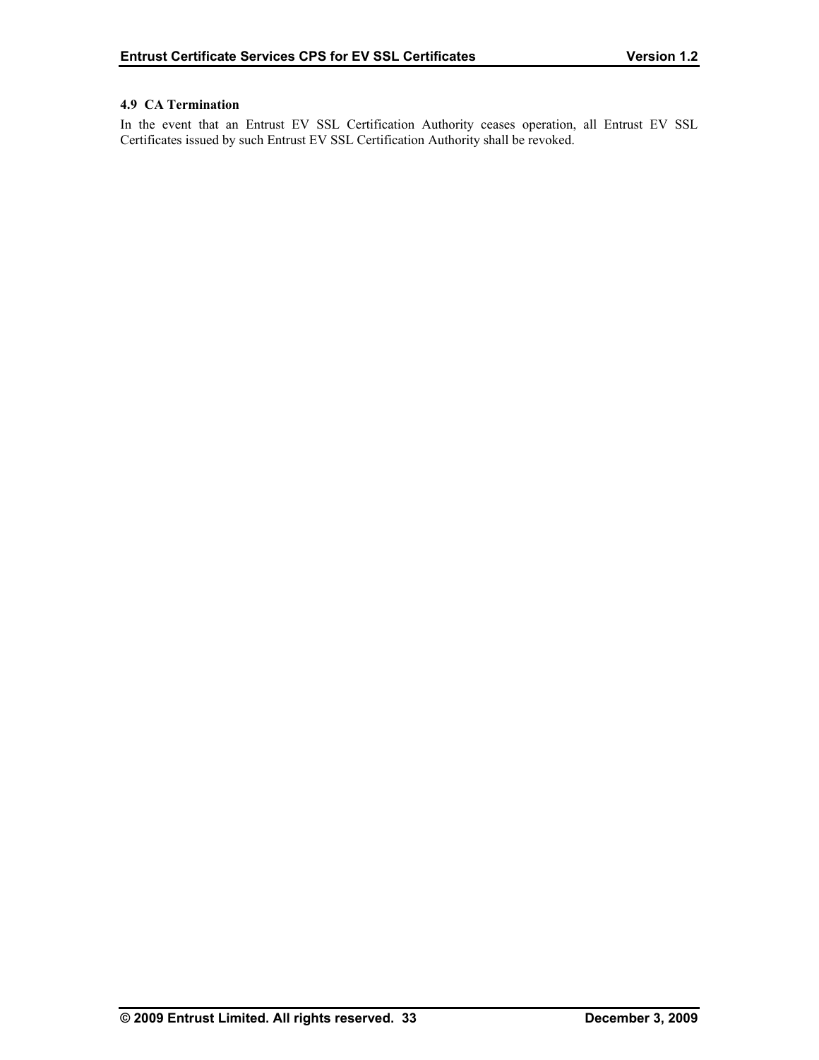### 4.9 CA Termination

In the event that an Entrust EV SSL Certification Authority ceases operation, all Entrust EV SSL Certificates issued by such Entrust EV SSL Certification Authority shall be revoked.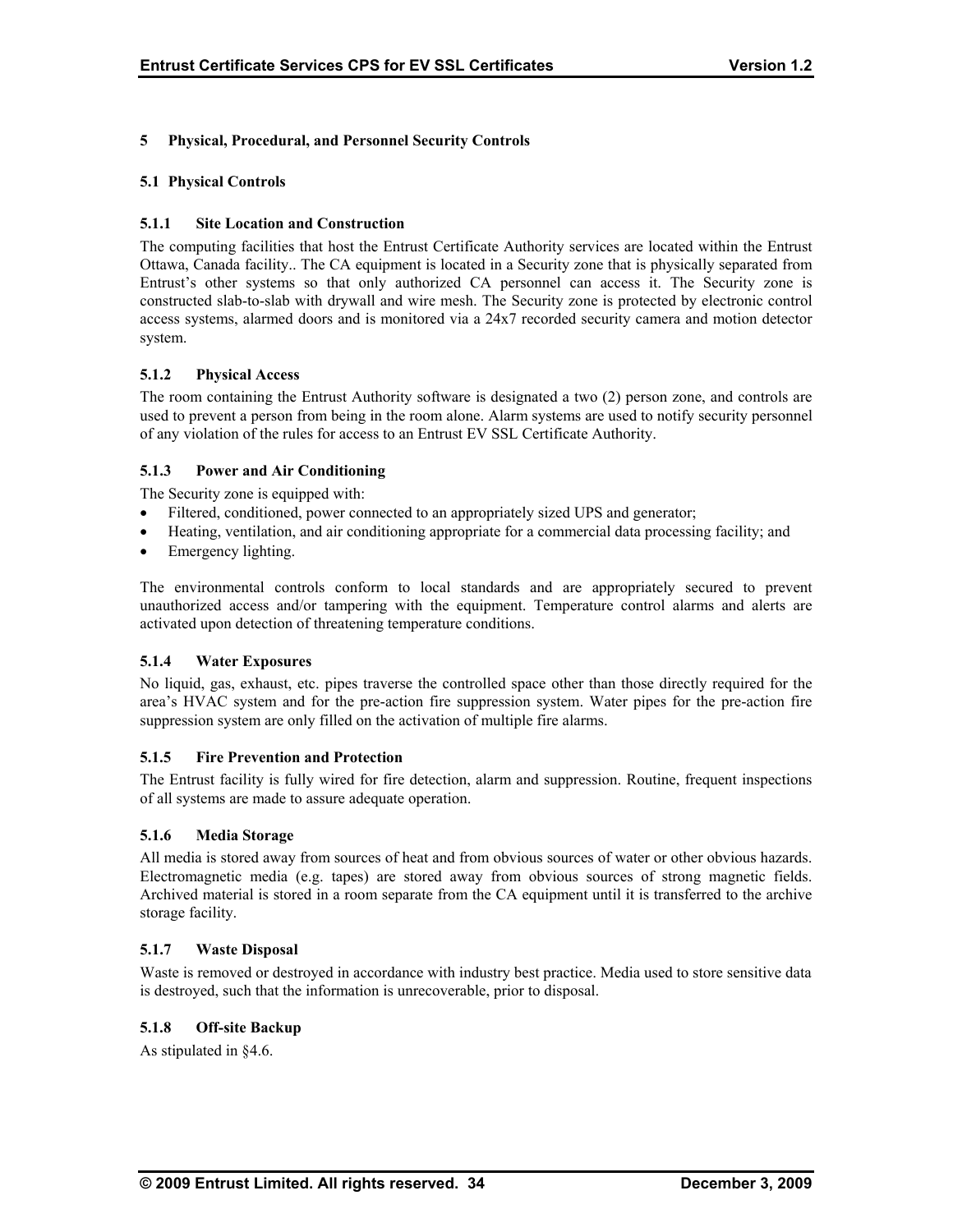# 5 Physical, Procedural, and Personnel Security Controls

## 5.1 Physical Controls

### 5.1.1 Site Location and Construction

The computing facilities that host the Entrust Certificate Authority services are located within the Entrust Ottawa, Canada facility.. The CA equipment is located in a Security zone that is physically separated from Entrust's other systems so that only authorized CA personnel can access it. The Security zone is constructed slab-to-slab with drywall and wire mesh. The Security zone is protected by electronic control access systems, alarmed doors and is monitored via a 24x7 recorded security camera and motion detector system.

### 5.1.2 Physical Access

The room containing the Entrust Authority software is designated a two (2) person zone, and controls are used to prevent a person from being in the room alone. Alarm systems are used to notify security personnel of any violation of the rules for access to an Entrust EV SSL Certificate Authority.

### 5.1.3 Power and Air Conditioning

The Security zone is equipped with:

- Filtered, conditioned, power connected to an appropriately sized UPS and generator;
- Heating, ventilation, and air conditioning appropriate for a commercial data processing facility; and
- Emergency lighting.

The environmental controls conform to local standards and are appropriately secured to prevent unauthorized access and/or tampering with the equipment. Temperature control alarms and alerts are activated upon detection of threatening temperature conditions.

### 5.1.4 Water Exposures

No liquid, gas, exhaust, etc. pipes traverse the controlled space other than those directly required for the area's HVAC system and for the pre-action fire suppression system. Water pipes for the pre-action fire suppression system are only filled on the activation of multiple fire alarms.

### 5.1.5 Fire Prevention and Protection

The Entrust facility is fully wired for fire detection, alarm and suppression. Routine, frequent inspections of all systems are made to assure adequate operation.

### 5.1.6 Media Storage

All media is stored away from sources of heat and from obvious sources of water or other obvious hazards. Electromagnetic media (e.g. tapes) are stored away from obvious sources of strong magnetic fields. Archived material is stored in a room separate from the CA equipment until it is transferred to the archive storage facility.

### 5.1.7 Waste Disposal

Waste is removed or destroyed in accordance with industry best practice. Media used to store sensitive data is destroyed, such that the information is unrecoverable, prior to disposal.

### 5.1.8 Off-site Backup

As stipulated in §4.6.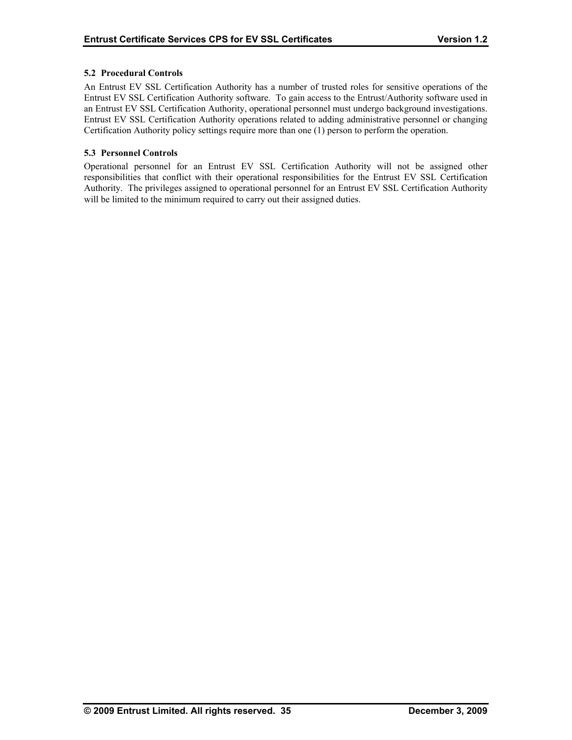### 5.2 Procedural Controls

An Entrust EV SSL Certification Authority has a number of trusted roles for sensitive operations of the Entrust EV SSL Certification Authority software. To gain access to the Entrust/Authority software used in an Entrust EV SSL Certification Authority, operational personnel must undergo background investigations. Entrust EV SSL Certification Authority operations related to adding administrative personnel or changing Certification Authority policy settings require more than one (1) person to perform the operation.

### 5.3 Personnel Controls

Operational personnel for an Entrust EV SSL Certification Authority will not be assigned other responsibilities that conflict with their operational responsibilities for the Entrust EV SSL Certification Authority. The privileges assigned to operational personnel for an Entrust EV SSL Certification Authority will be limited to the minimum required to carry out their assigned duties.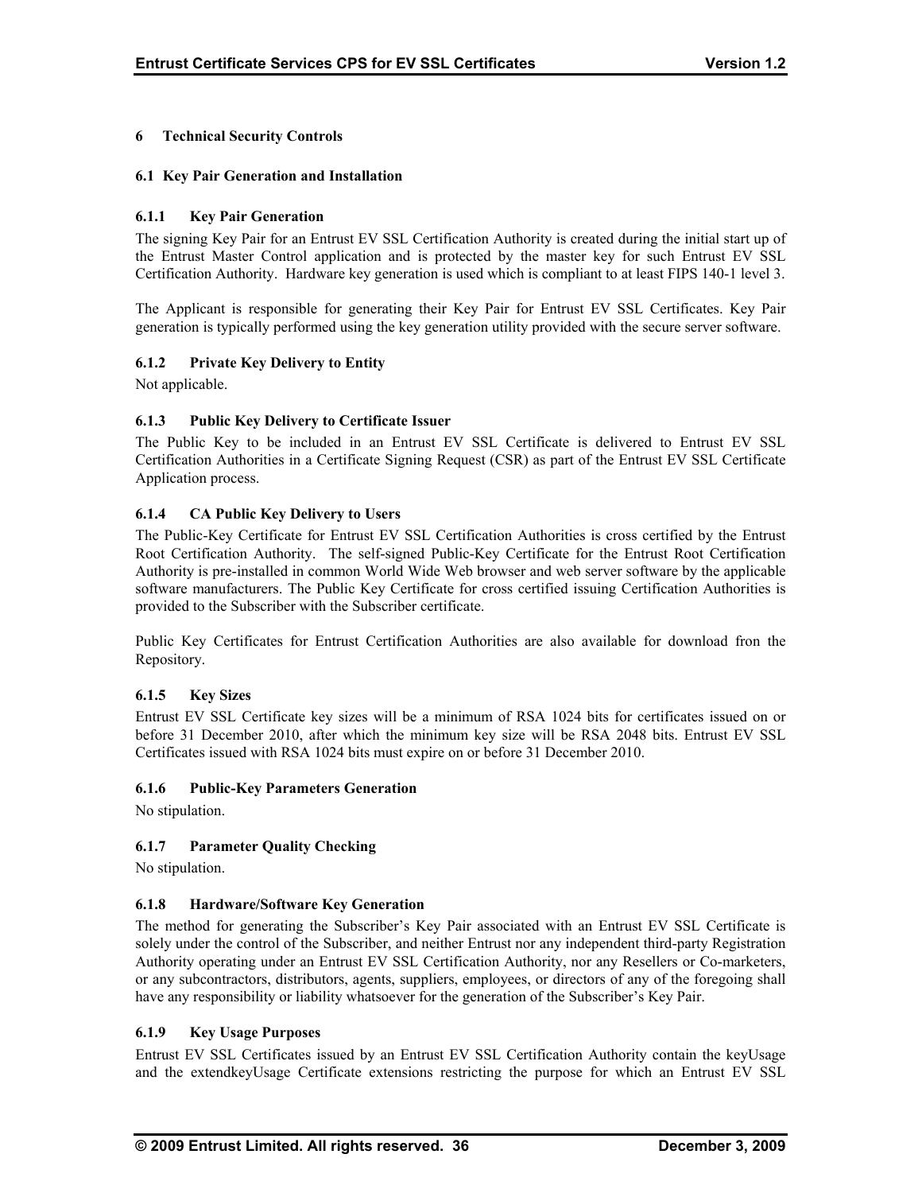# 6 Technical Security Controls

## 6.1 Key Pair Generation and Installation

### 6.1.1 Key Pair Generation

The signing Key Pair for an Entrust EV SSL Certification Authority is created during the initial start up of the Entrust Master Control application and is protected by the master key for such Entrust EV SSL Certification Authority. Hardware key generation is used which is compliant to at least FIPS 140-1 level 3.

The Applicant is responsible for generating their Key Pair for Entrust EV SSL Certificates. Key Pair generation is typically performed using the key generation utility provided with the secure server software.

### 6.1.2 Private Key Delivery to Entity

Not applicable.

### 6.1.3 Public Key Delivery to Certificate Issuer

The Public Key to be included in an Entrust EV SSL Certificate is delivered to Entrust EV SSL Certification Authorities in a Certificate Signing Request (CSR) as part of the Entrust EV SSL Certificate Application process.

### 6.1.4 CA Public Key Delivery to Users

The Public-Key Certificate for Entrust EV SSL Certification Authorities is cross certified by the Entrust Root Certification Authority. The self-signed Public-Key Certificate for the Entrust Root Certification Authority is pre-installed in common World Wide Web browser and web server software by the applicable software manufacturers. The Public Key Certificate for cross certified issuing Certification Authorities is provided to the Subscriber with the Subscriber certificate.

Public Key Certificates for Entrust Certification Authorities are also available for download fron the Repository.

### 6.1.5 Key Sizes

Entrust EV SSL Certificate key sizes will be a minimum of RSA 1024 bits for certificates issued on or before 31 December 2010, after which the minimum key size will be RSA 2048 bits. Entrust EV SSL Certificates issued with RSA 1024 bits must expire on or before 31 December 2010.

### 6.1.6 Public-Key Parameters Generation

No stipulation.

### 6.1.7 Parameter Quality Checking

No stipulation.

### 6.1.8 Hardware/Software Key Generation

The method for generating the Subscriber's Key Pair associated with an Entrust EV SSL Certificate is solely under the control of the Subscriber, and neither Entrust nor any independent third-party Registration Authority operating under an Entrust EV SSL Certification Authority, nor any Resellers or Co-marketers, or any subcontractors, distributors, agents, suppliers, employees, or directors of any of the foregoing shall have any responsibility or liability whatsoever for the generation of the Subscriber's Key Pair.

### 6.1.9 Key Usage Purposes

Entrust EV SSL Certificates issued by an Entrust EV SSL Certification Authority contain the keyUsage and the extendkeyUsage Certificate extensions restricting the purpose for which an Entrust EV SSL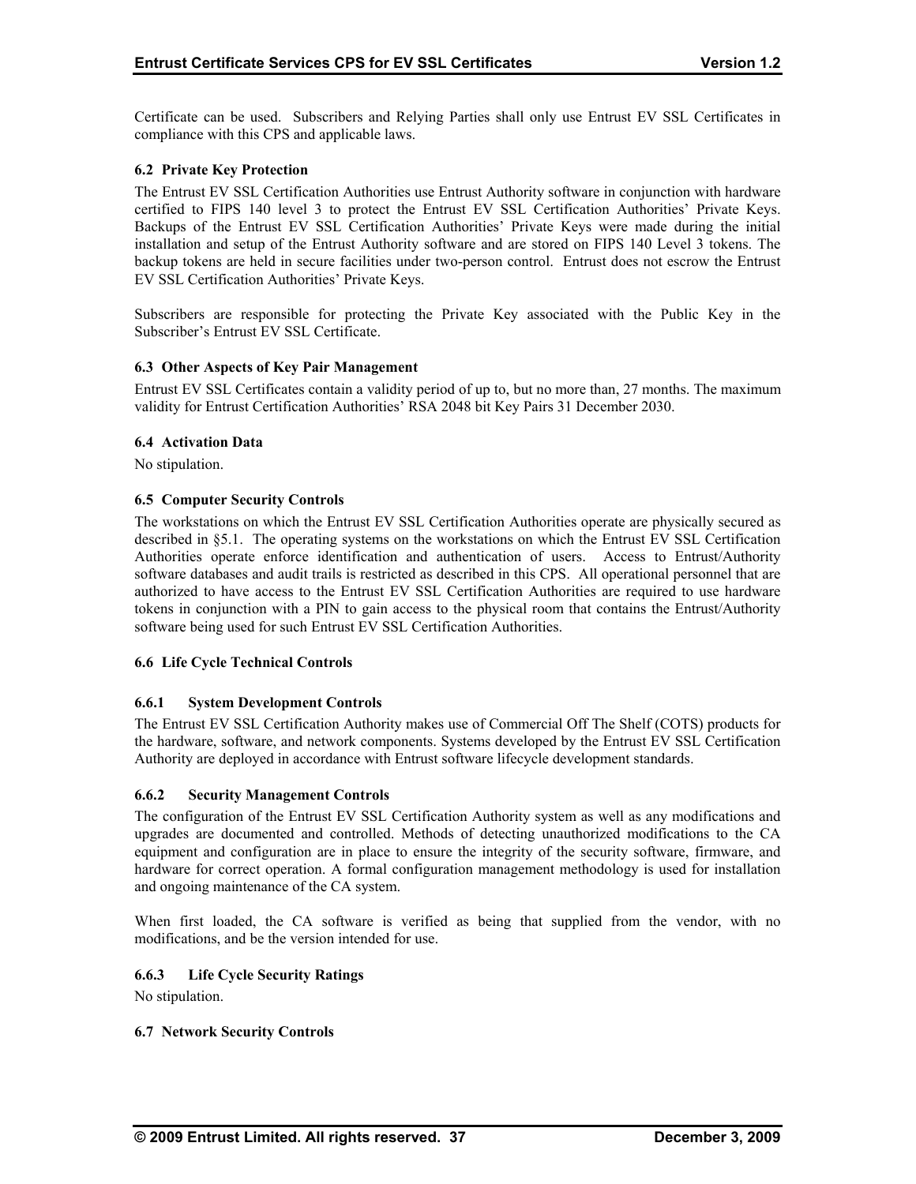Certificate can be used. Subscribers and Relying Parties shall only use Entrust EV SSL Certificates in compliance with this CPS and applicable laws.

### 6.2 Private Key Protection

The Entrust EV SSL Certification Authorities use Entrust Authority software in conjunction with hardware certified to FIPS 140 level 3 to protect the Entrust EV SSL Certification Authorities' Private Keys. Backups of the Entrust EV SSL Certification Authorities' Private Keys were made during the initial installation and setup of the Entrust Authority software and are stored on FIPS 140 Level 3 tokens. The backup tokens are held in secure facilities under two-person control. Entrust does not escrow the Entrust EV SSL Certification Authorities' Private Keys.

Subscribers are responsible for protecting the Private Key associated with the Public Key in the Subscriber's Entrust EV SSL Certificate.

### 6.3 Other Aspects of Key Pair Management

Entrust EV SSL Certificates contain a validity period of up to, but no more than, 27 months. The maximum validity for Entrust Certification Authorities' RSA 2048 bit Key Pairs 31 December 2030.

### 6.4 Activation Data

No stipulation.

### 6.5 Computer Security Controls

The workstations on which the Entrust EV SSL Certification Authorities operate are physically secured as described in §5.1. The operating systems on the workstations on which the Entrust EV SSL Certification Authorities operate enforce identification and authentication of users. Access to Entrust/Authority software databases and audit trails is restricted as described in this CPS. All operational personnel that are authorized to have access to the Entrust EV SSL Certification Authorities are required to use hardware tokens in conjunction with a PIN to gain access to the physical room that contains the Entrust/Authority software being used for such Entrust EV SSL Certification Authorities.

### 6.6 Life Cycle Technical Controls

#### 6.6.1 System Development Controls

The Entrust EV SSL Certification Authority makes use of Commercial Off The Shelf (COTS) products for the hardware, software, and network components. Systems developed by the Entrust EV SSL Certification Authority are deployed in accordance with Entrust software lifecycle development standards.

#### 6.6.2 Security Management Controls

The configuration of the Entrust EV SSL Certification Authority system as well as any modifications and upgrades are documented and controlled. Methods of detecting unauthorized modifications to the CA equipment and configuration are in place to ensure the integrity of the security software, firmware, and hardware for correct operation. A formal configuration management methodology is used for installation and ongoing maintenance of the CA system.

When first loaded, the CA software is verified as being that supplied from the vendor, with no modifications, and be the version intended for use.

#### 6.6.3 Life Cycle Security Ratings

No stipulation.

### 6.7 Network Security Controls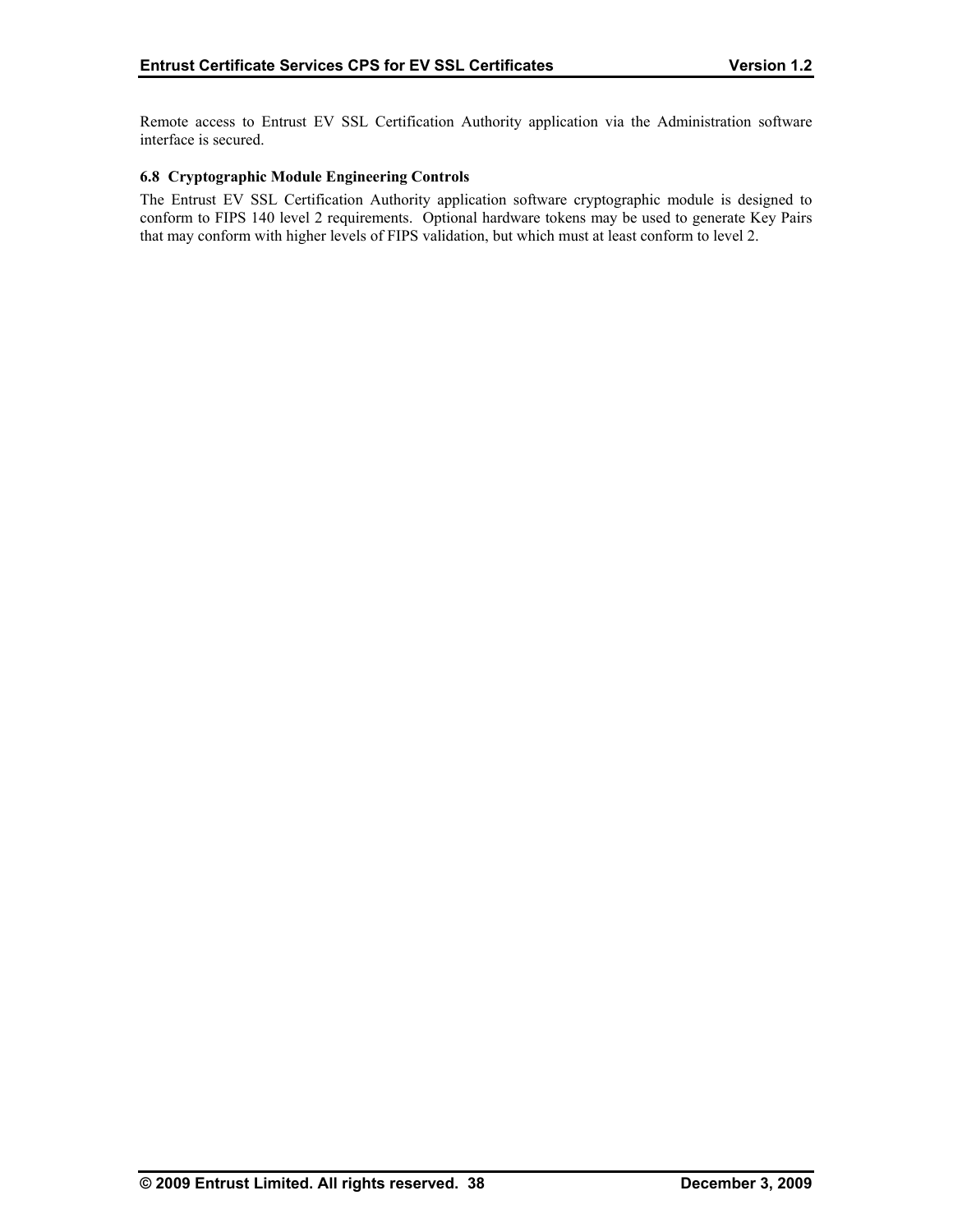Remote access to Entrust EV SSL Certification Authority application via the Administration software interface is secured.

### 6.8 Cryptographic Module Engineering Controls

The Entrust EV SSL Certification Authority application software cryptographic module is designed to conform to FIPS 140 level 2 requirements. Optional hardware tokens may be used to generate Key Pairs that may conform with higher levels of FIPS validation, but which must at least conform to level 2.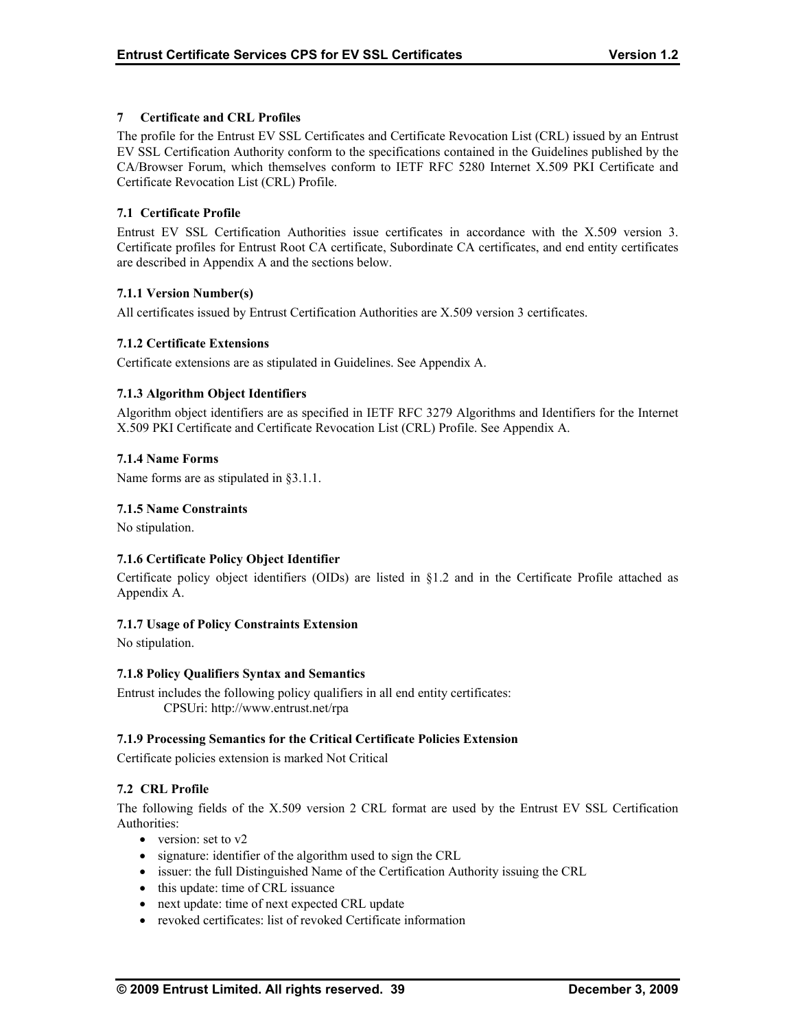# 7 Certificate and CRL Profiles

The profile for the Entrust EV SSL Certificates and Certificate Revocation List (CRL) issued by an Entrust EV SSL Certification Authority conform to the specifications contained in the Guidelines published by the CA/Browser Forum, which themselves conform to IETF RFC 5280 Internet X.509 PKI Certificate and Certificate Revocation List (CRL) Profile.

## 7.1 Certificate Profile

Entrust EV SSL Certification Authorities issue certificates in accordance with the X.509 version 3. Certificate profiles for Entrust Root CA certificate, Subordinate CA certificates, and end entity certificates are described in Appendix A and the sections below.

### 7.1.1 Version Number(s)

All certificates issued by Entrust Certification Authorities are X.509 version 3 certificates.

### 7.1.2 Certificate Extensions

Certificate extensions are as stipulated in Guidelines. See Appendix A.

### 7.1.3 Algorithm Object Identifiers

Algorithm object identifiers are as specified in IETF RFC 3279 Algorithms and Identifiers for the Internet X.509 PKI Certificate and Certificate Revocation List (CRL) Profile. See Appendix A.

### 7.1.4 Name Forms

Name forms are as stipulated in §3.1.1.

### 7.1.5 Name Constraints

No stipulation.

### 7.1.6 Certificate Policy Object Identifier

Certificate policy object identifiers (OIDs) are listed in §1.2 and in the Certificate Profile attached as Appendix A.

### 7.1.7 Usage of Policy Constraints Extension

No stipulation.

### 7.1.8 Policy Qualifiers Syntax and Semantics

Entrust includes the following policy qualifiers in all end entity certificates:

CPSUri: http://www.entrust.net/rpa

### 7.1.9 Processing Semantics for the Critical Certificate Policies Extension

Certificate policies extension is marked Not Critical

## 7.2 CRL Profile

The following fields of the X.509 version 2 CRL format are used by the Entrust EV SSL Certification Authorities:

- version: set to v2
- signature: identifier of the algorithm used to sign the CRL
- issuer: the full Distinguished Name of the Certification Authority issuing the CRL
- this update: time of CRL issuance
- next update: time of next expected CRL update
- revoked certificates: list of revoked Certificate information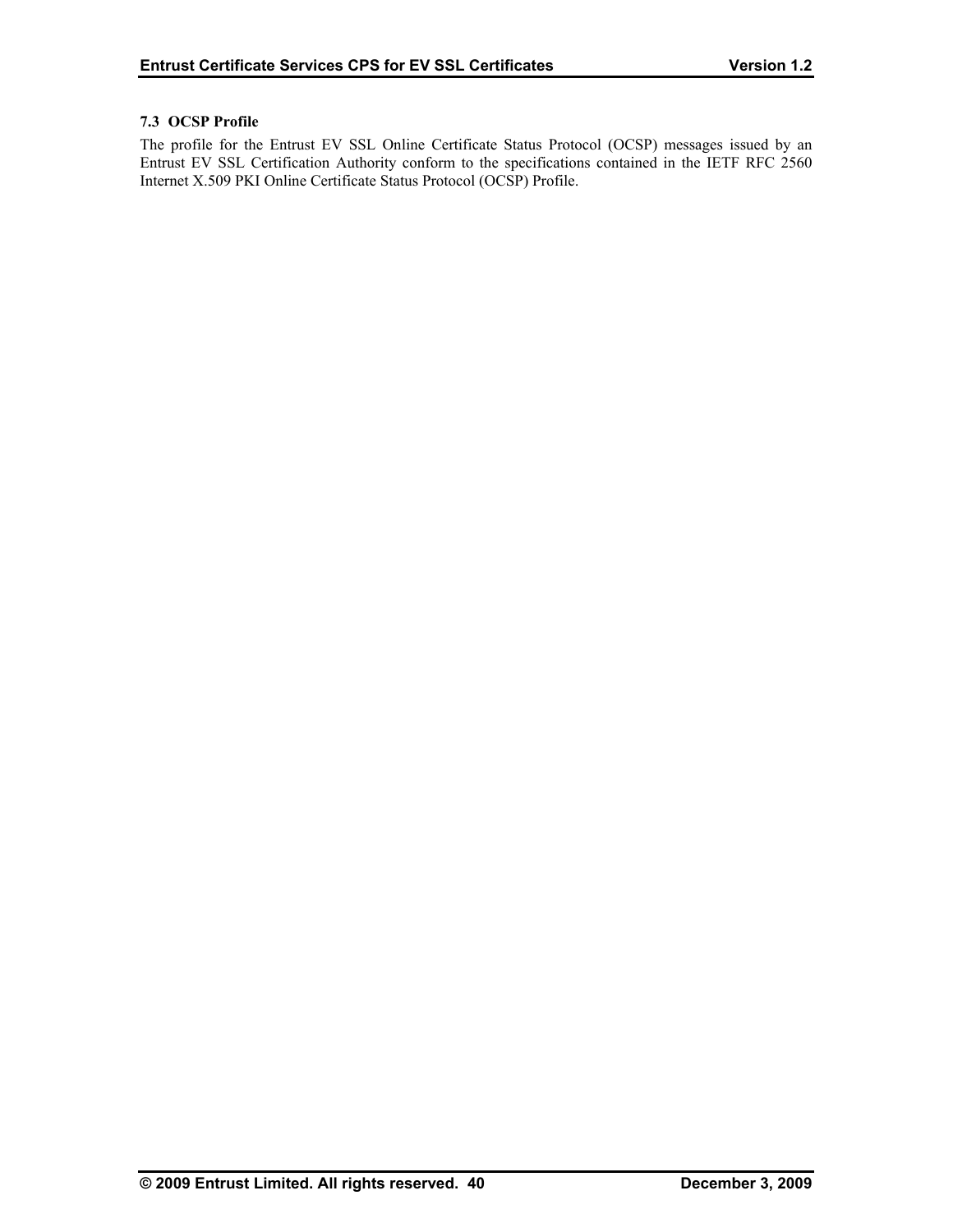### 7.3 OCSP Profile

The profile for the Entrust EV SSL Online Certificate Status Protocol (OCSP) messages issued by an Entrust EV SSL Certification Authority conform to the specifications contained in the IETF RFC 2560 Internet X.509 PKI Online Certificate Status Protocol (OCSP) Profile.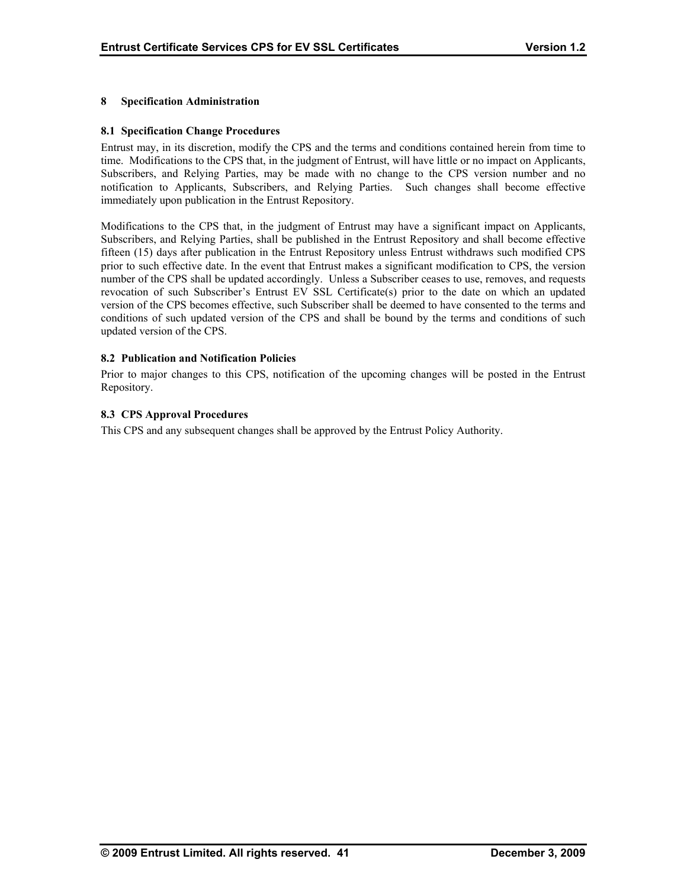# 8 Specification Administration

## 8.1 Specification Change Procedures

Entrust may, in its discretion, modify the CPS and the terms and conditions contained herein from time to time. Modifications to the CPS that, in the judgment of Entrust, will have little or no impact on Applicants, Subscribers, and Relying Parties, may be made with no change to the CPS version number and no notification to Applicants, Subscribers, and Relying Parties. Such changes shall become effective immediately upon publication in the Entrust Repository.

Modifications to the CPS that, in the judgment of Entrust may have a significant impact on Applicants, Subscribers, and Relying Parties, shall be published in the Entrust Repository and shall become effective fifteen (15) days after publication in the Entrust Repository unless Entrust withdraws such modified CPS prior to such effective date. In the event that Entrust makes a significant modification to CPS, the version number of the CPS shall be updated accordingly. Unless a Subscriber ceases to use, removes, and requests revocation of such Subscriber's Entrust EV SSL Certificate(s) prior to the date on which an updated version of the CPS becomes effective, such Subscriber shall be deemed to have consented to the terms and conditions of such updated version of the CPS and shall be bound by the terms and conditions of such updated version of the CPS.

## 8.2 Publication and Notification Policies

Prior to major changes to this CPS, notification of the upcoming changes will be posted in the Entrust Repository.

## 8.3 CPS Approval Procedures

This CPS and any subsequent changes shall be approved by the Entrust Policy Authority.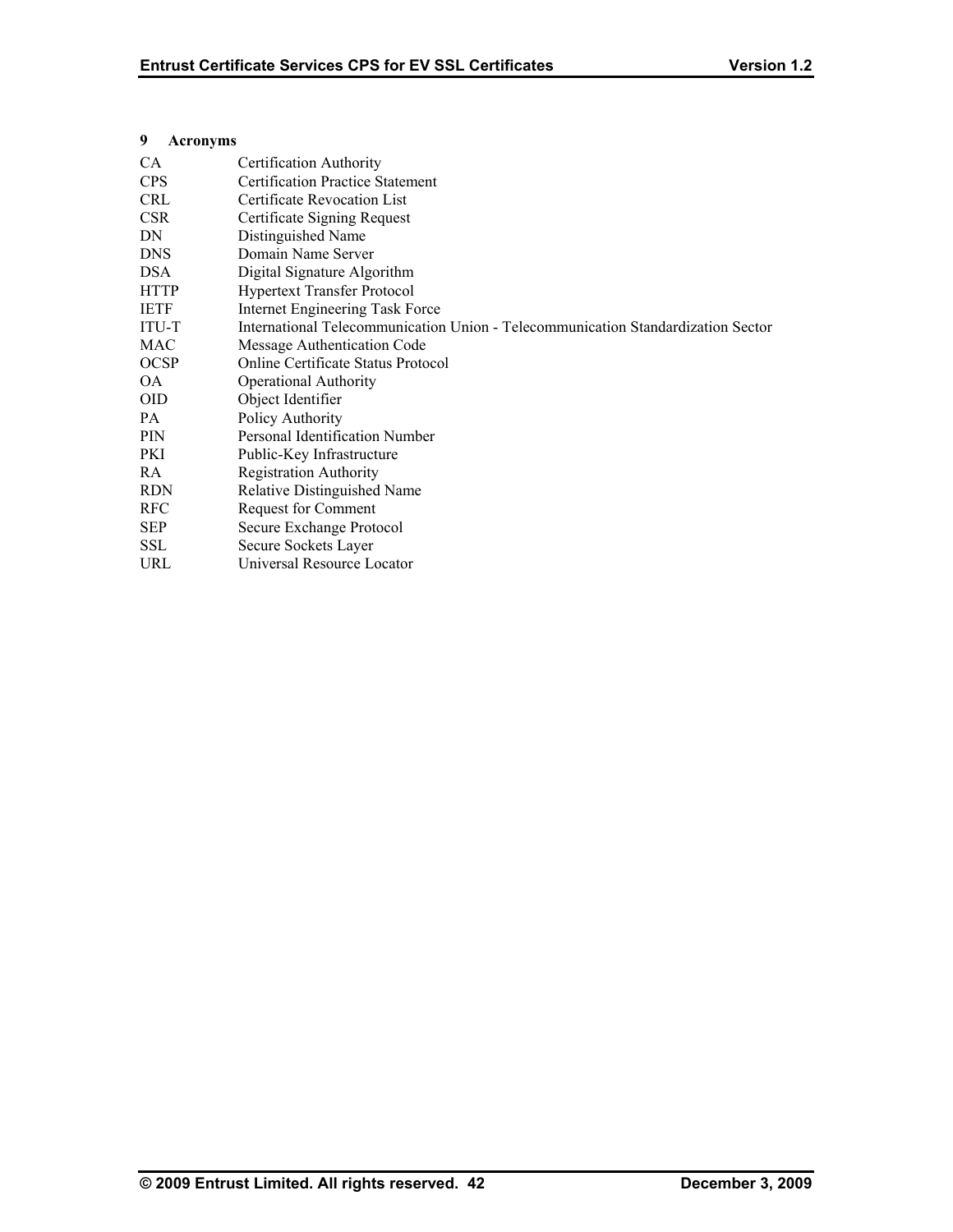# 9 Acronyms

| | |
|---|---|
| CA | Certification Authority |
| CPS | Certification Practice Statement |
| CRL | Certificate Revocation List |
| CSR | Certificate Signing Request |
| DN | Distinguished Name |
| DNS | Domain Name Server |
| DSA | Digital Signature Algorithm |
| HTTP | Hypertext Transfer Protocol |
| IETF | Internet Engineering Task Force |
| ITU-T | International Telecommunication Union - Telecommunication Standardization Sector |
| MAC | Message Authentication Code |
| OCSP | Online Certificate Status Protocol |
| OA | Operational Authority |
| OID | Object Identifier |
| PA | Policy Authority |
| PIN | Personal Identification Number |
| PKI | Public-Key Infrastructure |
| RA | Registration Authority |
| RDN | Relative Distinguished Name |
| RFC | Request for Comment |
| SEP | Secure Exchange Protocol |
| SSL | Secure Sockets Layer |
| URL | Universal Resource Locator |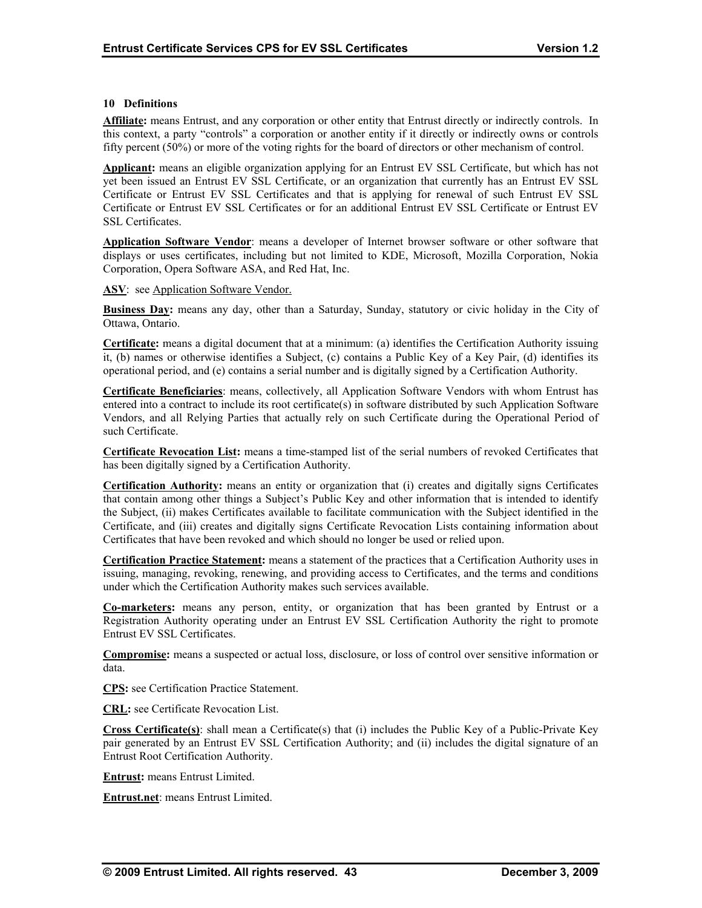## 10 Definitions

**Affiliate:** means Entrust, and any corporation or other entity that Entrust directly or indirectly controls. In this context, a party "controls" a corporation or another entity if it directly or indirectly owns or controls fifty percent (50%) or more of the voting rights for the board of directors or other mechanism of control.

**Applicant:** means an eligible organization applying for an Entrust EV SSL Certificate, but which has not yet been issued an Entrust EV SSL Certificate, or an organization that currently has an Entrust EV SSL Certificate or Entrust EV SSL Certificates and that is applying for renewal of such Entrust EV SSL Certificate or Entrust EV SSL Certificates or for an additional Entrust EV SSL Certificate or Entrust EV SSL Certificates.

**Application Software Vendor**: means a developer of Internet browser software or other software that displays or uses certificates, including but not limited to KDE, Microsoft, Mozilla Corporation, Nokia Corporation, Opera Software ASA, and Red Hat, Inc.

**ASV**: see Application Software Vendor.

**Business Day:** means any day, other than a Saturday, Sunday, statutory or civic holiday in the City of Ottawa, Ontario.

**Certificate:** means a digital document that at a minimum: (a) identifies the Certification Authority issuing it, (b) names or otherwise identifies a Subject, (c) contains a Public Key of a Key Pair, (d) identifies its operational period, and (e) contains a serial number and is digitally signed by a Certification Authority.

**Certificate Beneficiaries**: means, collectively, all Application Software Vendors with whom Entrust has entered into a contract to include its root certificate(s) in software distributed by such Application Software Vendors, and all Relying Parties that actually rely on such Certificate during the Operational Period of such Certificate.

**Certificate Revocation List:** means a time-stamped list of the serial numbers of revoked Certificates that has been digitally signed by a Certification Authority.

**Certification Authority:** means an entity or organization that (i) creates and digitally signs Certificates that contain among other things a Subject's Public Key and other information that is intended to identify the Subject, (ii) makes Certificates available to facilitate communication with the Subject identified in the Certificate, and (iii) creates and digitally signs Certificate Revocation Lists containing information about Certificates that have been revoked and which should no longer be used or relied upon.

**Certification Practice Statement:** means a statement of the practices that a Certification Authority uses in issuing, managing, revoking, renewing, and providing access to Certificates, and the terms and conditions under which the Certification Authority makes such services available.

**Co-marketers:** means any person, entity, or organization that has been granted by Entrust or a Registration Authority operating under an Entrust EV SSL Certification Authority the right to promote Entrust EV SSL Certificates.

**Compromise:** means a suspected or actual loss, disclosure, or loss of control over sensitive information or data.

**CPS:** see Certification Practice Statement.

**CRL:** see Certificate Revocation List.

**Cross Certificate(s)**: shall mean a Certificate(s) that (i) includes the Public Key of a Public-Private Key pair generated by an Entrust EV SSL Certification Authority; and (ii) includes the digital signature of an Entrust Root Certification Authority.

**Entrust:** means Entrust Limited.

**Entrust.net**: means Entrust Limited.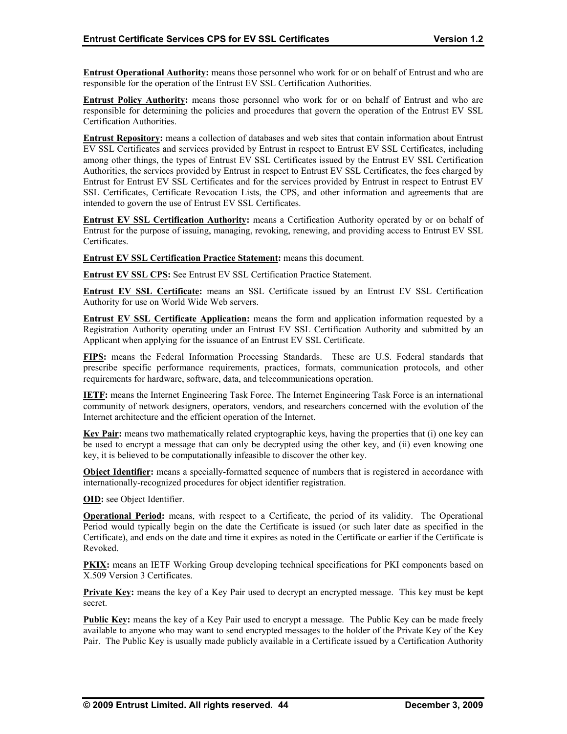**Entrust Operational Authority:** means those personnel who work for or on behalf of Entrust and who are responsible for the operation of the Entrust EV SSL Certification Authorities.

**Entrust Policy Authority:** means those personnel who work for or on behalf of Entrust and who are responsible for determining the policies and procedures that govern the operation of the Entrust EV SSL Certification Authorities.

**Entrust Repository:** means a collection of databases and web sites that contain information about Entrust EV SSL Certificates and services provided by Entrust in respect to Entrust EV SSL Certificates, including among other things, the types of Entrust EV SSL Certificates issued by the Entrust EV SSL Certification Authorities, the services provided by Entrust in respect to Entrust EV SSL Certificates, the fees charged by Entrust for Entrust EV SSL Certificates and for the services provided by Entrust in respect to Entrust EV SSL Certificates, Certificate Revocation Lists, the CPS, and other information and agreements that are intended to govern the use of Entrust EV SSL Certificates.

**Entrust EV SSL Certification Authority:** means a Certification Authority operated by or on behalf of Entrust for the purpose of issuing, managing, revoking, renewing, and providing access to Entrust EV SSL Certificates.

**Entrust EV SSL Certification Practice Statement:** means this document.

**Entrust EV SSL CPS:** See Entrust EV SSL Certification Practice Statement.

**Entrust EV SSL Certificate:** means an SSL Certificate issued by an Entrust EV SSL Certification Authority for use on World Wide Web servers.

**Entrust EV SSL Certificate Application:** means the form and application information requested by a Registration Authority operating under an Entrust EV SSL Certification Authority and submitted by an Applicant when applying for the issuance of an Entrust EV SSL Certificate.

**FIPS:** means the Federal Information Processing Standards. These are U.S. Federal standards that prescribe specific performance requirements, practices, formats, communication protocols, and other requirements for hardware, software, data, and telecommunications operation.

**IETF:** means the Internet Engineering Task Force. The Internet Engineering Task Force is an international community of network designers, operators, vendors, and researchers concerned with the evolution of the Internet architecture and the efficient operation of the Internet.

**Key Pair:** means two mathematically related cryptographic keys, having the properties that (i) one key can be used to encrypt a message that can only be decrypted using the other key, and (ii) even knowing one key, it is believed to be computationally infeasible to discover the other key.

**Object Identifier:** means a specially-formatted sequence of numbers that is registered in accordance with internationally-recognized procedures for object identifier registration.

**OID:** see Object Identifier.

**Operational Period:** means, with respect to a Certificate, the period of its validity. The Operational Period would typically begin on the date the Certificate is issued (or such later date as specified in the Certificate), and ends on the date and time it expires as noted in the Certificate or earlier if the Certificate is Revoked.

**PKIX:** means an IETF Working Group developing technical specifications for PKI components based on X.509 Version 3 Certificates.

**Private Key:** means the key of a Key Pair used to decrypt an encrypted message. This key must be kept secret.

**Public Key:** means the key of a Key Pair used to encrypt a message. The Public Key can be made freely available to anyone who may want to send encrypted messages to the holder of the Private Key of the Key Pair. The Public Key is usually made publicly available in a Certificate issued by a Certification Authority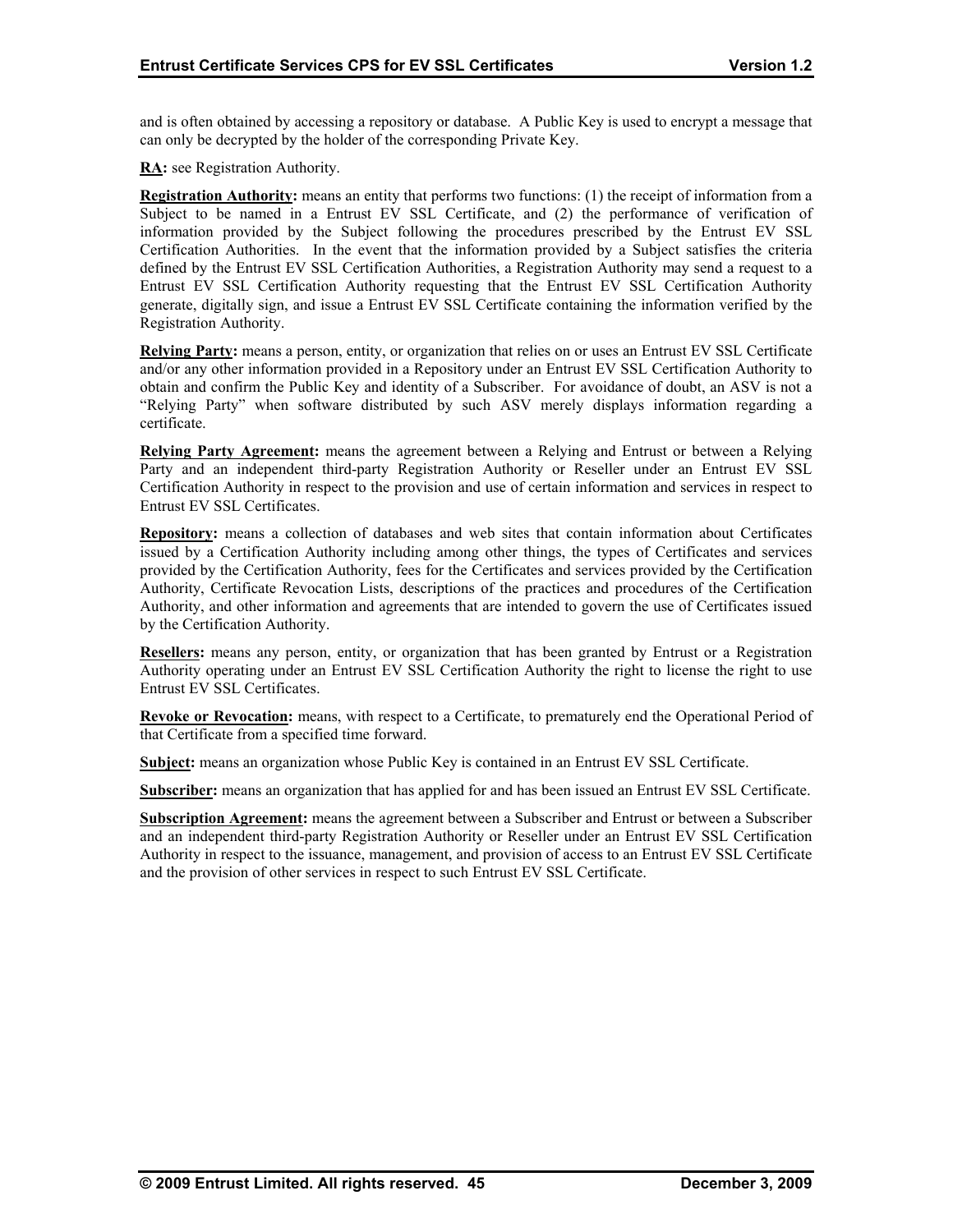and is often obtained by accessing a repository or database. A Public Key is used to encrypt a message that can only be decrypted by the holder of the corresponding Private Key.

**RA:** see Registration Authority.

**Registration Authority:** means an entity that performs two functions: (1) the receipt of information from a Subject to be named in a Entrust EV SSL Certificate, and (2) the performance of verification of information provided by the Subject following the procedures prescribed by the Entrust EV SSL Certification Authorities. In the event that the information provided by a Subject satisfies the criteria defined by the Entrust EV SSL Certification Authorities, a Registration Authority may send a request to a Entrust EV SSL Certification Authority requesting that the Entrust EV SSL Certification Authority generate, digitally sign, and issue a Entrust EV SSL Certificate containing the information verified by the Registration Authority.

**Relying Party:** means a person, entity, or organization that relies on or uses an Entrust EV SSL Certificate and/or any other information provided in a Repository under an Entrust EV SSL Certification Authority to obtain and confirm the Public Key and identity of a Subscriber. For avoidance of doubt, an ASV is not a "Relying Party" when software distributed by such ASV merely displays information regarding a certificate.

**Relying Party Agreement:** means the agreement between a Relying and Entrust or between a Relying Party and an independent third-party Registration Authority or Reseller under an Entrust EV SSL Certification Authority in respect to the provision and use of certain information and services in respect to Entrust EV SSL Certificates.

**Repository:** means a collection of databases and web sites that contain information about Certificates issued by a Certification Authority including among other things, the types of Certificates and services provided by the Certification Authority, fees for the Certificates and services provided by the Certification Authority, Certificate Revocation Lists, descriptions of the practices and procedures of the Certification Authority, and other information and agreements that are intended to govern the use of Certificates issued by the Certification Authority.

**Resellers:** means any person, entity, or organization that has been granted by Entrust or a Registration Authority operating under an Entrust EV SSL Certification Authority the right to license the right to use Entrust EV SSL Certificates.

**Revoke or Revocation:** means, with respect to a Certificate, to prematurely end the Operational Period of that Certificate from a specified time forward.

**Subject:** means an organization whose Public Key is contained in an Entrust EV SSL Certificate.

**Subscriber:** means an organization that has applied for and has been issued an Entrust EV SSL Certificate.

**Subscription Agreement:** means the agreement between a Subscriber and Entrust or between a Subscriber and an independent third-party Registration Authority or Reseller under an Entrust EV SSL Certification Authority in respect to the issuance, management, and provision of access to an Entrust EV SSL Certificate and the provision of other services in respect to such Entrust EV SSL Certificate.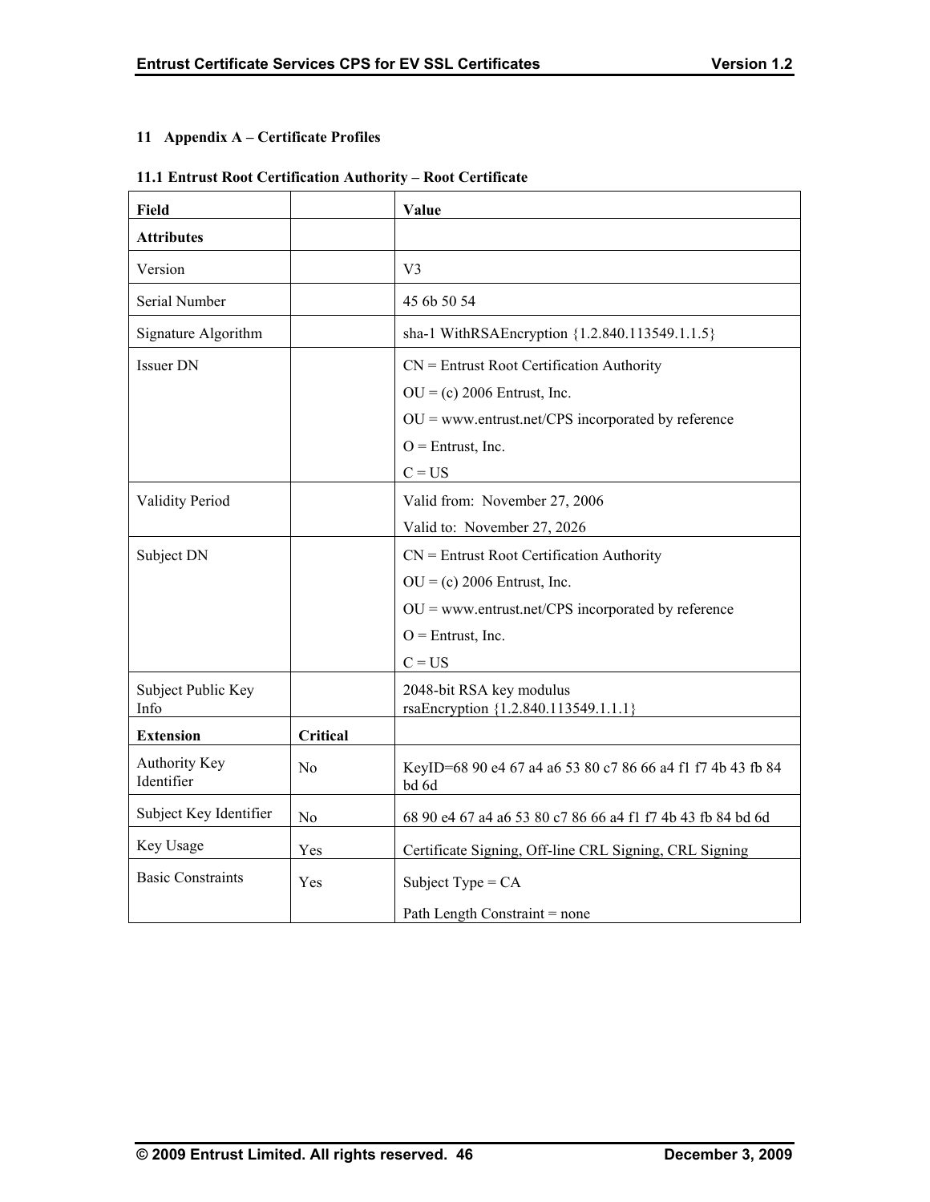# 11 Appendix A – Certificate Profiles

## 11.1 Entrust Root Certification Authority – Root Certificate

| Field | | Value |
|---|---|---|
| **Attributes** | | |
| Version | | V3 |
| Serial Number | | 45 6b 50 54 |
| Signature Algorithm | | sha-1 WithRSAEncryption {1.2.840.113549.1.1.5} |
| Issuer DN | | CN = Entrust Root Certification Authority<br>OU = (c) 2006 Entrust, Inc.<br>OU = www.entrust.net/CPS incorporated by reference<br>O = Entrust, Inc.<br>C = US |
| Validity Period | | Valid from: November 27, 2006<br>Valid to: November 27, 2026 |
| Subject DN | | CN = Entrust Root Certification Authority<br>OU = (c) 2006 Entrust, Inc.<br>OU = www.entrust.net/CPS incorporated by reference<br>O = Entrust, Inc.<br>C = US |
| Subject Public Key Info | | 2048-bit RSA key modulus<br>rsaEncryption {1.2.840.113549.1.1.1} |
| **Extension** | **Critical** | |
| Authority Key Identifier | No | KeyID=68 90 e4 67 a4 a6 53 80 c7 86 66 a4 f1 f7 4b 43 fb 84 bd 6d |
| Subject Key Identifier | No | 68 90 e4 67 a4 a6 53 80 c7 86 66 a4 f1 f7 4b 43 fb 84 bd 6d |
| Key Usage | Yes | Certificate Signing, Off-line CRL Signing, CRL Signing |
| Basic Constraints | Yes | Subject Type = CA<br>Path Length Constraint = none |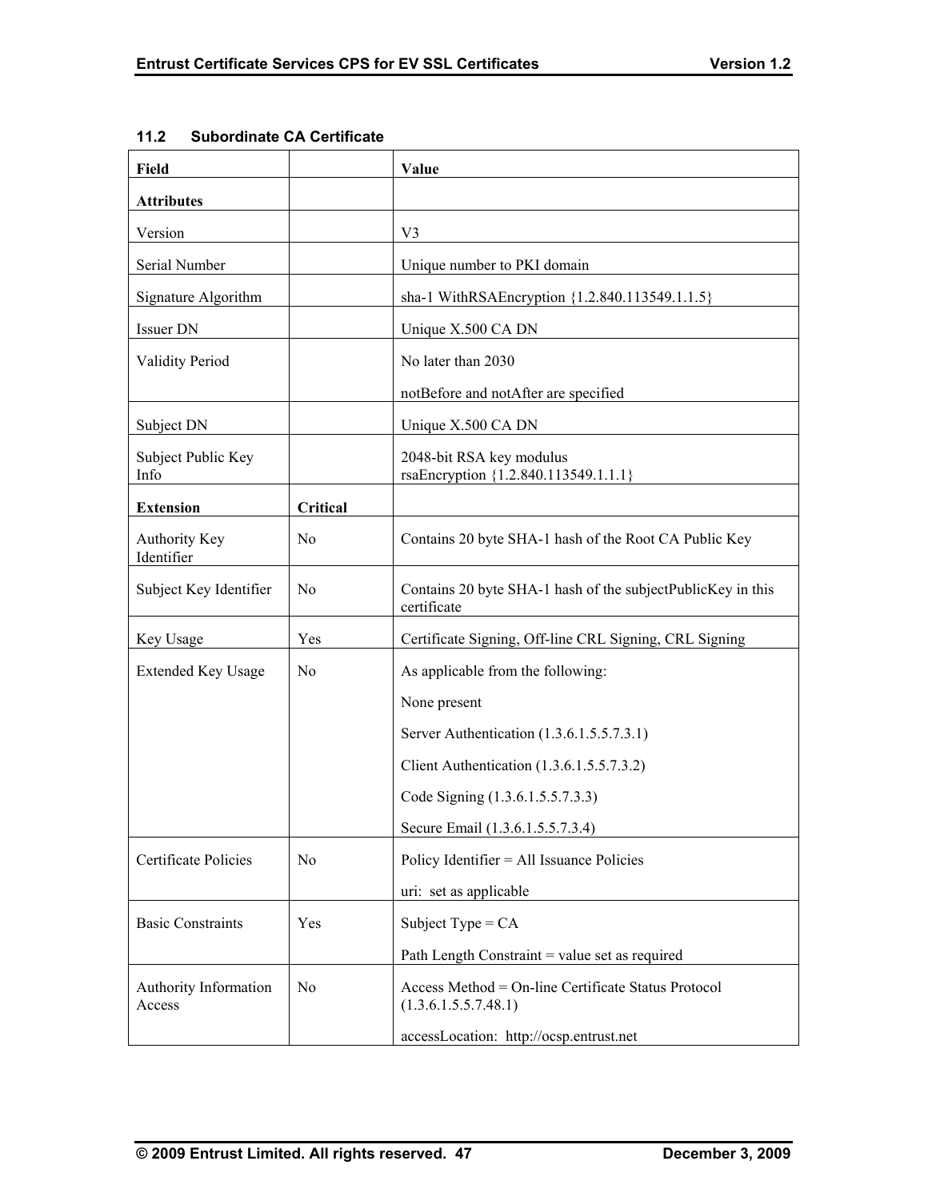### 11.2 Subordinate CA Certificate

| Field | | Value |
|---|---|---|
| **Attributes** | | |
| Version | | V3 |
| Serial Number | | Unique number to PKI domain |
| Signature Algorithm | | sha-1 WithRSAEncryption {1.2.840.113549.1.1.5} |
| Issuer DN | | Unique X.500 CA DN |
| Validity Period | | No later than 2030<br><br>notBefore and notAfter are specified |
| Subject DN | | Unique X.500 CA DN |
| Subject Public Key Info | | 2048-bit RSA key modulus<br>rsaEncryption {1.2.840.113549.1.1.1} |
| **Extension** | **Critical** | |
| Authority Key Identifier | No | Contains 20 byte SHA-1 hash of the Root CA Public Key |
| Subject Key Identifier | No | Contains 20 byte SHA-1 hash of the subjectPublicKey in this certificate |
| Key Usage | Yes | Certificate Signing, Off-line CRL Signing, CRL Signing |
| Extended Key Usage | No | As applicable from the following:<br><br>None present<br><br>Server Authentication (1.3.6.1.5.5.7.3.1)<br><br>Client Authentication (1.3.6.1.5.5.7.3.2)<br><br>Code Signing (1.3.6.1.5.5.7.3.3)<br><br>Secure Email (1.3.6.1.5.5.7.3.4) |
| Certificate Policies | No | Policy Identifier = All Issuance Policies<br><br>uri: set as applicable |
| Basic Constraints | Yes | Subject Type = CA<br><br>Path Length Constraint = value set as required |
| Authority Information Access | No | Access Method = On-line Certificate Status Protocol (1.3.6.1.5.5.7.48.1)<br><br>accessLocation: http://ocsp.entrust.net |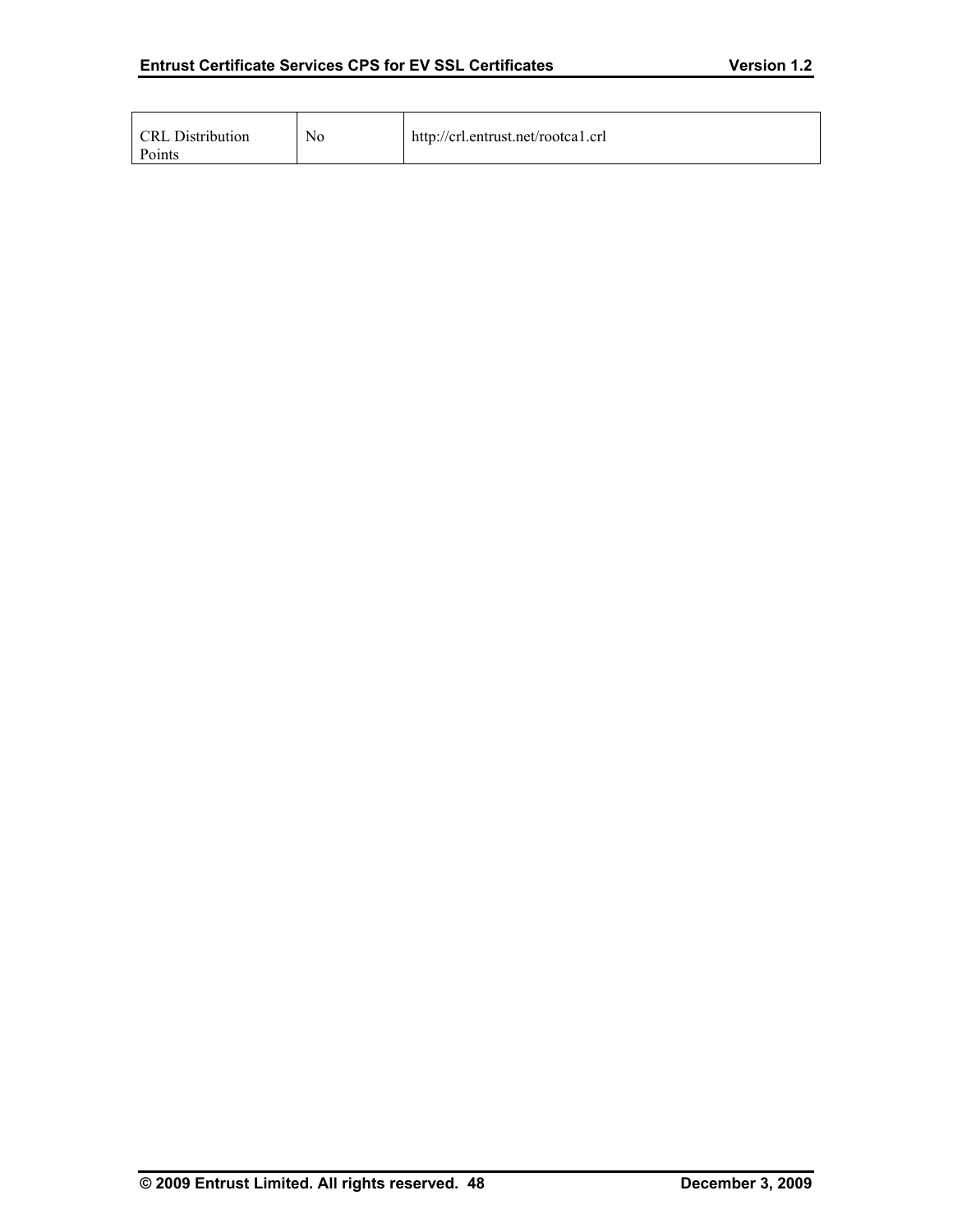| CRL Distribution Points | No | http://crl.entrust.net/rootca1.crl |
|---|---|---|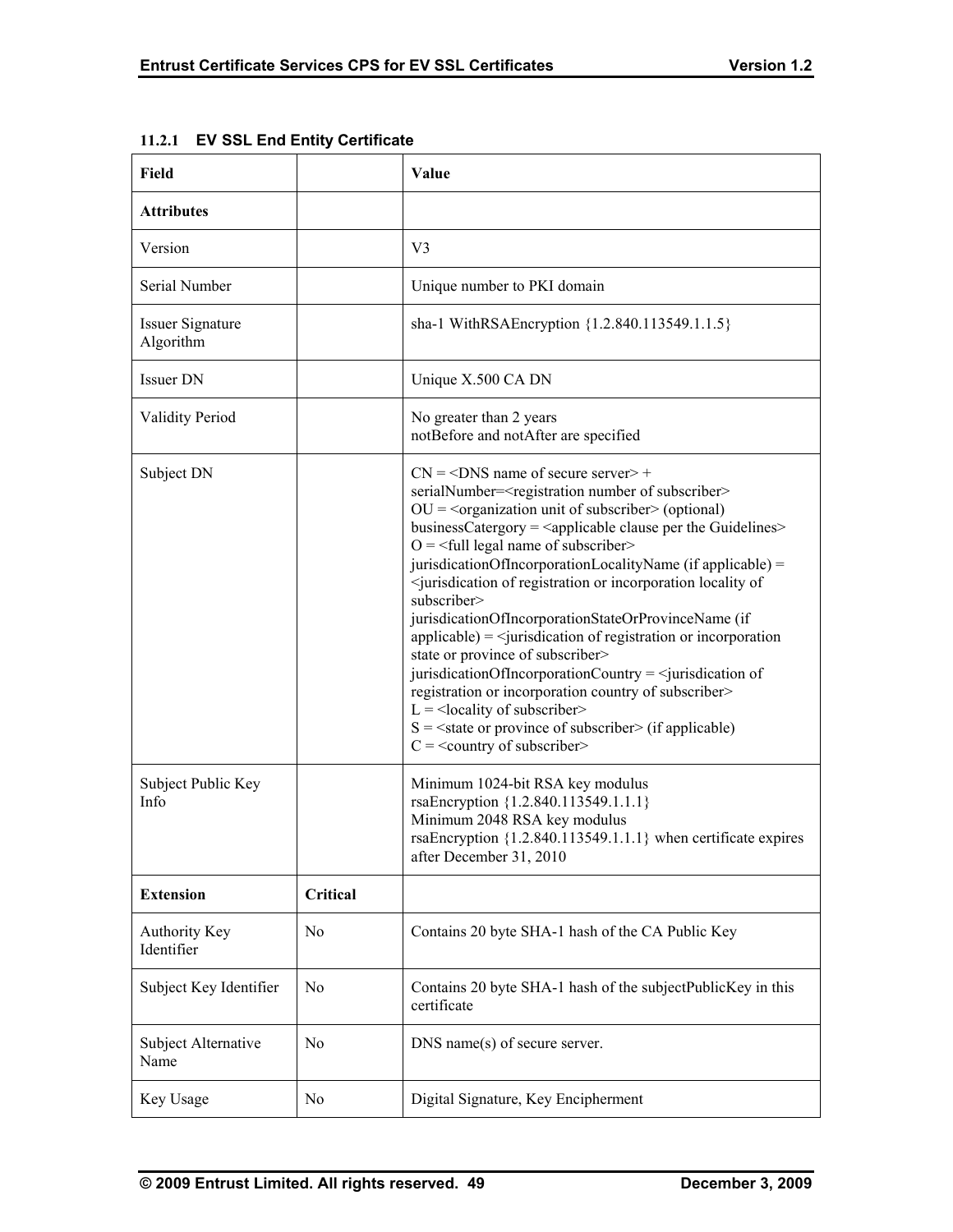### 11.2.1 EV SSL End Entity Certificate

| Field | | Value |
|---|---|---|
| **Attributes** | | |
| Version | | V3 |
| Serial Number | | Unique number to PKI domain |
| Issuer Signature Algorithm | | sha-1 WithRSAEncryption {1.2.840.113549.1.1.5} |
| Issuer DN | | Unique X.500 CA DN |
| Validity Period | | No greater than 2 years<br>notBefore and notAfter are specified |
| Subject DN | | CN = <DNS name of secure server> + serialNumber=<registration number of subscriber><br>OU = <organization unit of subscriber> (optional)<br>businessCatergory = <applicable clause per the Guidelines><br>O = <full legal name of subscriber><br>jurisdicationOfIncorporationLocalityName (if applicable) = <jurisdication of registration or incorporation locality of subscriber><br>jurisdicationOfIncorporationStateOrProvinceName (if applicable) = <jurisdication of registration or incorporation state or province of subscriber><br>jurisdicationOfIncorporationCountry = <jurisdication of registration or incorporation country of subscriber><br>L = <locality of subscriber><br>S = <state or province of subscriber> (if applicable)<br>C = <country of subscriber> |
| Subject Public Key Info | | Minimum 1024-bit RSA key modulus<br>rsaEncryption {1.2.840.113549.1.1.1}<br>Minimum 2048 RSA key modulus<br>rsaEncryption {1.2.840.113549.1.1.1} when certificate expires after December 31, 2010 |
| **Extension** | **Critical** | |
| Authority Key Identifier | No | Contains 20 byte SHA-1 hash of the CA Public Key |
| Subject Key Identifier | No | Contains 20 byte SHA-1 hash of the subjectPublicKey in this certificate |
| Subject Alternative Name | No | DNS name(s) of secure server. |
| Key Usage | No | Digital Signature, Key Encipherment |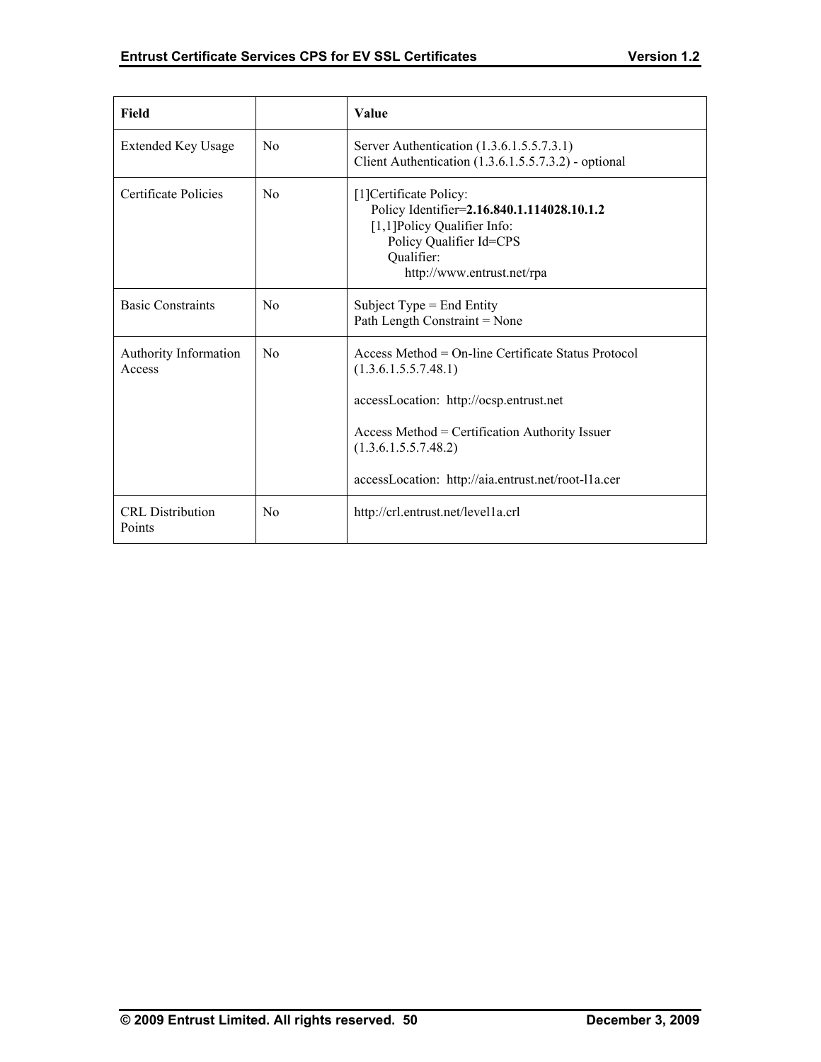| Field | | Value |
|---|---|---|
| Extended Key Usage | No | Server Authentication (1.3.6.1.5.5.7.3.1)<br>Client Authentication (1.3.6.1.5.5.7.3.2) - optional |
| Certificate Policies | No | [1]Certificate Policy:<br>Policy Identifier=**2.16.840.1.114028.10.1.2**<br>[1,1]Policy Qualifier Info:<br>Policy Qualifier Id=CPS<br>Qualifier:<br>http://www.entrust.net/rpa |
| Basic Constraints | No | Subject Type = End Entity<br>Path Length Constraint = None |
| Authority Information Access | No | Access Method = On-line Certificate Status Protocol (1.3.6.1.5.5.7.48.1)<br><br>accessLocation: http://ocsp.entrust.net<br><br>Access Method = Certification Authority Issuer (1.3.6.1.5.5.7.48.2)<br><br>accessLocation: http://aia.entrust.net/root-l1a.cer |
| CRL Distribution Points | No | http://crl.entrust.net/level1a.crl |